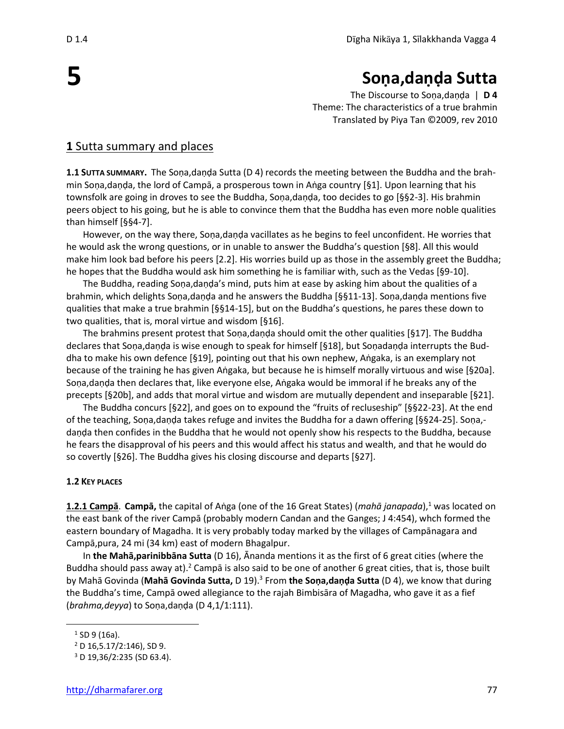# 5

# Soṇa,daṇḍa Sutta

The Discourse to Soṇa,daṇḍa | **D 4**
Theme: The characteristics of a true brahmin
Translated by Piya Tan ©2009, rev 2010

## **1** Sutta summary and places

**1.1 SUTTA SUMMARY.** The Soṇa,daṇḍa Sutta (D 4) records the meeting between the Buddha and the brahmin Soṇa,daṇḍa, the lord of Campā, a prosperous town in Aṅga country [§1]. Upon learning that his townsfolk are going in droves to see the Buddha, Soṇa,daṇḍa, too decides to go [§§2-3]. His brahmin peers object to his going, but he is able to convince them that the Buddha has even more noble qualities than himself [§§4-7].

However, on the way there, Soṇa,daṇḍa vacillates as he begins to feel unconfident. He worries that he would ask the wrong questions, or in unable to answer the Buddha's question [§8]. All this would make him look bad before his peers [2.2]. His worries build up as those in the assembly greet the Buddha; he hopes that the Buddha would ask him something he is familiar with, such as the Vedas [§9-10].

The Buddha, reading Soṇa,daṇḍa's mind, puts him at ease by asking him about the qualities of a brahmin, which delights Soṇa,daṇḍa and he answers the Buddha [§§11-13]. Soṇa,daṇḍa mentions five qualities that make a true brahmin [§§14-15], but on the Buddha's questions, he pares these down to two qualities, that is, moral virtue and wisdom [§16].

The brahmins present protest that Soṇa,daṇḍa should omit the other qualities [§17]. The Buddha declares that Soṇa,daṇḍa is wise enough to speak for himself [§18], but Soṇadaṇḍa interrupts the Buddha to make his own defence [§19], pointing out that his own nephew, Aṅgaka, is an exemplary not because of the training he has given Aṅgaka, but because he is himself morally virtuous and wise [§20a]. Soṇa,daṇḍa then declares that, like everyone else, Aṅgaka would be immoral if he breaks any of the precepts [§20b], and adds that moral virtue and wisdom are mutually dependent and inseparable [§21].

The Buddha concurs [§22], and goes on to expound the "fruits of recluseship" [§§22-23]. At the end of the teaching, Soṇa,daṇḍa takes refuge and invites the Buddha for a dawn offering [§§24-25]. Soṇa,daṇḍa then confides in the Buddha that he would not openly show his respects to the Buddha, because he fears the disapproval of his peers and this would affect his status and wealth, and that he would do so covertly [§26]. The Buddha gives his closing discourse and departs [§27].

**1.2 KEY PLACES**

**1.2.1 Campā**. **Campā,** the capital of Aṅga (one of the 16 Great States) (*mahā janapada*),[1] was located on the east bank of the river Campā (probably modern Candan and the Ganges; J 4:454), whch formed the eastern boundary of Magadha. It is very probably today marked by the villages of Campānagara and Campā,pura, 24 mi (34 km) east of modern Bhagalpur.

In **the Mahā,parinibbāna Sutta** (D 16), Ānanda mentions it as the first of 6 great cities (where the Buddha should pass away at).[2] Campā is also said to be one of another 6 great cities, that is, those built by Mahā Govinda (**Mahā Govinda Sutta,** D 19).[3] From **the Soṇa,daṇḍa Sutta** (D 4), we know that during the Buddha's time, Campā owed allegiance to the rajah Bimbisāra of Magadha, who gave it as a fief (*brahma,deyya*) to Soṇa,daṇḍa (D 4,1/1:111).

---

[1] SD 9 (16a).
[2] D 16,5.17/2:146), SD 9.
[3] D 19,36/2:235 (SD 63.4).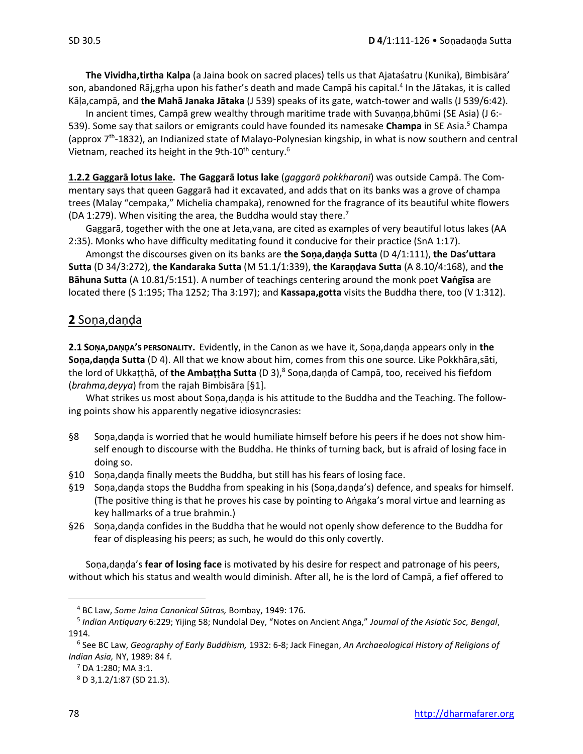**The Vividha,tirtha Kalpa** (a Jaina book on sacred places) tells us that Ajataśatru (Kunika), Bimbisāra' son, abandoned Rāj,grha upon his father's death and made Campā his capital.[4] In the Jātakas, it is called Kāḷa,campā, and **the Mahā Janaka Jātaka** (J 539) speaks of its gate, watch-tower and walls (J 539/6:42).

In ancient times, Campā grew wealthy through maritime trade with Suvaṇṇa,bhūmi (SE Asia) (J 6:-539). Some say that sailors or emigrants could have founded its namesake **Champa** in SE Asia.[5] Champa (approx 7th-1832), an Indianized state of Malayo-Polynesian kingship, in what is now southern and central Vietnam, reached its height in the 9th-10th century.[6]

**1.2.2 Gaggarā lotus lake. The Gaggarā lotus lake** (*gaggarā pokkharaṇī*) was outside Campā. The Commentary says that queen Gaggarā had it excavated, and adds that on its banks was a grove of champa trees (Malay "cempaka," Michelia champaka), renowned for the fragrance of its beautiful white flowers (DA 1:279). When visiting the area, the Buddha would stay there.[7]

Gaggarā, together with the one at Jeta,vana, are cited as examples of very beautiful lotus lakes (AA 2:35). Monks who have difficulty meditating found it conducive for their practice (SnA 1:17).

Amongst the discourses given on its banks are **the Soṇa,daṇḍa Sutta** (D 4/1:111), **the Das'uttara Sutta** (D 34/3:272), **the Kandaraka Sutta** (M 51.1/1:339), **the Karaṇḍava Sutta** (A 8.10/4:168), and **the Bāhuna Sutta** (A 10.81/5:151). A number of teachings centering around the monk poet **Vaṅgīsa** are located there (S 1:195; Tha 1252; Tha 3:197); and **Kassapa,gotta** visits the Buddha there, too (V 1:312).

## 2 Soṇa,daṇḍa

**2.1 SOṆA,DAṆḌA'S PERSONALITY.** Evidently, in the Canon as we have it, Soṇa,daṇḍa appears only in **the Soṇa,daṇḍa Sutta** (D 4). All that we know about him, comes from this one source. Like Pokkhāra,sāti, the lord of Ukkaṭṭhā, of **the Ambaṭṭha Sutta** (D 3),[8] Soṇa,daṇḍa of Campā, too, received his fiefdom (*brahma,deyya*) from the rajah Bimbisāra [§1].

What strikes us most about Soṇa,daṇḍa is his attitude to the Buddha and the Teaching. The following points show his apparently negative idiosyncrasies:

- §8 Soṇa,daṇḍa is worried that he would humiliate himself before his peers if he does not show himself enough to discourse with the Buddha. He thinks of turning back, but is afraid of losing face in doing so.
- §10 Soṇa,daṇḍa finally meets the Buddha, but still has his fears of losing face.
- §19 Soṇa,daṇḍa stops the Buddha from speaking in his (Soṇa,daṇḍa's) defence, and speaks for himself. (The positive thing is that he proves his case by pointing to Aṅgaka's moral virtue and learning as key hallmarks of a true brahmin.)
- §26 Soṇa,daṇḍa confides in the Buddha that he would not openly show deference to the Buddha for fear of displeasing his peers; as such, he would do this only covertly.

Soṇa,daṇḍa's **fear of losing face** is motivated by his desire for respect and patronage of his peers, without which his status and wealth would diminish. After all, he is the lord of Campā, a fief offered to

---

[4] BC Law, *Some Jaina Canonical Sūtras,* Bombay, 1949: 176.

[5] *Indian Antiquary* 6:229; Yijing 58; Nundolal Dey, "Notes on Ancient Aṅga," *Journal of the Asiatic Soc, Bengal*, 1914.

[6] See BC Law, *Geography of Early Buddhism,* 1932: 6-8; Jack Finegan, *An Archaeological History of Religions of Indian Asia,* NY, 1989: 84 f.

[7] DA 1:280; MA 3:1.

[8] D 3,1.2/1:87 (SD 21.3).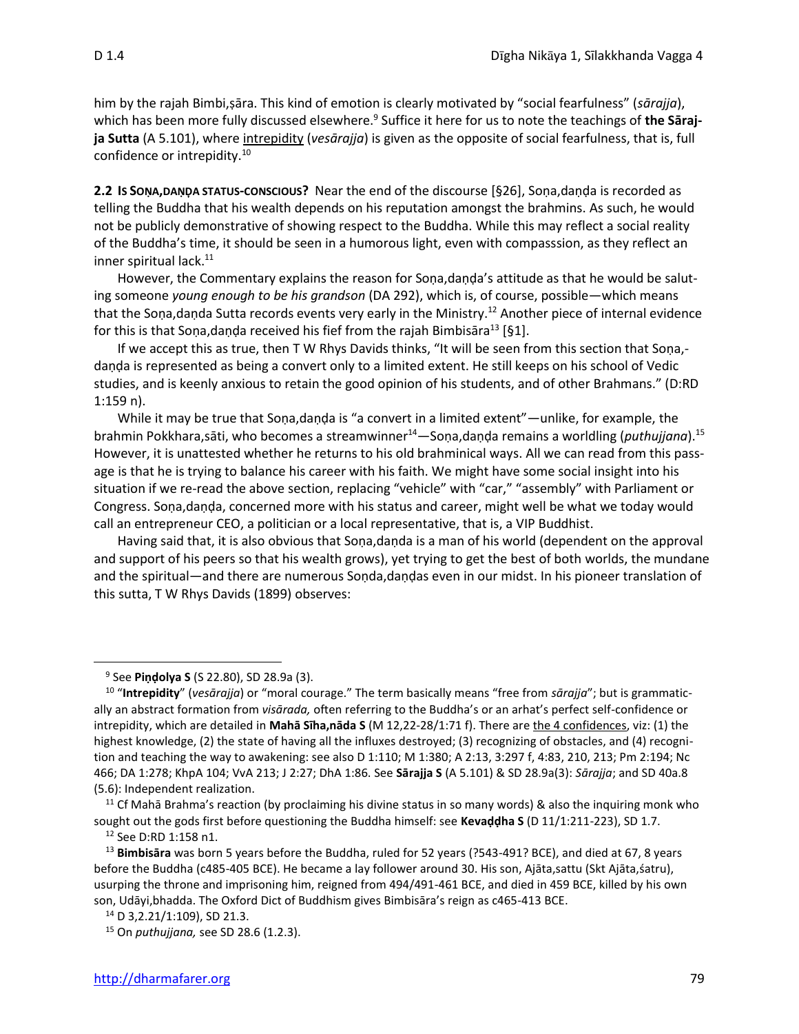him by the rajah Bimbi,ṣāra. This kind of emotion is clearly motivated by "social fearfulness" (*sārajja*), which has been more fully discussed elsewhere.[9] Suffice it here for us to note the teachings of **the Sārajja Sutta** (A 5.101), where intrepidity (*vesārajja*) is given as the opposite of social fearfulness, that is, full confidence or intrepidity.[10]

**2.2 IS SOṆA,DAṆḌA STATUS-CONSCIOUS?** Near the end of the discourse [§26], Soṇa,daṇḍa is recorded as telling the Buddha that his wealth depends on his reputation amongst the brahmins. As such, he would not be publicly demonstrative of showing respect to the Buddha. While this may reflect a social reality of the Buddha's time, it should be seen in a humorous light, even with compasssion, as they reflect an inner spiritual lack.[11]

However, the Commentary explains the reason for Soṇa,daṇḍa's attitude as that he would be saluting someone *young enough to be his grandson* (DA 292), which is, of course, possible—which means that the Soṇa,daṇda Sutta records events very early in the Ministry.[12] Another piece of internal evidence for this is that Soṇa,daṇḍa received his fief from the rajah Bimbisāra[13] [§1].

If we accept this as true, then T W Rhys Davids thinks, "It will be seen from this section that Soṇa,daṇḍa is represented as being a convert only to a limited extent. He still keeps on his school of Vedic studies, and is keenly anxious to retain the good opinion of his students, and of other Brahmans." (D:RD 1:159 n).

While it may be true that Soṇa,daṇḍa is "a convert in a limited extent"—unlike, for example, the brahmin Pokkhara,sāti, who becomes a streamwinner[14]—Soṇa,daṇḍa remains a worldling (*puthujjana*).[15] However, it is unattested whether he returns to his old brahminical ways. All we can read from this passage is that he is trying to balance his career with his faith. We might have some social insight into his situation if we re-read the above section, replacing "vehicle" with "car," "assembly" with Parliament or Congress. Soṇa,daṇḍa, concerned more with his status and career, might well be what we today would call an entrepreneur CEO, a politician or a local representative, that is, a VIP Buddhist.

Having said that, it is also obvious that Soṇa,daṇda is a man of his world (dependent on the approval and support of his peers so that his wealth grows), yet trying to get the best of both worlds, the mundane and the spiritual—and there are numerous Soṇda,daṇḍas even in our midst. In his pioneer translation of this sutta, T W Rhys Davids (1899) observes:

---

[9] See **Piṇḍolya S** (S 22.80), SD 28.9a (3).

[10] "**Intrepidity**" (*vesārajja*) or "moral courage." The term basically means "free from *sārajja*"; but is grammatically an abstract formation from *visārada,* often referring to the Buddha's or an arhat's perfect self-confidence or intrepidity, which are detailed in **Mahā Sīha,nāda S** (M 12,22-28/1:71 f). There are the 4 confidences, viz: (1) the highest knowledge, (2) the state of having all the influxes destroyed; (3) recognizing of obstacles, and (4) recognition and teaching the way to awakening: see also D 1:110; M 1:380; A 2:13, 3:297 f, 4:83, 210, 213; Pm 2:194; Nc 466; DA 1:278; KhpA 104; VvA 213; J 2:27; DhA 1:86. See **Sārajja S** (A 5.101) & SD 28.9a(3): *Sārajja*; and SD 40a.8 (5.6): Independent realization.

[11] Cf Mahā Brahma's reaction (by proclaiming his divine status in so many words) & also the inquiring monk who sought out the gods first before questioning the Buddha himself: see **Kevaḍḍha S** (D 11/1:211-223), SD 1.7.

[12] See D:RD 1:158 n1.

[13] **Bimbisāra** was born 5 years before the Buddha, ruled for 52 years (?543-491? BCE), and died at 67, 8 years before the Buddha (c485-405 BCE). He became a lay follower around 30. His son, Ajāta,sattu (Skt Ajāta,śatru), usurping the throne and imprisoning him, reigned from 494/491-461 BCE, and died in 459 BCE, killed by his own son, Udāyi,bhadda. The Oxford Dict of Buddhism gives Bimbisāra's reign as c465-413 BCE.

[14] D 3,2.21/1:109), SD 21.3.

[15] On *puthujjana,* see SD 28.6 (1.2.3).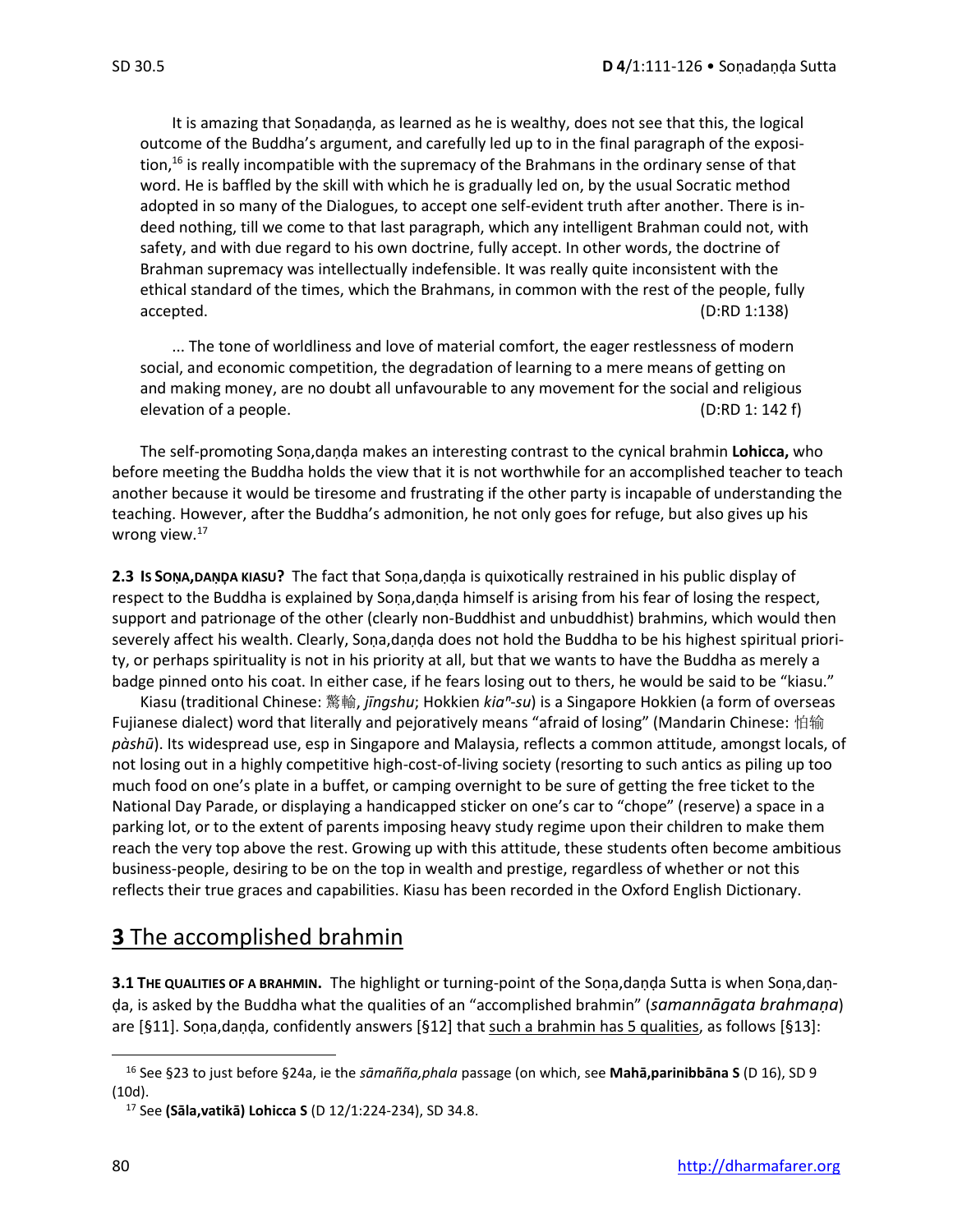> It is amazing that Soṇadaṇḍa, as learned as he is wealthy, does not see that this, the logical outcome of the Buddha's argument, and carefully led up to in the final paragraph of the exposition,[16] is really incompatible with the supremacy of the Brahmans in the ordinary sense of that word. He is baffled by the skill with which he is gradually led on, by the usual Socratic method adopted in so many of the Dialogues, to accept one self-evident truth after another. There is indeed nothing, till we come to that last paragraph, which any intelligent Brahman could not, with safety, and with due regard to his own doctrine, fully accept. In other words, the doctrine of Brahman supremacy was intellectually indefensible. It was really quite inconsistent with the ethical standard of the times, which the Brahmans, in common with the rest of the people, fully accepted. (D:RD 1:138)
>
> ... The tone of worldliness and love of material comfort, the eager restlessness of modern social, and economic competition, the degradation of learning to a mere means of getting on and making money, are no doubt all unfavourable to any movement for the social and religious elevation of a people. (D:RD 1: 142 f)

The self-promoting Soṇa,daṇḍa makes an interesting contrast to the cynical brahmin **Lohicca,** who before meeting the Buddha holds the view that it is not worthwhile for an accomplished teacher to teach another because it would be tiresome and frustrating if the other party is incapable of understanding the teaching. However, after the Buddha's admonition, he not only goes for refuge, but also gives up his wrong view.[17]

**2.3 IS SOṆA,DAṆḌA KIASU?** The fact that Soṇa,daṇḍa is quixotically restrained in his public display of respect to the Buddha is explained by Soṇa,daṇḍa himself is arising from his fear of losing the respect, support and patrionage of the other (clearly non-Buddhist and unbuddhist) brahmins, which would then severely affect his wealth. Clearly, Soṇa,daṇḍa does not hold the Buddha to be his highest spiritual priority, or perhaps spirituality is not in his priority at all, but that we wants to have the Buddha as merely a badge pinned onto his coat. In either case, if he fears losing out to thers, he would be said to be "kiasu."

Kiasu (traditional Chinese: 驚輸, *jīngshu*; Hokkien *kiaⁿ-su*) is a Singapore Hokkien (a form of overseas Fujianese dialect) word that literally and pejoratively means "afraid of losing" (Mandarin Chinese: 怕输 *pàshū*). Its widespread use, esp in Singapore and Malaysia, reflects a common attitude, amongst locals, of not losing out in a highly competitive high-cost-of-living society (resorting to such antics as piling up too much food on one's plate in a buffet, or camping overnight to be sure of getting the free ticket to the National Day Parade, or displaying a handicapped sticker on one's car to "chope" (reserve) a space in a parking lot, or to the extent of parents imposing heavy study regime upon their children to make them reach the very top above the rest. Growing up with this attitude, these students often become ambitious business-people, desiring to be on the top in wealth and prestige, regardless of whether or not this reflects their true graces and capabilities. Kiasu has been recorded in the Oxford English Dictionary.

## 3 The accomplished brahmin

**3.1 THE QUALITIES OF A BRAHMIN.** The highlight or turning-point of the Soṇa,daṇḍa Sutta is when Soṇa,daṇḍa, is asked by the Buddha what the qualities of an "accomplished brahmin" (*samannāgata brahmaṇa*) are [§11]. Soṇa,daṇḍa, confidently answers [§12] that such a brahmin has 5 qualities, as follows [§13]:

---

[16] See §23 to just before §24a, ie the *sāmañña,phala* passage (on which, see **Mahā,parinibbāna S** (D 16), SD 9 (10d).

[17] See **(Sāla,vatikā) Lohicca S** (D 12/1:224-234), SD 34.8.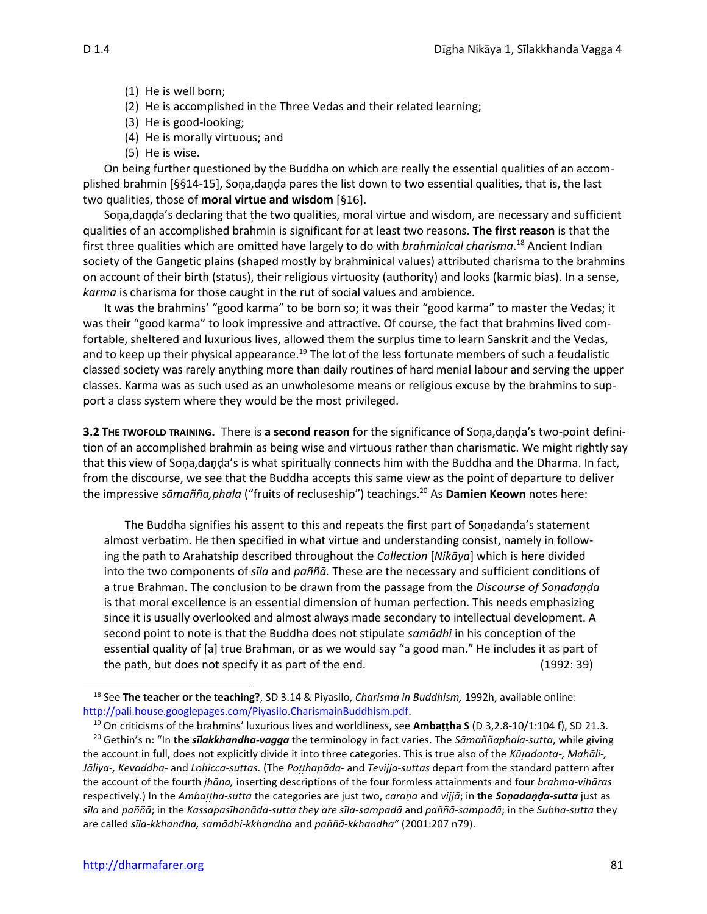(1) He is well born;
(2) He is accomplished in the Three Vedas and their related learning;
(3) He is good-looking;
(4) He is morally virtuous; and
(5) He is wise.

On being further questioned by the Buddha on which are really the essential qualities of an accomplished brahmin [§§14-15], Soṇa,daṇḍa pares the list down to two essential qualities, that is, the last two qualities, those of **moral virtue and wisdom** [§16].

Soṇa,daṇḍa's declaring that the two qualities, moral virtue and wisdom, are necessary and sufficient qualities of an accomplished brahmin is significant for at least two reasons. **The first reason** is that the first three qualities which are omitted have largely to do with *brahminical charisma*.[18] Ancient Indian society of the Gangetic plains (shaped mostly by brahminical values) attributed charisma to the brahmins on account of their birth (status), their religious virtuosity (authority) and looks (karmic bias). In a sense, *karma* is charisma for those caught in the rut of social values and ambience.

It was the brahmins' "good karma" to be born so; it was their "good karma" to master the Vedas; it was their "good karma" to look impressive and attractive. Of course, the fact that brahmins lived comfortable, sheltered and luxurious lives, allowed them the surplus time to learn Sanskrit and the Vedas, and to keep up their physical appearance.[19] The lot of the less fortunate members of such a feudalistic classed society was rarely anything more than daily routines of hard menial labour and serving the upper classes. Karma was as such used as an unwholesome means or religious excuse by the brahmins to support a class system where they would be the most privileged.

**3.2 THE TWOFOLD TRAINING.** There is **a second reason** for the significance of Soṇa,daṇḍa's two-point definition of an accomplished brahmin as being wise and virtuous rather than charismatic. We might rightly say that this view of Soṇa,daṇḍa's is what spiritually connects him with the Buddha and the Dharma. In fact, from the discourse, we see that the Buddha accepts this same view as the point of departure to deliver the impressive *sāmañña,phala* ("fruits of recluseship") teachings.[20] As **Damien Keown** notes here:

> The Buddha signifies his assent to this and repeats the first part of Soṇadaṇḍa's statement almost verbatim. He then specified in what virtue and understanding consist, namely in following the path to Arahatship described throughout the *Collection* [*Nikāya*] which is here divided into the two components of *sīla* and *paññā.* These are the necessary and sufficient conditions of a true Brahman. The conclusion to be drawn from the passage from the *Discourse of Soṇadaṇḍa* is that moral excellence is an essential dimension of human perfection. This needs emphasizing since it is usually overlooked and almost always made secondary to intellectual development. A second point to note is that the Buddha does not stipulate *samādhi* in his conception of the essential quality of [a] true Brahman, or as we would say "a good man." He includes it as part of the path, but does not specify it as part of the end. (1992: 39)

---

[18] See **The teacher or the teaching?**, SD 3.14 & Piyasilo, *Charisma in Buddhism,* 1992h, available online: http://pali.house.googlepages.com/Piyasilo.CharismainBuddhism.pdf.

[19] On criticisms of the brahmins' luxurious lives and worldliness, see **Ambaṭṭha S** (D 3,2.8-10/1:104 f), SD 21.3.

[20] Gethin's n: "In **the *sīlakkhandha-vagga*** the terminology in fact varies. The *Sāmaññaphala-sutta*, while giving the account in full, does not explicitly divide it into three categories. This is true also of the *Kūṭadanta-, Mahāli-, Jāliya-, Kevaddha-* and *Lohicca-suttas.* (The *Poṭṭhapāda-* and *Tevijja-suttas* depart from the standard pattern after the account of the fourth *jhāna,* inserting descriptions of the four formless attainments and four *brahma-vihāras* respectively.) In the *Ambaṭṭha-sutta* the categories are just two, *caraṇa* and *vijjā*; in **the *Soṇadaṇḍa-sutta*** just as *sīla* and *paññā*; in the *Kassapasīhanāda-sutta they are sīla-sampadā* and *paññā-sampadā*; in the *Subha-sutta* they are called *sīla-kkhandha, samādhi-kkhandha* and *paññā-kkhandha"* (2001:207 n79).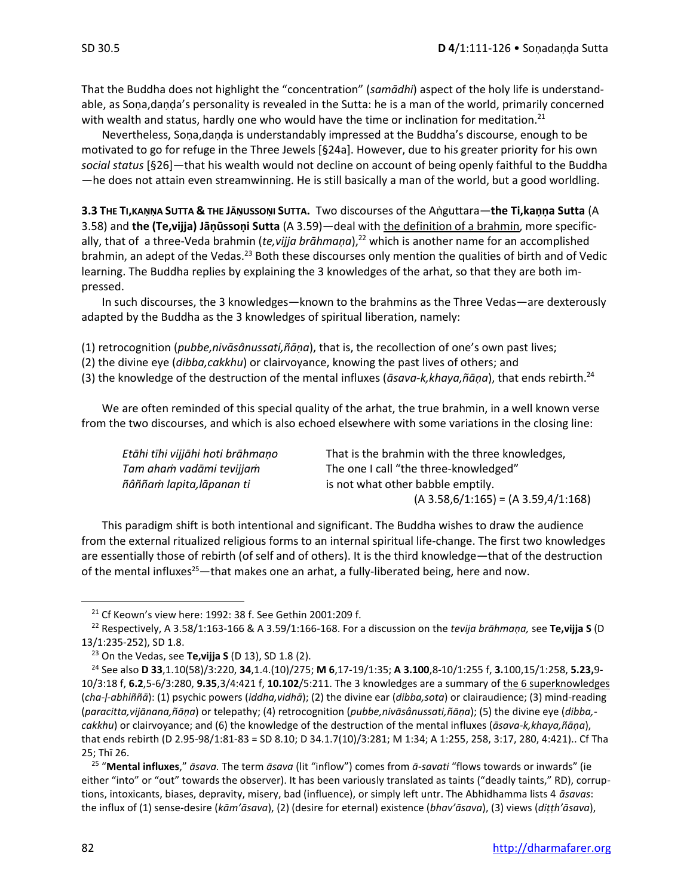That the Buddha does not highlight the "concentration" (*samādhi*) aspect of the holy life is understandable, as Soṇa,daṇḍa's personality is revealed in the Sutta: he is a man of the world, primarily concerned with wealth and status, hardly one who would have the time or inclination for meditation.[21]

Nevertheless, Soṇa,daṇḍa is understandably impressed at the Buddha's discourse, enough to be motivated to go for refuge in the Three Jewels [§24a]. However, due to his greater priority for his own *social status* [§26]—that his wealth would not decline on account of being openly faithful to the Buddha—he does not attain even streamwinning. He is still basically a man of the world, but a good worldling.

**3.3 THE TI,KAṆṆA SUTTA & THE JĀṆUSSOṆI SUTTA.** Two discourses of the Aṅguttara—**the Ti,kaṇṇa Sutta** (A 3.58) and **the (Te,vijja) Jāṇūssoṇi Sutta** (A 3.59)—deal with the definition of a brahmin, more specifically, that of a three-Veda brahmin (*te,vijja brāhmaṇa*),[22] which is another name for an accomplished brahmin, an adept of the Vedas.[23] Both these discourses only mention the qualities of birth and of Vedic learning. The Buddha replies by explaining the 3 knowledges of the arhat, so that they are both impressed.

In such discourses, the 3 knowledges—known to the brahmins as the Three Vedas—are dexterously adapted by the Buddha as the 3 knowledges of spiritual liberation, namely:

(1) retrocognition (*pubbe,nivāsânussati,ñāṇa*), that is, the recollection of one's own past lives;
(2) the divine eye (*dibba,cakkhu*) or clairvoyance, knowing the past lives of others; and
(3) the knowledge of the destruction of the mental influxes (*āsava-k,khaya,ñāṇa*), that ends rebirth.[24]

We are often reminded of this special quality of the arhat, the true brahmin, in a well known verse from the two discourses, and which is also echoed elsewhere with some variations in the closing line:

| | |
|---|---|
| *Etāhi tīhi vijjāhi hoti brāhmaṇo* | That is the brahmin with the three knowledges, |
| *Tam ahaṁ vadāmi tevijjaṁ* | The one I call "the three-knowledged" |
| *ñâññaṁ lapita,lāpanan ti* | is not what other babble emptily. |
| | (A 3.58,6/1:165) = (A 3.59,4/1:168) |

This paradigm shift is both intentional and significant. The Buddha wishes to draw the audience from the external ritualized religious forms to an internal spiritual life-change. The first two knowledges are essentially those of rebirth (of self and of others). It is the third knowledge—that of the destruction of the mental influxes[25]—that makes one an arhat, a fully-liberated being, here and now.

---

[21] Cf Keown's view here: 1992: 38 f. See Gethin 2001:209 f.

[22] Respectively, A 3.58/1:163-166 & A 3.59/1:166-168. For a discussion on the *tevija brāhmaṇa,* see **Te,vijja S** (D 13/1:235-252), SD 1.8.

[23] On the Vedas, see **Te,vijja S** (D 13), SD 1.8 (2).

[24] See also **D 33**,1.10(58)/3:220, **34**,1.4.(10)/275; **M 6**,17-19/1:35; **A 3.100**,8-10/1:255 f, **3.**100,15/1:258, **5.23,**9-10/3:18 f, **6.2**,5-6/3:280, **9.35**,3/4:421 f, **10.102**/5:211. The 3 knowledges are a summary of the 6 superknowledges (*cha-ḷ-abhiññā*): (1) psychic powers (*iddha,vidhā*); (2) the divine ear (*dibba,sota*) or clairaudience; (3) mind-reading (*paracitta,vijānana,ñāṇa*) or telepathy; (4) retrocognition (*pubbe,nivāsânussati,ñāṇa*); (5) the divine eye (*dibba,-cakkhu*) or clairvoyance; and (6) the knowledge of the destruction of the mental influxes (*āsava-k,khaya,ñāṇa*), that ends rebirth (D 2.95-98/1:81-83 = SD 8.10; D 34.1.7(10)/3:281; M 1:34; A 1:255, 258, 3:17, 280, 4:421).. Cf Tha 25; Thī 26.

[25] "**Mental influxes**," *āsava.* The term *āsava* (lit "inflow") comes from *ā-savati* "flows towards or inwards" (ie either "into" or "out" towards the observer). It has been variously translated as taints ("deadly taints," RD), corruptions, intoxicants, biases, depravity, misery, bad (influence), or simply left untr. The Abhidhamma lists 4 *āsavas*: the influx of (1) sense-desire (*kām'āsava*), (2) (desire for eternal) existence (*bhav'āsava*), (3) views (*diṭṭh'āsava*),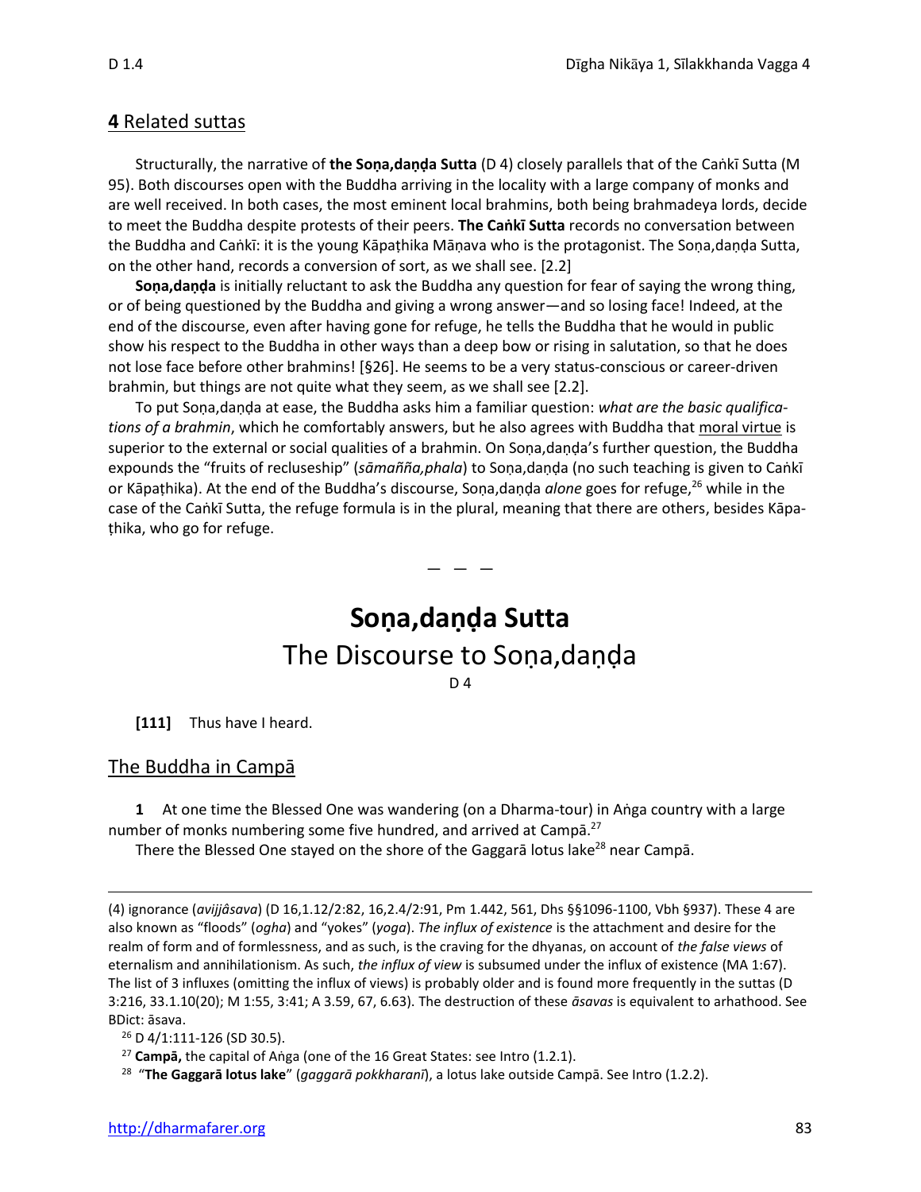## **4** Related suttas

Structurally, the narrative of **the Soṇa,daṇḍa Sutta** (D 4) closely parallels that of the Caṅkī Sutta (M 95). Both discourses open with the Buddha arriving in the locality with a large company of monks and are well received. In both cases, the most eminent local brahmins, both being brahmadeya lords, decide to meet the Buddha despite protests of their peers. **The Caṅkī Sutta** records no conversation between the Buddha and Caṅkī: it is the young Kāpaṭhika Māṇava who is the protagonist. The Soṇa,daṇḍa Sutta, on the other hand, records a conversion of sort, as we shall see. [2.2]

**Soṇa,daṇḍa** is initially reluctant to ask the Buddha any question for fear of saying the wrong thing, or of being questioned by the Buddha and giving a wrong answer—and so losing face! Indeed, at the end of the discourse, even after having gone for refuge, he tells the Buddha that he would in public show his respect to the Buddha in other ways than a deep bow or rising in salutation, so that he does not lose face before other brahmins! [§26]. He seems to be a very status-conscious or career-driven brahmin, but things are not quite what they seem, as we shall see [2.2].

To put Soṇa,daṇḍa at ease, the Buddha asks him a familiar question: *what are the basic qualifications of a brahmin*, which he comfortably answers, but he also agrees with Buddha that moral virtue is superior to the external or social qualities of a brahmin. On Soṇa,daṇḍa's further question, the Buddha expounds the "fruits of recluseship" (*sāmañña,phala*) to Soṇa,daṇḍa (no such teaching is given to Caṅkī or Kāpaṭhika). At the end of the Buddha's discourse, Soṇa,daṇḍa *alone* goes for refuge,[26] while in the case of the Caṅkī Sutta, the refuge formula is in the plural, meaning that there are others, besides Kāpaṭhika, who go for refuge.

— — —

# **Soṇa,daṇḍa Sutta**
## The Discourse to Soṇa,daṇḍa

D 4

**[111]** Thus have I heard.

### The Buddha in Campā

**1** At one time the Blessed One was wandering (on a Dharma-tour) in Aṅga country with a large number of monks numbering some five hundred, and arrived at Campā.[27]

There the Blessed One stayed on the shore of the Gaggarā lotus lake[28] near Campā.

---

(4) ignorance (*avijjâsava*) (D 16,1.12/2:82, 16,2.4/2:91, Pm 1.442, 561, Dhs §§1096-1100, Vbh §937). These 4 are also known as "floods" (*ogha*) and "yokes" (*yoga*). *The influx of existence* is the attachment and desire for the realm of form and of formlessness, and as such, is the craving for the dhyanas, on account of *the false views* of eternalism and annihilationism. As such, *the influx of view* is subsumed under the influx of existence (MA 1:67). The list of 3 influxes (omitting the influx of views) is probably older and is found more frequently in the suttas (D 3:216, 33.1.10(20); M 1:55, 3:41; A 3.59, 67, 6.63). The destruction of these *āsavas* is equivalent to arhathood. See BDict: āsava.

[26] D 4/1:111-126 (SD 30.5).

[27] **Campā,** the capital of Aṅga (one of the 16 Great States: see Intro (1.2.1).

[28] "**The Gaggarā lotus lake**" (*gaggarā pokkharanī*), a lotus lake outside Campā. See Intro (1.2.2).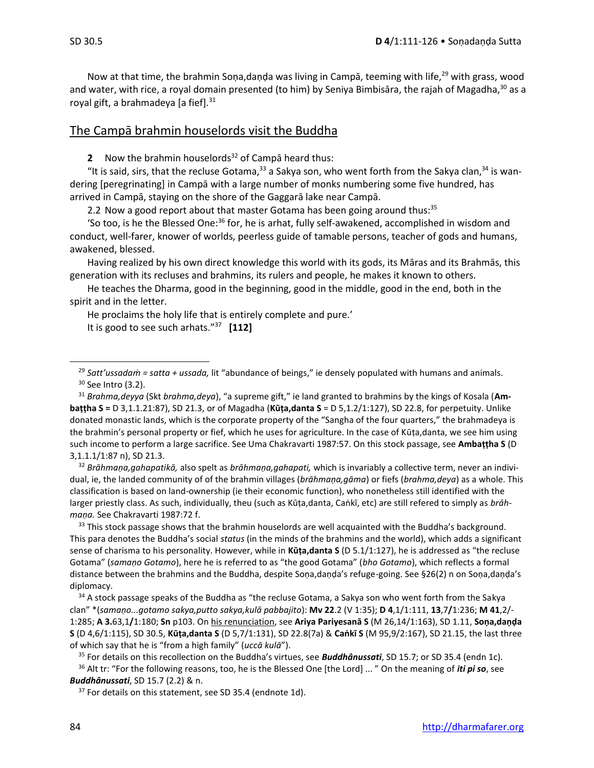Now at that time, the brahmin Soṇa,daṇḍa was living in Campā, teeming with life,[29] with grass, wood and water, with rice, a royal domain presented (to him) by Seniya Bimbisāra, the rajah of Magadha,[30] as a royal gift, a brahmadeya [a fief].[31]

## The Campā brahmin houselords visit the Buddha

**2** Now the brahmin houselords[32] of Campā heard thus:

"It is said, sirs, that the recluse Gotama,[33] a Sakya son, who went forth from the Sakya clan,[34] is wandering [peregrinating] in Campā with a large number of monks numbering some five hundred, has arrived in Campā, staying on the shore of the Gaggarā lake near Campā.

2.2 Now a good report about that master Gotama has been going around thus:[35]

'So too, is he the Blessed One:[36] for, he is arhat, fully self-awakened, accomplished in wisdom and conduct, well-farer, knower of worlds, peerless guide of tamable persons, teacher of gods and humans, awakened, blessed.

Having realized by his own direct knowledge this world with its gods, its Māras and its Brahmās, this generation with its recluses and brahmins, its rulers and people, he makes it known to others.

He teaches the Dharma, good in the beginning, good in the middle, good in the end, both in the spirit and in the letter.

He proclaims the holy life that is entirely complete and pure.'

It is good to see such arhats."[37] **[112]**

---

[29] *Satt'ussadaṁ = satta + ussada,* lit "abundance of beings," ie densely populated with humans and animals.

[30] See Intro (3.2).

[31] *Brahma,deyya* (Skt *brahma,deya*), "a supreme gift," ie land granted to brahmins by the kings of Kosala (**Ambaṭṭha S** = D 3,1.1.21:87), SD 21.3, or of Magadha (**Kūṭa,danta S** = D 5,1.2/1:127), SD 22.8, for perpetuity. Unlike donated monastic lands, which is the corporate property of the "Sangha of the four quarters," the brahmadeya is the brahmin's personal property or fief, which he uses for agriculture. In the case of Kūṭa,danta, we see him using such income to perform a large sacrifice. See Uma Chakravarti 1987:57. On this stock passage, see **Ambaṭṭha S** (D 3,1.1.1/1:87 n), SD 21.3.

[32] *Brāhmaṇa,gahapatikā,* also spelt as *brāhmaṇa,gahapati,* which is invariably a collective term, never an individual, ie, the landed community of of the brahmin villages (*brāhmaṇa,gāma*) or fiefs (*brahma,deya*) as a whole. This classification is based on land-ownership (ie their economic function), who nonetheless still identified with the larger priestly class. As such, individually, theu (such as Kūṭa,danta, Caṅkī, etc) are still refered to simply as *brāhmaṇa.* See Chakravarti 1987:72 f.

[33] This stock passage shows that the brahmin houselords are well acquainted with the Buddha's background. This para denotes the Buddha's social *status* (in the minds of the brahmins and the world), which adds a significant sense of charisma to his personality. However, while in **Kūṭa,danta S** (D 5.1/1:127), he is addressed as "the recluse Gotama" (*samaṇo Gotamo*), here he is referred to as "the good Gotama" (*bho Gotamo*), which reflects a formal distance between the brahmins and the Buddha, despite Soṇa,daṇḍa's refuge-going. See §26(2) n on Soṇa,daṇḍa's diplomacy.

[34] A stock passage speaks of the Buddha as "the recluse Gotama, a Sakya son who went forth from the Sakya clan" \*(*samaṇo...gotamo sakya,putto sakya,kulā pabbajito*): **Mv 22**.2 (V 1:35); **D 4**,1/1:111, **13**,7**/**1:236; **M 41**,2/-1:285; **A 3.**63,1**/**1:180; **Sn** p103. On his renunciation, see **Ariya Pariyesanā S** (M 26,14/1:163), SD 1.11, **Soṇa,daṇḍa S** (D 4,6/1:115), SD 30.5, **Kūṭa,danta S** (D 5,7/1:131), SD 22.8(7a) & **Caṅkī S** (M 95,9/2:167), SD 21.15, the last three of which say that he is "from a high family" (*uccā kulā*").

[35] For details on this recollection on the Buddha's virtues, see ***Buddhânussati***, SD 15.7; or SD 35.4 (endn 1c).

[36] Alt tr: "For the following reasons, too, he is the Blessed One [the Lord] ... " On the meaning of ***iti pi so***, see ***Buddhânussati***, SD 15.7 (2.2) & n.

[37] For details on this statement, see SD 35.4 (endnote 1d).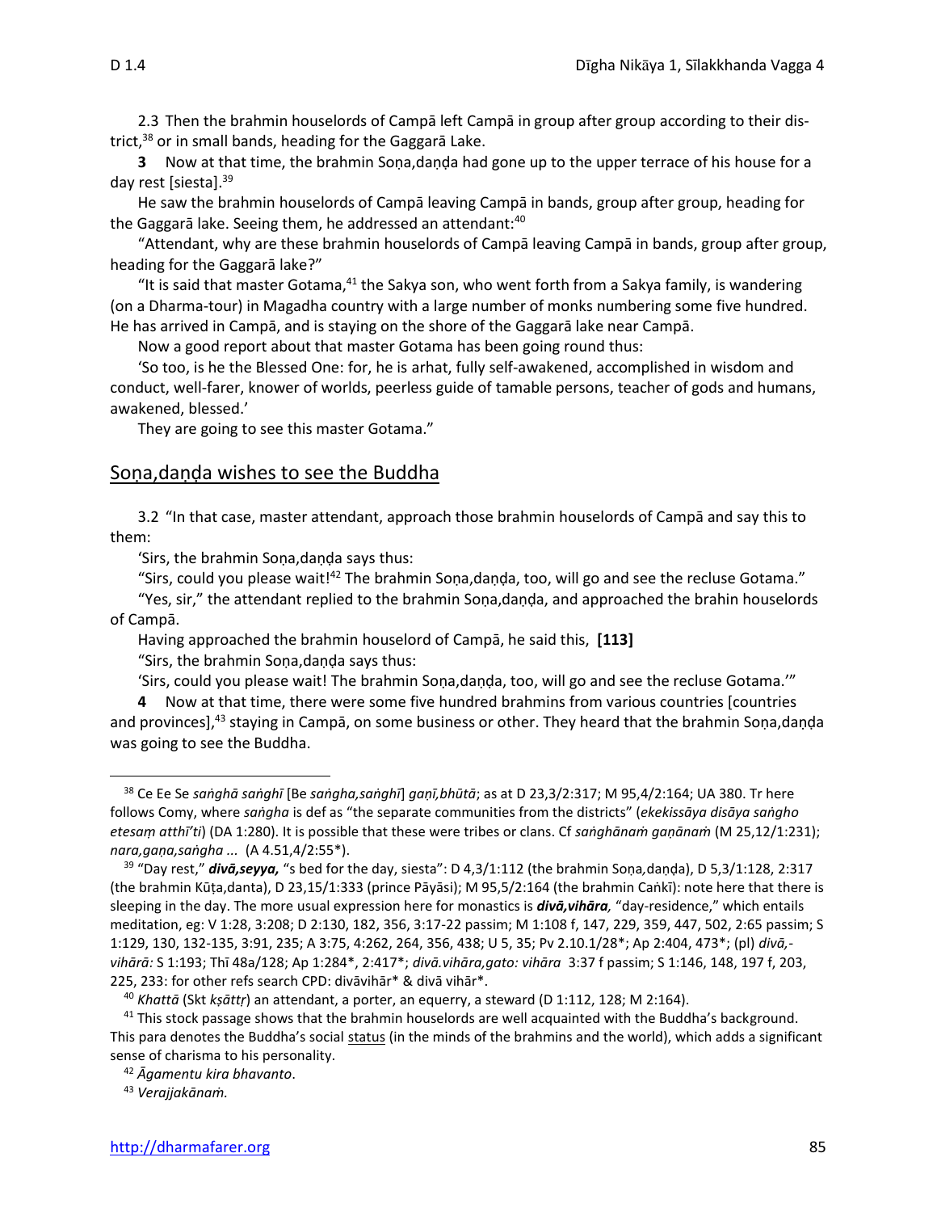2.3 Then the brahmin houselords of Campā left Campā in group after group according to their district,[38] or in small bands, heading for the Gaggarā Lake.

**3** Now at that time, the brahmin Soṇa,daṇḍa had gone up to the upper terrace of his house for a day rest [siesta].[39]

He saw the brahmin houselords of Campā leaving Campā in bands, group after group, heading for the Gaggarā lake. Seeing them, he addressed an attendant:[40]

"Attendant, why are these brahmin houselords of Campā leaving Campā in bands, group after group, heading for the Gaggarā lake?"

"It is said that master Gotama,[41] the Sakya son, who went forth from a Sakya family, is wandering (on a Dharma-tour) in Magadha country with a large number of monks numbering some five hundred. He has arrived in Campā, and is staying on the shore of the Gaggarā lake near Campā.

Now a good report about that master Gotama has been going round thus:

'So too, is he the Blessed One: for, he is arhat, fully self-awakened, accomplished in wisdom and conduct, well-farer, knower of worlds, peerless guide of tamable persons, teacher of gods and humans, awakened, blessed.'

They are going to see this master Gotama."

## Soṇa,daṇḍa wishes to see the Buddha

3.2 "In that case, master attendant, approach those brahmin houselords of Campā and say this to them:

'Sirs, the brahmin Soṇa,daṇḍa says thus:

"Sirs, could you please wait![42] The brahmin Soṇa,daṇḍa, too, will go and see the recluse Gotama."

"Yes, sir," the attendant replied to the brahmin Soṇa,daṇḍa, and approached the brahin houselords of Campā.

Having approached the brahmin houselord of Campā, he said this, **[113]**

"Sirs, the brahmin Soṇa,daṇḍa says thus:

'Sirs, could you please wait! The brahmin Soṇa,daṇḍa, too, will go and see the recluse Gotama.'"

**4** Now at that time, there were some five hundred brahmins from various countries [countries and provinces],[43] staying in Campā, on some business or other. They heard that the brahmin Soṇa,daṇḍa was going to see the Buddha.

---

[38] Ce Ee Se *saṅghā saṅghī* [Be *saṅgha,saṅghī*] *gaṇī,bhūtā*; as at D 23,3/2:317; M 95,4/2:164; UA 380. Tr here follows Comy, where *saṅgha* is def as "the separate communities from the districts" (*ekekissāya disāya saṅgho etesaṃ atthī'ti*) (DA 1:280). It is possible that these were tribes or clans. Cf *saṅghānaṁ gaṇānaṁ* (M 25,12/1:231); *nara,gaṇa,saṅgha* ... (A 4.51,4/2:55*).

[39] "Day rest," ***divā,seyya,*** "s bed for the day, siesta": D 4,3/1:112 (the brahmin Soṇa,daṇḍa), D 5,3/1:128, 2:317 (the brahmin Kūṭa,danta), D 23,15/1:333 (prince Pāyāsi); M 95,5/2:164 (the brahmin Caṅkī): note here that there is sleeping in the day. The more usual expression here for monastics is ***divā,vihāra,*** "day-residence," which entails meditation, eg: V 1:28, 3:208; D 2:130, 182, 356, 3:17-22 passim; M 1:108 f, 147, 229, 359, 447, 502, 2:65 passim; S 1:129, 130, 132-135, 3:91, 235; A 3:75, 4:262, 264, 356, 438; U 5, 35; Pv 2.10.1/28*; Ap 2:404, 473*; (pl) *divā,-vihārā:* S 1:193; Thī 48a/128; Ap 1:284*, 2:417*; *divā.vihāra,gato: vihāra* 3:37 f passim; S 1:146, 148, 197 f, 203, 225, 233: for other refs search CPD: divāvihār* & divā vihār*.

[40] *Khattā* (Skt *kṣāttṛ*) an attendant, a porter, an equerry, a steward (D 1:112, 128; M 2:164).

[41] This stock passage shows that the brahmin houselords are well acquainted with the Buddha's background. This para denotes the Buddha's social status (in the minds of the brahmins and the world), which adds a significant sense of charisma to his personality.

[42] *Āgamentu kira bhavanto*.

[43] *Verajjakānaṁ.*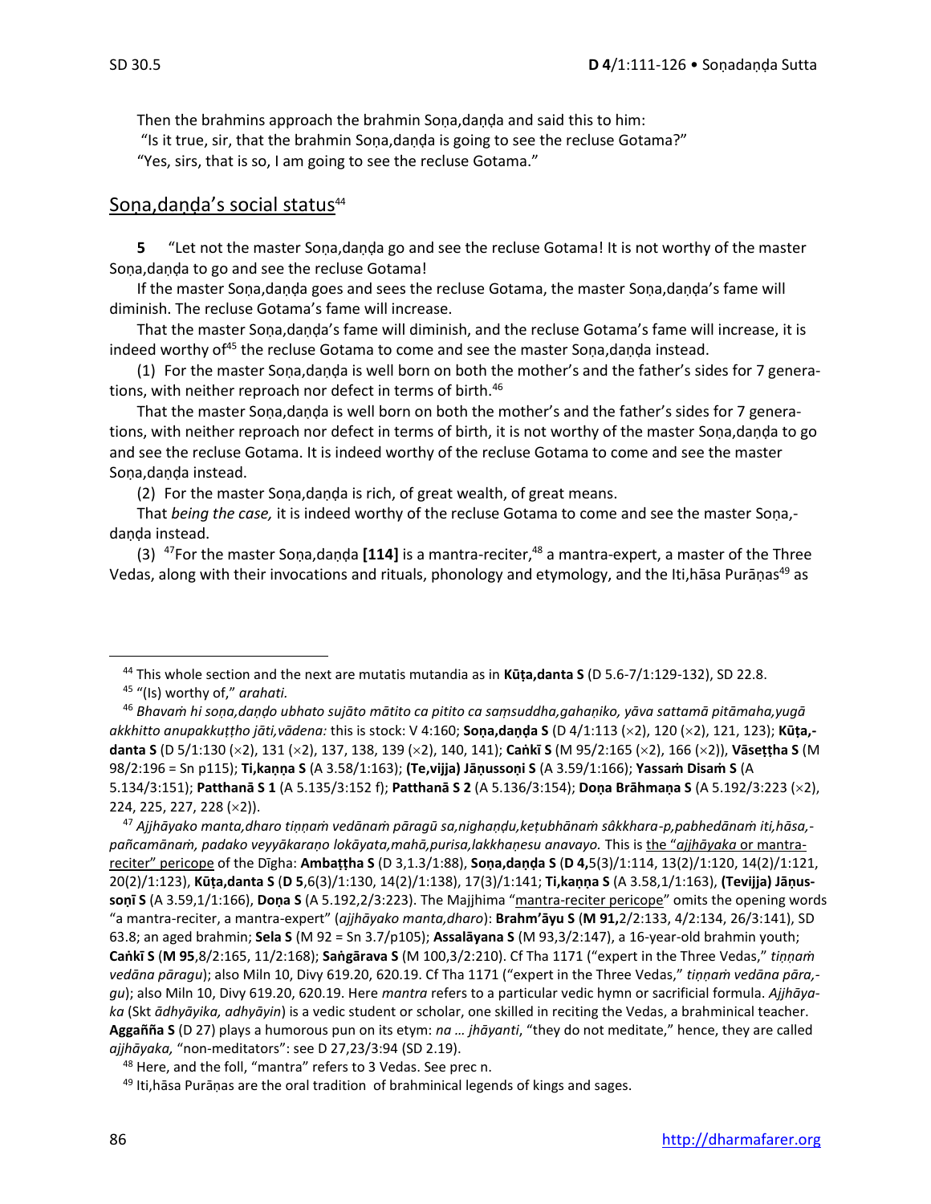Then the brahmins approach the brahmin Soṇa,daṇḍa and said this to him:

"Is it true, sir, that the brahmin Soṇa,daṇḍa is going to see the recluse Gotama?"

"Yes, sirs, that is so, I am going to see the recluse Gotama."

## Soṇa,daṇḍa's social status[44]

**5** "Let not the master Soṇa,daṇḍa go and see the recluse Gotama! It is not worthy of the master Soṇa,daṇḍa to go and see the recluse Gotama!

If the master Soṇa,daṇḍa goes and sees the recluse Gotama, the master Soṇa,daṇḍa's fame will diminish. The recluse Gotama's fame will increase.

That the master Soṇa,daṇḍa's fame will diminish, and the recluse Gotama's fame will increase, it is indeed worthy of[45] the recluse Gotama to come and see the master Soṇa,daṇḍa instead.

(1) For the master Soṇa,daṇḍa is well born on both the mother's and the father's sides for 7 generations, with neither reproach nor defect in terms of birth.[46]

That the master Soṇa,daṇḍa is well born on both the mother's and the father's sides for 7 generations, with neither reproach nor defect in terms of birth, it is not worthy of the master Soṇa,daṇḍa to go and see the recluse Gotama. It is indeed worthy of the recluse Gotama to come and see the master Soṇa,daṇḍa instead.

(2) For the master Soṇa,daṇḍa is rich, of great wealth, of great means.

That *being the case,* it is indeed worthy of the recluse Gotama to come and see the master Soṇa,daṇḍa instead.

(3) [47]For the master Soṇa,daṇḍa **[114]** is a mantra-reciter,[48] a mantra-expert, a master of the Three Vedas, along with their invocations and rituals, phonology and etymology, and the Iti,hāsa Purāṇas[49] as

---

[44] This whole section and the next are mutatis mutandia as in **Kūṭa,danta S** (D 5.6-7/1:129-132), SD 22.8.

[45] "(Is) worthy of," *arahati.*

[46] *Bhavaṁ hi soṇa,daṇḍo ubhato sujāto mātito ca pitito ca saṁsuddha,gahaṇiko, yāva sattamā pitāmaha,yugā akkhitto anupakkuṭṭho jāti,vādena:* this is stock: V 4:160; **Soṇa,daṇḍa S** (D 4/1:113 (×2), 120 (×2), 121, 123); **Kūṭa,danta S** (D 5/1:130 (×2), 131 (×2), 137, 138, 139 (×2), 140, 141); **Caṅkī S** (M 95/2:165 (×2), 166 (×2)), **Vāseṭṭha S** (M 98/2:196 = Sn p115); **Ti,kaṇṇa S** (A 3.58/1:163); **(Te,vijja) Jāṇussoṇi S** (A 3.59/1:166); **Yassaṁ Disaṁ S** (A 5.134/3:151); **Patthanā S 1** (A 5.135/3:152 f); **Patthanā S 2** (A 5.136/3:154); **Doṇa Brāhmaṇa S** (A 5.192/3:223 (×2), 224, 225, 227, 228 (×2)).

[47] *Ajjhāyako manta,dharo tiṇṇaṁ vedānaṁ pāragū sa,nighaṇḍu,keṭubhānaṁ sâkkhara-p,pabhedānaṁ iti,hāsa,pañcamānaṁ, padako veyyākaraṇo lokāyata,mahā,purisa,lakkhaṇesu anavayo.* This is the "*ajjhāyaka* or mantra-reciter" pericope of the Dīgha: **Ambaṭṭha S** (D 3,1.3/1:88), **Soṇa,daṇḍa S** (**D 4,**5(3)/1:114, 13(2)/1:120, 14(2)/1:121, 20(2)/1:123), **Kūṭa,danta S** (**D 5**,6(3)/1:130, 14(2)/1:138), 17(3)/1:141; **Ti,kaṇṇa S** (A 3.58,1/1:163), **(Tevijja) Jāṇussoṇī S** (A 3.59,1/1:166), **Doṇa S** (A 5.192,2/3:223). The Majjhima "mantra-reciter pericope" omits the opening words "a mantra-reciter, a mantra-expert" (*ajjhāyako manta,dharo*): **Brahm'āyu S** (**M 91,**2/2:133, 4/2:134, 26/3:141), SD 63.8; an aged brahmin; **Sela S** (M 92 = Sn 3.7/p105); **Assalāyana S** (M 93,3/2:147), a 16-year-old brahmin youth; **Caṅkī S** (**M 95**,8/2:165, 11/2:168); **Saṅgārava S** (M 100,3/2:210). Cf Tha 1171 ("expert in the Three Vedas," *tiṇṇaṁ vedāna pāragu*); also Miln 10, Divy 619.20, 620.19. Cf Tha 1171 ("expert in the Three Vedas," *tiṇṇaṁ vedāna pāra,gu*); also Miln 10, Divy 619.20, 620.19. Here *mantra* refers to a particular vedic hymn or sacrificial formula. *Ajjhāyaka* (Skt *ādhyāyika, adhyāyin*) is a vedic student or scholar, one skilled in reciting the Vedas, a brahminical teacher. **Aggañña S** (D 27) plays a humorous pun on its etym: *na … jhāyanti*, "they do not meditate," hence, they are called *ajjhāyaka,* "non-meditators": see D 27,23/3:94 (SD 2.19).

[48] Here, and the foll, "mantra" refers to 3 Vedas. See prec n.

[49] Iti,hāsa Purāṇas are the oral tradition of brahminical legends of kings and sages.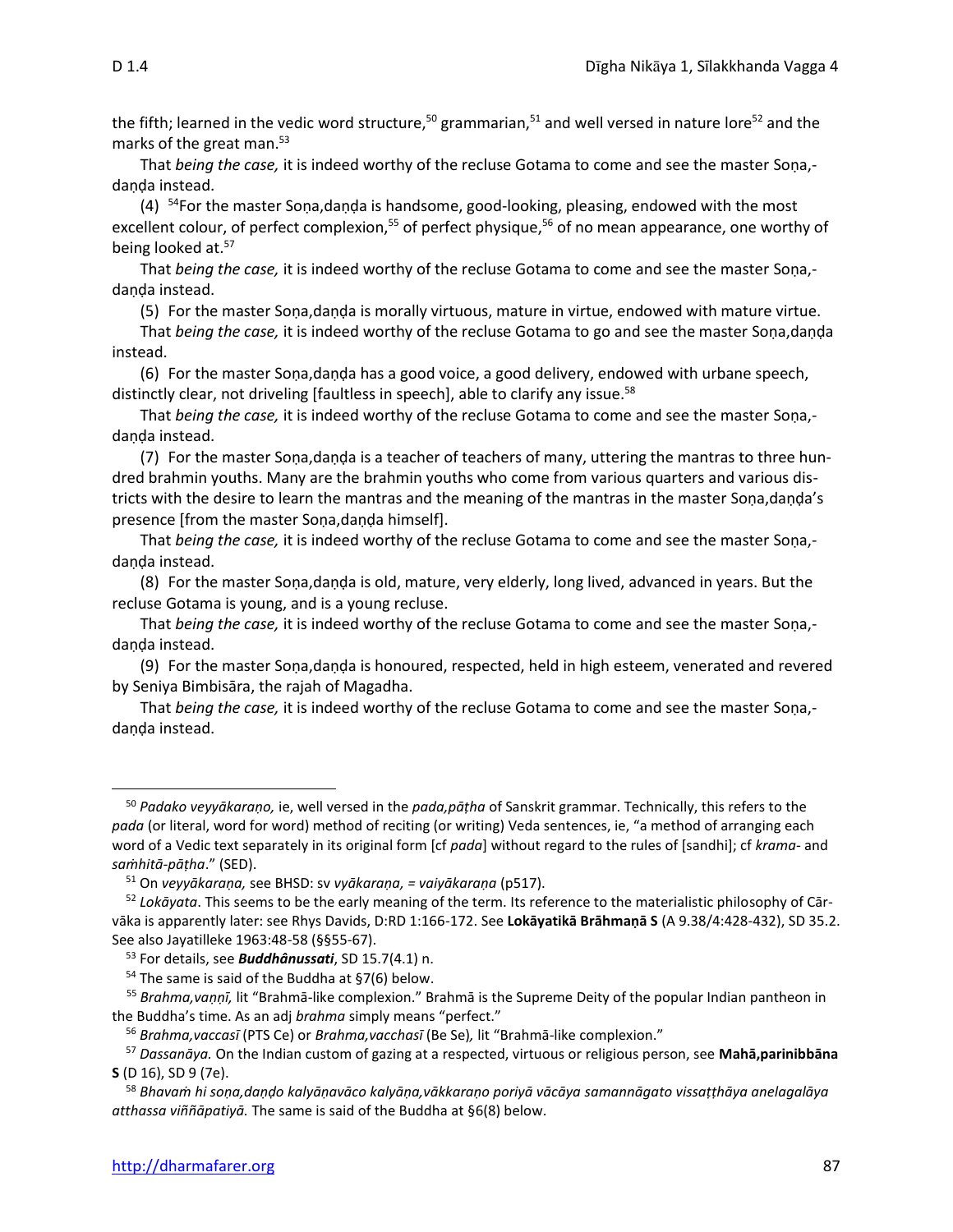the fifth; learned in the vedic word structure,[50] grammarian,[51] and well versed in nature lore[52] and the marks of the great man.[53]

That *being the case,* it is indeed worthy of the recluse Gotama to come and see the master Soṇa,daṇḍa instead.

(4) [54]For the master Soṇa,daṇḍa is handsome, good-looking, pleasing, endowed with the most excellent colour, of perfect complexion,[55] of perfect physique,[56] of no mean appearance, one worthy of being looked at.[57]

That *being the case,* it is indeed worthy of the recluse Gotama to come and see the master Soṇa,daṇḍa instead.

(5) For the master Soṇa,daṇḍa is morally virtuous, mature in virtue, endowed with mature virtue.

That *being the case,* it is indeed worthy of the recluse Gotama to go and see the master Soṇa,daṇḍa instead.

(6) For the master Soṇa,daṇḍa has a good voice, a good delivery, endowed with urbane speech, distinctly clear, not driveling [faultless in speech], able to clarify any issue.[58]

That *being the case,* it is indeed worthy of the recluse Gotama to come and see the master Soṇa,daṇḍa instead.

(7) For the master Soṇa,daṇḍa is a teacher of teachers of many, uttering the mantras to three hundred brahmin youths. Many are the brahmin youths who come from various quarters and various districts with the desire to learn the mantras and the meaning of the mantras in the master Soṇa,daṇḍa's presence [from the master Soṇa,daṇḍa himself].

That *being the case,* it is indeed worthy of the recluse Gotama to come and see the master Soṇa,daṇḍa instead.

(8) For the master Soṇa,daṇḍa is old, mature, very elderly, long lived, advanced in years. But the recluse Gotama is young, and is a young recluse.

That *being the case,* it is indeed worthy of the recluse Gotama to come and see the master Soṇa,daṇḍa instead.

(9) For the master Soṇa,daṇḍa is honoured, respected, held in high esteem, venerated and revered by Seniya Bimbisāra, the rajah of Magadha.

That *being the case,* it is indeed worthy of the recluse Gotama to come and see the master Soṇa,daṇḍa instead.

---

[50] *Padako veyyākaraṇo,* ie, well versed in the *pada,pāṭha* of Sanskrit grammar. Technically, this refers to the *pada* (or literal, word for word) method of reciting (or writing) Veda sentences, ie, "a method of arranging each word of a Vedic text separately in its original form [cf *pada*] without regard to the rules of [sandhi]; cf *krama-* and *saṁhitā-pāṭha*." (SED).

[51] On *veyyākaraṇa,* see BHSD: sv *vyākaraṇa, = vaiyākaraṇa* (p517).

[52] *Lokāyata*. This seems to be the early meaning of the term. Its reference to the materialistic philosophy of Cārvāka is apparently later: see Rhys Davids, D:RD 1:166-172. See **Lokāyatikā Brāhmaṇā S** (A 9.38/4:428-432), SD 35.2. See also Jayatilleke 1963:48-58 (§§55-67).

[53] For details, see ***Buddhânussati***, SD 15.7(4.1) n.

[54] The same is said of the Buddha at §7(6) below.

[55] *Brahma,vaṇṇī,* lit "Brahmā-like complexion." Brahmā is the Supreme Deity of the popular Indian pantheon in the Buddha's time. As an adj *brahma* simply means "perfect."

[56] *Brahma,vaccasī* (PTS Ce) or *Brahma,vacchasī* (Be Se)*,* lit "Brahmā-like complexion."

[57] *Dassanāya.* On the Indian custom of gazing at a respected, virtuous or religious person, see **Mahā,parinibbāna S** (D 16), SD 9 (7e).

[58] *Bhavaṁ hi soṇa,daṇḍo kalyāṇavāco kalyāṇa,vākkaraṇo poriyā vācāya samannāgato vissaṭṭhāya anelagalāya atthassa viññāpatiyā.* The same is said of the Buddha at §6(8) below.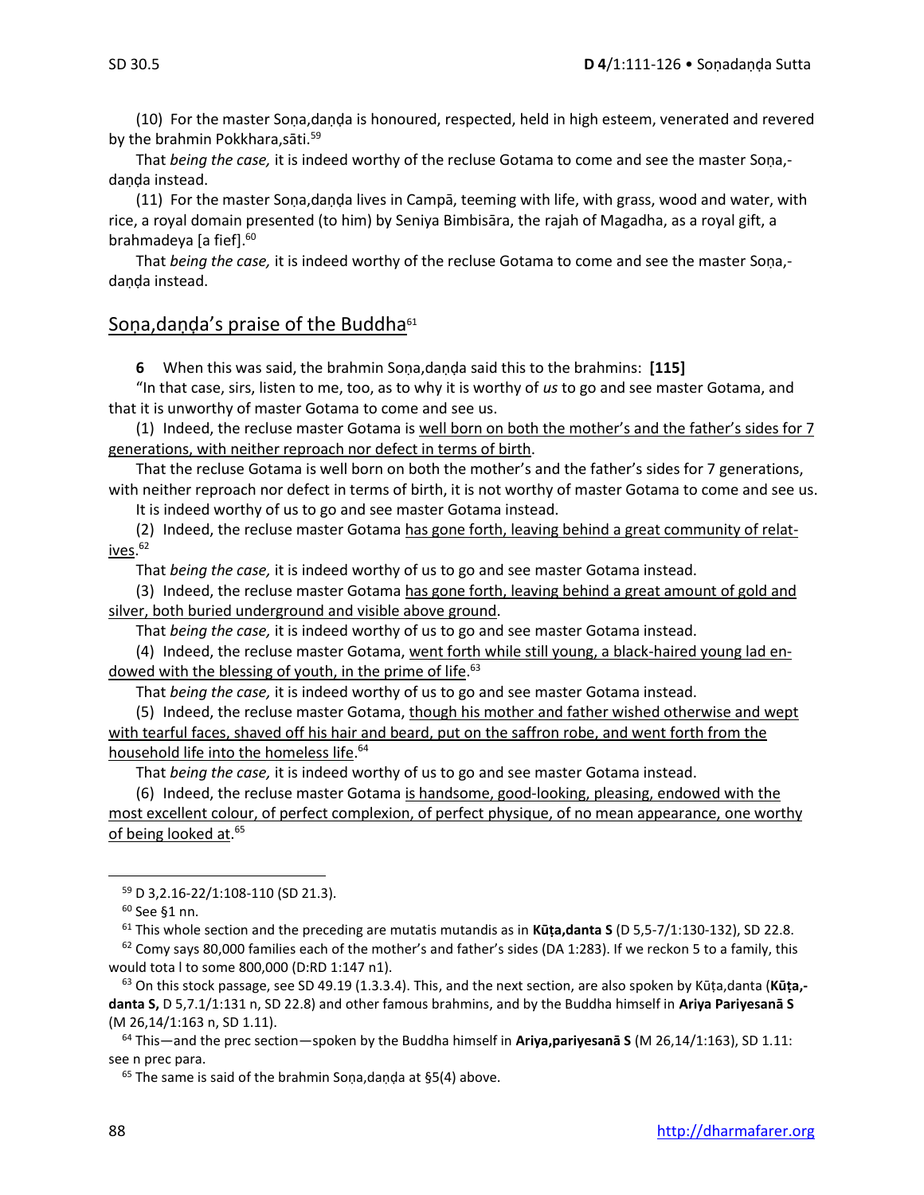(10) For the master Soṇa,daṇḍa is honoured, respected, held in high esteem, venerated and revered by the brahmin Pokkhara,sāti.[59]

That *being the case,* it is indeed worthy of the recluse Gotama to come and see the master Soṇa,daṇḍa instead.

(11) For the master Soṇa,daṇḍa lives in Campā, teeming with life, with grass, wood and water, with rice, a royal domain presented (to him) by Seniya Bimbisāra, the rajah of Magadha, as a royal gift, a brahmadeya [a fief].[60]

That *being the case,* it is indeed worthy of the recluse Gotama to come and see the master Soṇa,daṇḍa instead.

## Soṇa,daṇḍa's praise of the Buddha[61]

**6** When this was said, the brahmin Soṇa,daṇḍa said this to the brahmins: **[115]**

"In that case, sirs, listen to me, too, as to why it is worthy of *us* to go and see master Gotama, and that it is unworthy of master Gotama to come and see us.

(1) Indeed, the recluse master Gotama is <u>well born on both the mother's and the father's sides for 7 generations, with neither reproach nor defect in terms of birth</u>.

That the recluse Gotama is well born on both the mother's and the father's sides for 7 generations, with neither reproach nor defect in terms of birth, it is not worthy of master Gotama to come and see us.

It is indeed worthy of us to go and see master Gotama instead.

(2) Indeed, the recluse master Gotama <u>has gone forth, leaving behind a great community of relatives</u>.[62]

That *being the case,* it is indeed worthy of us to go and see master Gotama instead.

(3) Indeed, the recluse master Gotama <u>has gone forth, leaving behind a great amount of gold and silver, both buried underground and visible above ground</u>.

That *being the case,* it is indeed worthy of us to go and see master Gotama instead.

(4) Indeed, the recluse master Gotama, <u>went forth while still young, a black-haired young lad endowed with the blessing of youth, in the prime of life</u>.[63]

That *being the case,* it is indeed worthy of us to go and see master Gotama instead.

(5) Indeed, the recluse master Gotama, <u>though his mother and father wished otherwise and wept with tearful faces, shaved off his hair and beard, put on the saffron robe, and went forth from the household life into the homeless life</u>.[64]

That *being the case,* it is indeed worthy of us to go and see master Gotama instead.

(6) Indeed, the recluse master Gotama <u>is handsome, good-looking, pleasing, endowed with the most excellent colour, of perfect complexion, of perfect physique, of no mean appearance, one worthy of being looked at</u>.[65]

---

[59] D 3,2.16-22/1:108-110 (SD 21.3).

[60] See §1 nn.

[61] This whole section and the preceding are mutatis mutandis as in **Kūṭa,danta S** (D 5,5-7/1:130-132), SD 22.8.

[62] Comy says 80,000 families each of the mother's and father's sides (DA 1:283). If we reckon 5 to a family, this would tota l to some 800,000 (D:RD 1:147 n1).

[63] On this stock passage, see SD 49.19 (1.3.3.4). This, and the next section, are also spoken by Kūṭa,danta (**Kūṭa,danta S,** D 5,7.1/1:131 n, SD 22.8) and other famous brahmins, and by the Buddha himself in **Ariya Pariyesanā S** (M 26,14/1:163 n, SD 1.11).

[64] This—and the prec section—spoken by the Buddha himself in **Ariya,pariyesanā S** (M 26,14/1:163), SD 1.11: see n prec para.

[65] The same is said of the brahmin Soṇa,daṇḍa at §5(4) above.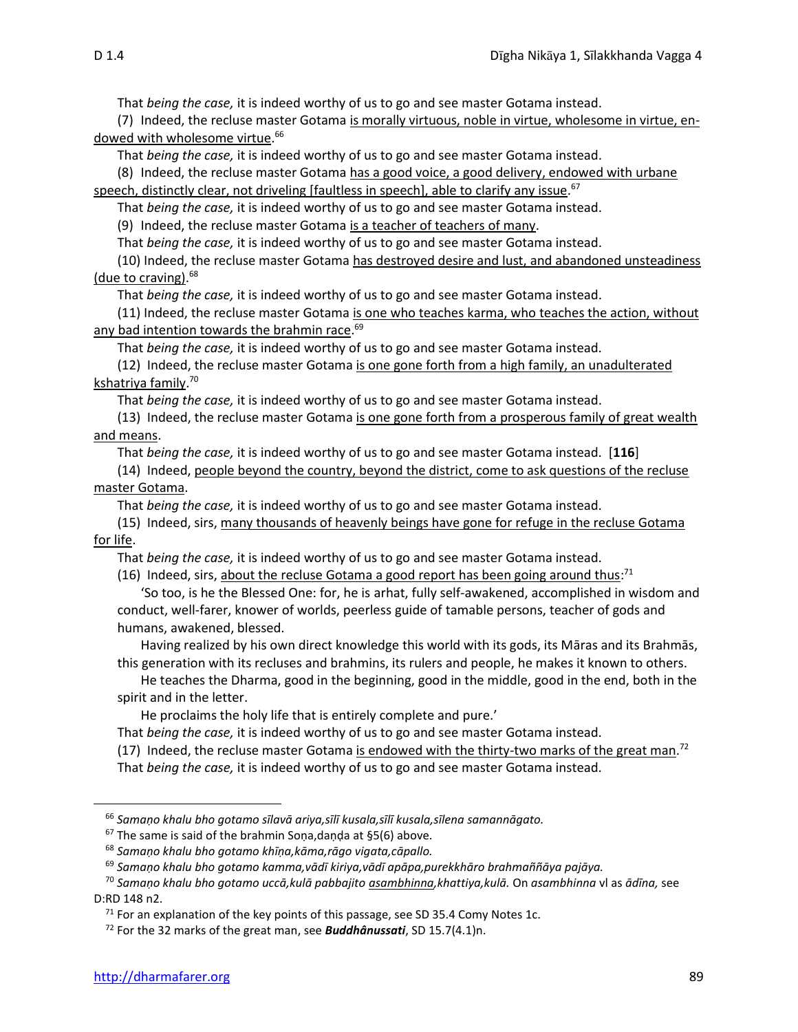That *being the case,* it is indeed worthy of us to go and see master Gotama instead.

(7) Indeed, the recluse master Gotama is morally virtuous, noble in virtue, wholesome in virtue, endowed with wholesome virtue.[66]

That *being the case,* it is indeed worthy of us to go and see master Gotama instead.

(8) Indeed, the recluse master Gotama has a good voice, a good delivery, endowed with urbane speech, distinctly clear, not driveling [faultless in speech], able to clarify any issue.[67]

That *being the case,* it is indeed worthy of us to go and see master Gotama instead.

(9) Indeed, the recluse master Gotama is a teacher of teachers of many.

That *being the case,* it is indeed worthy of us to go and see master Gotama instead.

(10) Indeed, the recluse master Gotama has destroyed desire and lust, and abandoned unsteadiness (due to craving).[68]

That *being the case,* it is indeed worthy of us to go and see master Gotama instead.

(11) Indeed, the recluse master Gotama is one who teaches karma, who teaches the action, without any bad intention towards the brahmin race.[69]

That *being the case,* it is indeed worthy of us to go and see master Gotama instead.

(12) Indeed, the recluse master Gotama is one gone forth from a high family, an unadulterated kshatriya family.[70]

That *being the case,* it is indeed worthy of us to go and see master Gotama instead.

(13) Indeed, the recluse master Gotama is one gone forth from a prosperous family of great wealth and means.

That *being the case,* it is indeed worthy of us to go and see master Gotama instead. [**116**]

(14) Indeed, people beyond the country, beyond the district, come to ask questions of the recluse master Gotama.

That *being the case,* it is indeed worthy of us to go and see master Gotama instead.

(15) Indeed, sirs, many thousands of heavenly beings have gone for refuge in the recluse Gotama for life.

That *being the case,* it is indeed worthy of us to go and see master Gotama instead.

(16) Indeed, sirs, about the recluse Gotama a good report has been going around thus:[71]

> 'So too, is he the Blessed One: for, he is arhat, fully self-awakened, accomplished in wisdom and conduct, well-farer, knower of worlds, peerless guide of tamable persons, teacher of gods and humans, awakened, blessed.
>
> Having realized by his own direct knowledge this world with its gods, its Māras and its Brahmās, this generation with its recluses and brahmins, its rulers and people, he makes it known to others.
>
> He teaches the Dharma, good in the beginning, good in the middle, good in the end, both in the spirit and in the letter.
>
> He proclaims the holy life that is entirely complete and pure.'

That *being the case,* it is indeed worthy of us to go and see master Gotama instead.

(17) Indeed, the recluse master Gotama is endowed with the thirty-two marks of the great man.[72]

That *being the case,* it is indeed worthy of us to go and see master Gotama instead.

---

[66] *Samaṇo khalu bho gotamo sīlavā ariya,sīlī kusala,sīlī kusala,sīlena samannāgato.*

[67] The same is said of the brahmin Soṇa,daṇḍa at §5(6) above.

[68] *Samaṇo khalu bho gotamo khīṇa,kāma,rāgo vigata,cāpallo.*

[69] *Samaṇo khalu bho gotamo kamma,vādī kiriya,vādī apāpa,purekkhāro brahmaññāya pajāya.*

[70] *Samaṇo khalu bho gotamo uccā,kulā pabbajito asambhinna,khattiya,kulā.* On *asambhinna* vl as *ādīna,* see D:RD 148 n2.

[71] For an explanation of the key points of this passage, see SD 35.4 Comy Notes 1c.

[72] For the 32 marks of the great man, see ***Buddhânussati***, SD 15.7(4.1)n.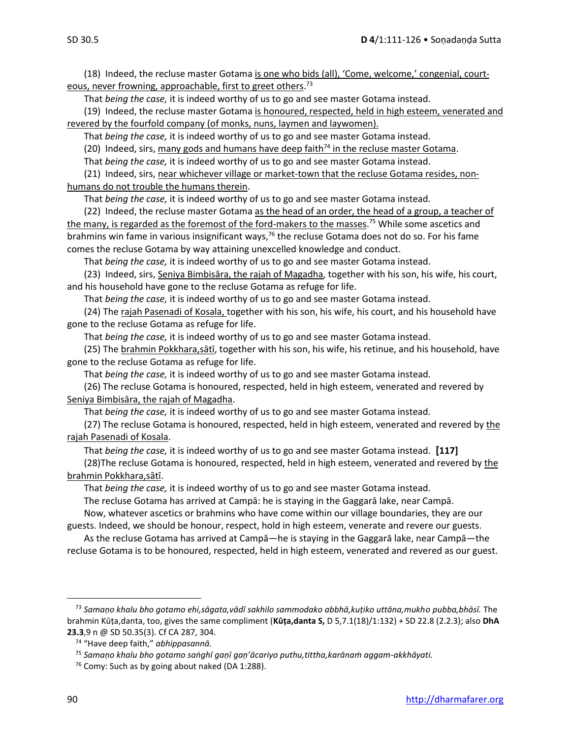(18) Indeed, the recluse master Gotama <u>is one who bids (all), 'Come, welcome,' congenial, courteous, never frowning, approachable, first to greet others</u>.[73]

That *being the case,* it is indeed worthy of us to go and see master Gotama instead.

(19) Indeed, the recluse master Gotama <u>is honoured, respected, held in high esteem, venerated and revered by the fourfold company (of monks, nuns, laymen and laywomen).</u>

That *being the case,* it is indeed worthy of us to go and see master Gotama instead.

(20) Indeed, sirs, <u>many gods and humans have deep faith[74] in the recluse master Gotama</u>.

That *being the case,* it is indeed worthy of us to go and see master Gotama instead.

(21) Indeed, sirs, <u>near whichever village or market-town that the recluse Gotama resides, non-humans do not trouble the humans therein</u>.

That *being the case,* it is indeed worthy of us to go and see master Gotama instead.

(22) Indeed, the recluse master Gotama <u>as the head of an order, the head of a group, a teacher of the many, is regarded as the foremost of the ford-makers to the masses</u>.[75] While some ascetics and brahmins win fame in various insignificant ways,[76] the recluse Gotama does not do so. For his fame comes the recluse Gotama by way attaining unexcelled knowledge and conduct.

That *being the case,* it is indeed worthy of us to go and see master Gotama instead.

(23) Indeed, sirs, <u>Seniya Bimbisāra, the rajah of Magadha</u>, together with his son, his wife, his court, and his household have gone to the recluse Gotama as refuge for life.

That *being the case,* it is indeed worthy of us to go and see master Gotama instead.

(24) The <u>rajah Pasenadi of Kosala,</u> together with his son, his wife, his court, and his household have gone to the recluse Gotama as refuge for life.

That *being the case,* it is indeed worthy of us to go and see master Gotama instead.

(25) The <u>brahmin Pokkhara,sātī</u>, together with his son, his wife, his retinue, and his household, have gone to the recluse Gotama as refuge for life.

That *being the case,* it is indeed worthy of us to go and see master Gotama instead.

(26) The recluse Gotama is honoured, respected, held in high esteem, venerated and revered by <u>Seniya Bimbisāra, the rajah of Magadha</u>.

That *being the case,* it is indeed worthy of us to go and see master Gotama instead.

(27) The recluse Gotama is honoured, respected, held in high esteem, venerated and revered by <u>the rajah Pasenadi of Kosala</u>.

That *being the case,* it is indeed worthy of us to go and see master Gotama instead. **[117]**

(28)The recluse Gotama is honoured, respected, held in high esteem, venerated and revered by <u>the brahmin Pokkhara,sātī</u>.

That *being the case,* it is indeed worthy of us to go and see master Gotama instead.

The recluse Gotama has arrived at Campā: he is staying in the Gaggarā lake, near Campā.

Now, whatever ascetics or brahmins who have come within our village boundaries, they are our guests. Indeed, we should be honour, respect, hold in high esteem, venerate and revere our guests.

As the recluse Gotama has arrived at Campā—he is staying in the Gaggarā lake, near Campā—the recluse Gotama is to be honoured, respected, held in high esteem, venerated and revered as our guest.

---

[73] *Samaṇo khalu bho gotamo ehi,sāgata,vādī sakhilo sammodako abbhā,kuṭiko uttāna,mukho pubba,bhāsī.* The brahmin Kūṭa,danta, too, gives the same compliment (**Kūṭa,danta S,** D 5,7.1(18)/1:132) + SD 22.8 (2.2.3); also **DhA 23.3**,9 n @ SD 50.35(3). Cf CA 287, 304.

[74] "Have deep faith," *abhippasannā.*

[75] *Samaṇo khalu bho gotamo saṅghī gaṇī gaṇ'ācariyo puthu,tittha,karānaṁ aggam-akkhāyati.*

[76] Comy: Such as by going about naked (DA 1:288).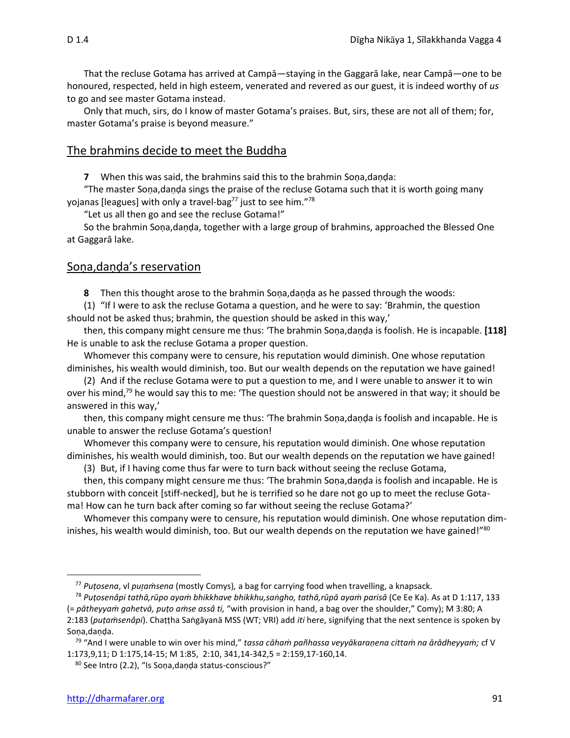That the recluse Gotama has arrived at Campā—staying in the Gaggarā lake, near Campā—one to be honoured, respected, held in high esteem, venerated and revered as our guest, it is indeed worthy of *us* to go and see master Gotama instead.

Only that much, sirs, do I know of master Gotama's praises. But, sirs, these are not all of them; for, master Gotama's praise is beyond measure."

## The brahmins decide to meet the Buddha

**7** When this was said, the brahmins said this to the brahmin Soṇa,daṇḍa:

"The master Soṇa,daṇḍa sings the praise of the recluse Gotama such that it is worth going many yojanas [leagues] with only a travel-bag[77] just to see him."[78]

"Let us all then go and see the recluse Gotama!"

So the brahmin Soṇa,daṇḍa, together with a large group of brahmins, approached the Blessed One at Gaggarā lake.

## Soṇa,daṇḍa's reservation

**8** Then this thought arose to the brahmin Soṇa,daṇḍa as he passed through the woods:

(1) "If I were to ask the recluse Gotama a question, and he were to say: 'Brahmin, the question should not be asked thus; brahmin, the question should be asked in this way,'

then, this company might censure me thus: 'The brahmin Soṇa,daṇḍa is foolish. He is incapable. **[118]** He is unable to ask the recluse Gotama a proper question.

Whomever this company were to censure, his reputation would diminish. One whose reputation diminishes, his wealth would diminish, too. But our wealth depends on the reputation we have gained!

(2) And if the recluse Gotama were to put a question to me, and I were unable to answer it to win over his mind,[79] he would say this to me: 'The question should not be answered in that way; it should be answered in this way,'

then, this company might censure me thus: 'The brahmin Soṇa,daṇḍa is foolish and incapable. He is unable to answer the recluse Gotama's question!

Whomever this company were to censure, his reputation would diminish. One whose reputation diminishes, his wealth would diminish, too. But our wealth depends on the reputation we have gained!

(3) But, if I having come thus far were to turn back without seeing the recluse Gotama,

then, this company might censure me thus: 'The brahmin Soṇa,daṇḍa is foolish and incapable. He is stubborn with conceit [stiff-necked], but he is terrified so he dare not go up to meet the recluse Gotama! How can he turn back after coming so far without seeing the recluse Gotama?'

Whomever this company were to censure, his reputation would diminish. One whose reputation diminishes, his wealth would diminish, too. But our wealth depends on the reputation we have gained!"[80]

---

[77] *Puṭosena*, vl *puṭaṁsena* (mostly Comys), a bag for carrying food when travelling, a knapsack.

[78] *Puṭosenâpi tathā,rūpo ayaṁ bhikkhave bhikkhu,saṅgho, tathā,rūpā ayaṁ parisā* (Ce Ee Ka). As at D 1:117, 133 (= *pātheyyaṁ gahetvā, puṭo aṁse assâ ti,* "with provision in hand, a bag over the shoulder," Comy); M 3:80; A 2:183 (*puṭaṁsenâpi*). Chaṭṭha Saṅgāyanā MSS (WT; VRI) add *iti* here, signifying that the next sentence is spoken by Soṇa,daṇḍa.

[79] "And I were unable to win over his mind," *tassa cāhaṁ pañhassa veyyākaraṇena cittaṁ na ārādheyyaṁ;* cf V 1:173,9,11; D 1:175,14-15; M 1:85, 2:10, 341,14-342,5 = 2:159,17-160,14.

[80] See Intro (2.2), "Is Soṇa,daṇḍa status-conscious?"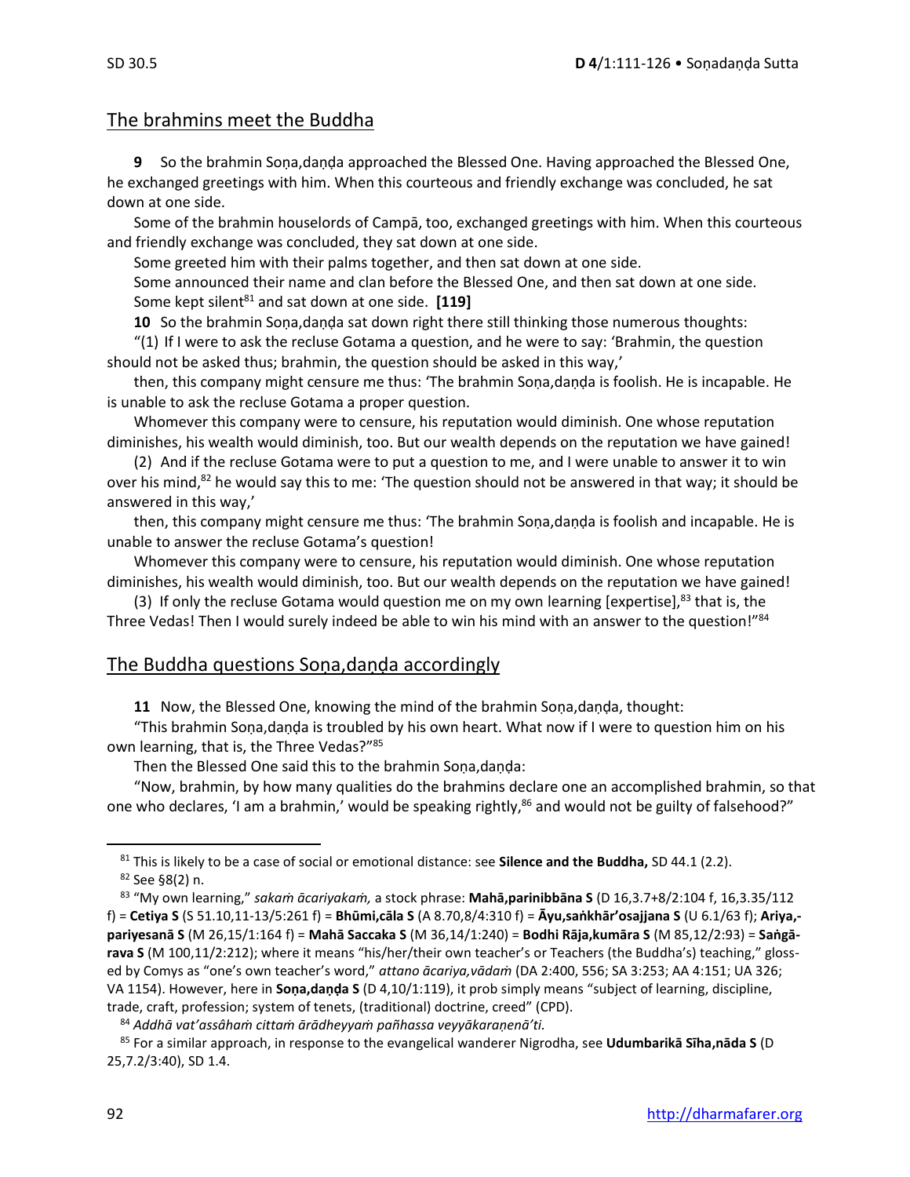## The brahmins meet the Buddha

**9** So the brahmin Soṇa,daṇḍa approached the Blessed One. Having approached the Blessed One, he exchanged greetings with him. When this courteous and friendly exchange was concluded, he sat down at one side.

Some of the brahmin houselords of Campā, too, exchanged greetings with him. When this courteous and friendly exchange was concluded, they sat down at one side.

Some greeted him with their palms together, and then sat down at one side.

Some announced their name and clan before the Blessed One, and then sat down at one side.

Some kept silent[81] and sat down at one side. **[119]**

**10** So the brahmin Soṇa,daṇḍa sat down right there still thinking those numerous thoughts:

"(1) If I were to ask the recluse Gotama a question, and he were to say: 'Brahmin, the question should not be asked thus; brahmin, the question should be asked in this way,'

then, this company might censure me thus: 'The brahmin Soṇa,daṇḍa is foolish. He is incapable. He is unable to ask the recluse Gotama a proper question.

Whomever this company were to censure, his reputation would diminish. One whose reputation diminishes, his wealth would diminish, too. But our wealth depends on the reputation we have gained!

(2) And if the recluse Gotama were to put a question to me, and I were unable to answer it to win over his mind,[82] he would say this to me: 'The question should not be answered in that way; it should be answered in this way,'

then, this company might censure me thus: 'The brahmin Soṇa,daṇḍa is foolish and incapable. He is unable to answer the recluse Gotama's question!

Whomever this company were to censure, his reputation would diminish. One whose reputation diminishes, his wealth would diminish, too. But our wealth depends on the reputation we have gained!

(3) If only the recluse Gotama would question me on my own learning [expertise],[83] that is, the Three Vedas! Then I would surely indeed be able to win his mind with an answer to the question!"[84]

## The Buddha questions Soṇa,daṇḍa accordingly

**11** Now, the Blessed One, knowing the mind of the brahmin Soṇa,daṇḍa, thought:

"This brahmin Soṇa,daṇḍa is troubled by his own heart. What now if I were to question him on his own learning, that is, the Three Vedas?"[85]

Then the Blessed One said this to the brahmin Soṇa,daṇḍa:

"Now, brahmin, by how many qualities do the brahmins declare one an accomplished brahmin, so that one who declares, 'I am a brahmin,' would be speaking rightly,[86] and would not be guilty of falsehood?"

---

[81] This is likely to be a case of social or emotional distance: see **Silence and the Buddha,** SD 44.1 (2.2).

[82] See §8(2) n.

[83] "My own learning," *sakaṁ ācariyakaṁ,* a stock phrase: **Mahā,parinibbāna S** (D 16,3.7+8/2:104 f, 16,3.35/112 f) = **Cetiya S** (S 51.10,11-13/5:261 f) = **Bhūmi,cāla S** (A 8.70,8/4:310 f) = **Āyu,saṅkhār'osajjana S** (U 6.1/63 f); **Ariya,-pariyesanā S** (M 26,15/1:164 f) = **Mahā Saccaka S** (M 36,14/1:240) = **Bodhi Rāja,kumāra S** (M 85,12/2:93) = **Saṅgā-rava S** (M 100,11/2:212); where it means "his/her/their own teacher's or Teachers (the Buddha's) teaching," glossed by Comys as "one's own teacher's word," *attano ācariya,vādaṁ* (DA 2:400, 556; SA 3:253; AA 4:151; UA 326; VA 1154). However, here in **Soṇa,daṇḍa S** (D 4,10/1:119), it prob simply means "subject of learning, discipline, trade, craft, profession; system of tenets, (traditional) doctrine, creed" (CPD).

[84] *Addhā vat'assâhaṁ cittaṁ ārādheyyaṁ pañhassa veyyākaraṇenā'ti.*

[85] For a similar approach, in response to the evangelical wanderer Nigrodha, see **Udumbarikā Sīha,nāda S** (D 25,7.2/3:40), SD 1.4.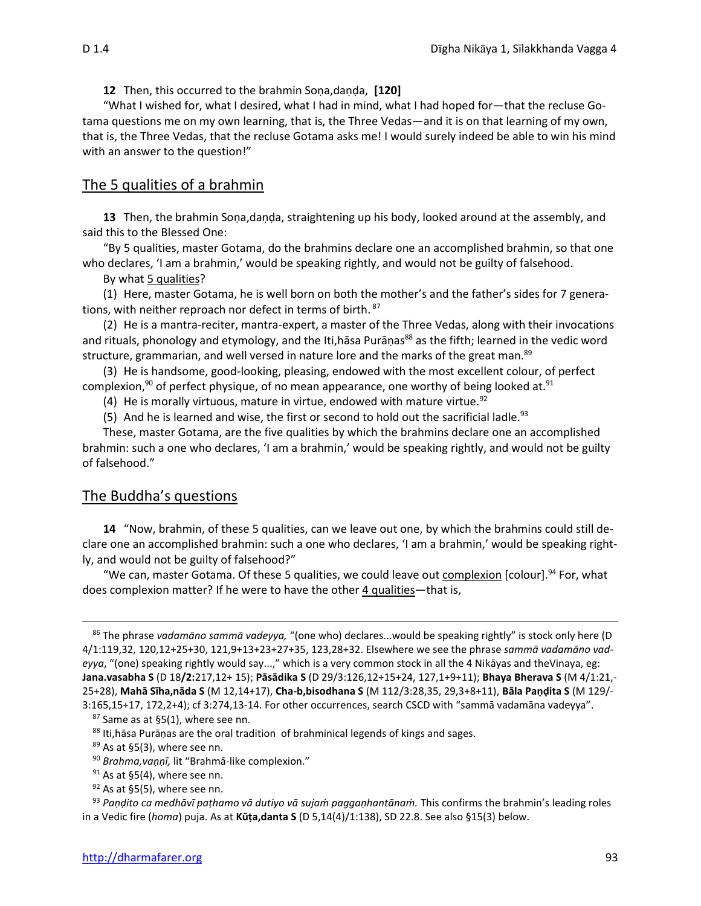**12** Then, this occurred to the brahmin Soṇa,daṇḍa, **[120]**

"What I wished for, what I desired, what I had in mind, what I had hoped for—that the recluse Gotama questions me on my own learning, that is, the Three Vedas—and it is on that learning of my own, that is, the Three Vedas, that the recluse Gotama asks me! I would surely indeed be able to win his mind with an answer to the question!"

## The 5 qualities of a brahmin

**13** Then, the brahmin Soṇa,daṇḍa, straightening up his body, looked around at the assembly, and said this to the Blessed One:

"By 5 qualities, master Gotama, do the brahmins declare one an accomplished brahmin, so that one who declares, 'I am a brahmin,' would be speaking rightly, and would not be guilty of falsehood.

By what 5 qualities?

(1) Here, master Gotama, he is well born on both the mother's and the father's sides for 7 generations, with neither reproach nor defect in terms of birth.[87]

(2) He is a mantra-reciter, mantra-expert, a master of the Three Vedas, along with their invocations and rituals, phonology and etymology, and the Iti,hāsa Purāṇas[88] as the fifth; learned in the vedic word structure, grammarian, and well versed in nature lore and the marks of the great man.[89]

(3) He is handsome, good-looking, pleasing, endowed with the most excellent colour, of perfect complexion,[90] of perfect physique, of no mean appearance, one worthy of being looked at.[91]

(4) He is morally virtuous, mature in virtue, endowed with mature virtue.[92]

(5) And he is learned and wise, the first or second to hold out the sacrificial ladle.[93]

These, master Gotama, are the five qualities by which the brahmins declare one an accomplished brahmin: such a one who declares, 'I am a brahmin,' would be speaking rightly, and would not be guilty of falsehood."

## The Buddha's questions

**14** "Now, brahmin, of these 5 qualities, can we leave out one, by which the brahmins could still declare one an accomplished brahmin: such a one who declares, 'I am a brahmin,' would be speaking rightly, and would not be guilty of falsehood?"

"We can, master Gotama. Of these 5 qualities, we could leave out complexion [colour].[94] For, what does complexion matter? If he were to have the other 4 qualities—that is,

---

[86] The phrase *vadamāno sammā vadeyya,* "(one who) declares...would be speaking rightly" is stock only here (D 4/1:119,32, 120,12+25+30, 121,9+13+23+27+35, 123,28+32. Elsewhere we see the phrase *sammā vadamāno vadeyya*, "(one) speaking rightly would say...," which is a very common stock in all the 4 Nikāyas and theVinaya, eg: **Jana.vasabha S** (D 18**/2:**217,12+ 15); **Pāsādika S** (D 29/3:126,12+15+24, 127,1+9+11); **Bhaya Bherava S** (M 4/1:21,-25+28), **Mahā Sīha,nāda S** (M 12,14+17), **Cha-b,bisodhana S** (M 112/3:28,35, 29,3+8+11), **Bāla Paṇḍita S** (M 129/-3:165,15+17, 172,2+4); cf 3:274,13-14. For other occurrences, search CSCD with "sammā vadamāna vadeyya".

[87] Same as at §5(1), where see nn.

[88] Iti,hāsa Purāṇas are the oral tradition of brahminical legends of kings and sages.

[89] As at §5(3), where see nn.

[90] *Brahma,vaṇṇī,* lit "Brahmā-like complexion."

[91] As at §5(4), where see nn.

[92] As at §5(5), where see nn.

[93] *Paṇḍito ca medhāvī paṭhamo vā dutiyo vā sujaṁ paggaṇhantānaṁ.* This confirms the brahmin's leading roles in a Vedic fire (*homa*) puja. As at **Kūṭa,danta S** (D 5,14(4)/1:138), SD 22.8. See also §15(3) below.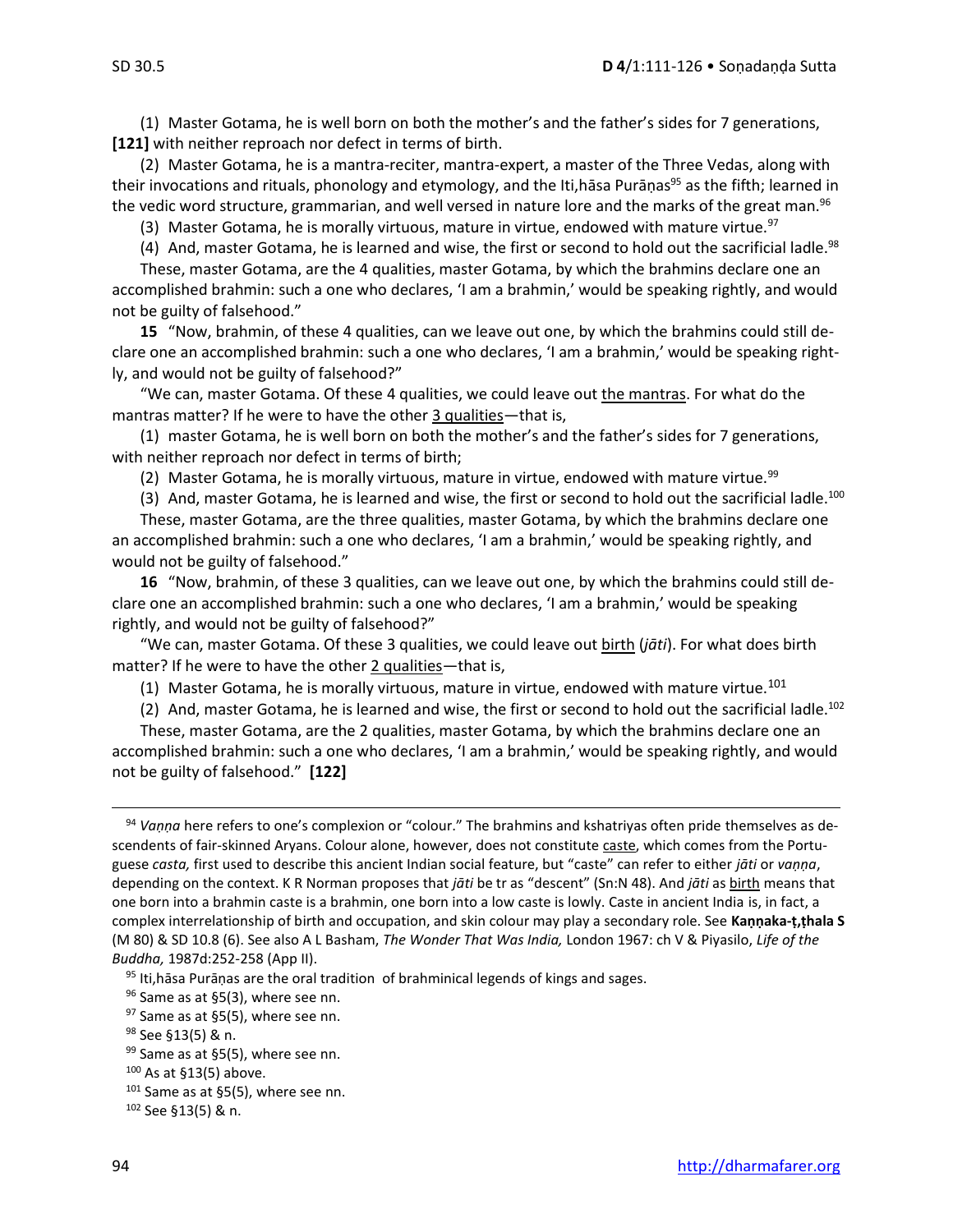(1) Master Gotama, he is well born on both the mother's and the father's sides for 7 generations, **[121]** with neither reproach nor defect in terms of birth.

(2) Master Gotama, he is a mantra-reciter, mantra-expert, a master of the Three Vedas, along with their invocations and rituals, phonology and etymology, and the Iti,hāsa Purāṇas[95] as the fifth; learned in the vedic word structure, grammarian, and well versed in nature lore and the marks of the great man.[96]

(3) Master Gotama, he is morally virtuous, mature in virtue, endowed with mature virtue.[97]

(4) And, master Gotama, he is learned and wise, the first or second to hold out the sacrificial ladle.[98]

These, master Gotama, are the 4 qualities, master Gotama, by which the brahmins declare one an accomplished brahmin: such a one who declares, 'I am a brahmin,' would be speaking rightly, and would not be guilty of falsehood."

**15** "Now, brahmin, of these 4 qualities, can we leave out one, by which the brahmins could still declare one an accomplished brahmin: such a one who declares, 'I am a brahmin,' would be speaking rightly, and would not be guilty of falsehood?"

"We can, master Gotama. Of these 4 qualities, we could leave out <u>the mantras</u>. For what do the mantras matter? If he were to have the other <u>3 qualities</u>—that is,

(1) master Gotama, he is well born on both the mother's and the father's sides for 7 generations, with neither reproach nor defect in terms of birth;

(2) Master Gotama, he is morally virtuous, mature in virtue, endowed with mature virtue.[99]

(3) And, master Gotama, he is learned and wise, the first or second to hold out the sacrificial ladle.[100]

These, master Gotama, are the three qualities, master Gotama, by which the brahmins declare one an accomplished brahmin: such a one who declares, 'I am a brahmin,' would be speaking rightly, and would not be guilty of falsehood."

**16** "Now, brahmin, of these 3 qualities, can we leave out one, by which the brahmins could still declare one an accomplished brahmin: such a one who declares, 'I am a brahmin,' would be speaking rightly, and would not be guilty of falsehood?"

"We can, master Gotama. Of these 3 qualities, we could leave out <u>birth</u> (*jāti*). For what does birth matter? If he were to have the other <u>2 qualities</u>—that is,

(1) Master Gotama, he is morally virtuous, mature in virtue, endowed with mature virtue.[101]

(2) And, master Gotama, he is learned and wise, the first or second to hold out the sacrificial ladle.[102]

These, master Gotama, are the 2 qualities, master Gotama, by which the brahmins declare one an accomplished brahmin: such a one who declares, 'I am a brahmin,' would be speaking rightly, and would not be guilty of falsehood." **[122]**

---

[94] *Vaṇṇa* here refers to one's complexion or "colour." The brahmins and kshatriyas often pride themselves as descendents of fair-skinned Aryans. Colour alone, however, does not constitute <u>caste</u>, which comes from the Portuguese *casta,* first used to describe this ancient Indian social feature, but "caste" can refer to either *jāti* or *vaṇṇa*, depending on the context. K R Norman proposes that *jāti* be tr as "descent" (Sn:N 48). And *jāti* as <u>birth</u> means that one born into a brahmin caste is a brahmin, one born into a low caste is lowly. Caste in ancient India is, in fact, a complex interrelationship of birth and occupation, and skin colour may play a secondary role. See **Kaṇṇaka-ṭ,ṭhala S** (M 80) & SD 10.8 (6). See also A L Basham, *The Wonder That Was India,* London 1967: ch V & Piyasilo, *Life of the Buddha,* 1987d:252-258 (App II).

[95] Iti,hāsa Purāṇas are the oral tradition of brahminical legends of kings and sages.

[96] Same as at §5(3), where see nn.

[97] Same as at §5(5), where see nn.

[98] See §13(5) & n.

[99] Same as at §5(5), where see nn.

[100] As at §13(5) above.

[101] Same as at §5(5), where see nn.

[102] See §13(5) & n.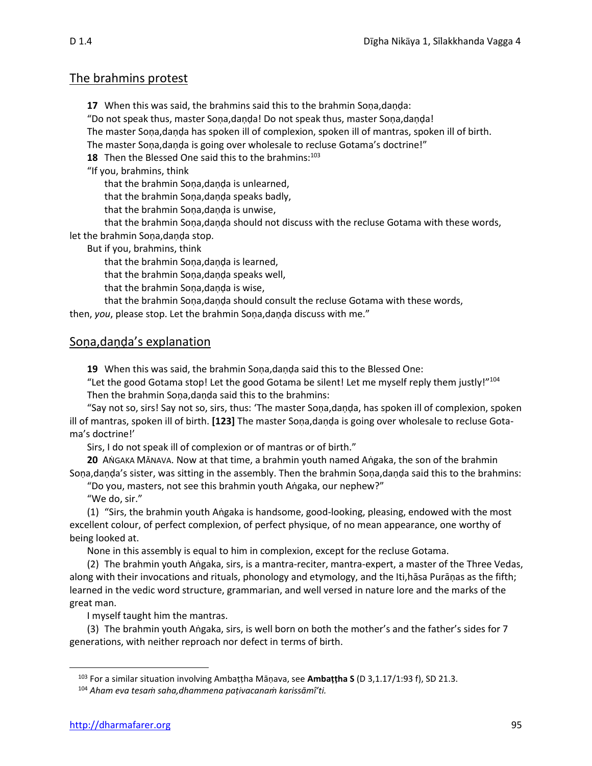## The brahmins protest

**17** When this was said, the brahmins said this to the brahmin Soṇa,daṇḍa:

"Do not speak thus, master Soṇa,daṇḍa! Do not speak thus, master Soṇa,daṇḍa!

The master Soṇa,daṇḍa has spoken ill of complexion, spoken ill of mantras, spoken ill of birth.

The master Soṇa,daṇḍa is going over wholesale to recluse Gotama's doctrine!"

**18** Then the Blessed One said this to the brahmins:[103]

"If you, brahmins, think

> that the brahmin Soṇa,daṇḍa is unlearned,
> that the brahmin Soṇa,daṇḍa speaks badly,
> that the brahmin Soṇa,daṇḍa is unwise,
> that the brahmin Soṇa,daṇḍa should not discuss with the recluse Gotama with these words,

let the brahmin Soṇa,daṇḍa stop.

But if you, brahmins, think

> that the brahmin Soṇa,daṇḍa is learned,
> that the brahmin Soṇa,daṇḍa speaks well,
> that the brahmin Soṇa,daṇḍa is wise,
> that the brahmin Soṇa,daṇḍa should consult the recluse Gotama with these words,

then, *you*, please stop. Let the brahmin Soṇa,daṇḍa discuss with me."

## Soṇa,daṇḍa's explanation

**19** When this was said, the brahmin Soṇa,daṇḍa said this to the Blessed One:

"Let the good Gotama stop! Let the good Gotama be silent! Let me myself reply them justly!"[104]

Then the brahmin Soṇa,daṇḍa said this to the brahmins:

"Say not so, sirs! Say not so, sirs, thus: 'The master Soṇa,daṇḍa, has spoken ill of complexion, spoken ill of mantras, spoken ill of birth. **[123]** The master Soṇa,daṇḍa is going over wholesale to recluse Gotama's doctrine!'

Sirs, I do not speak ill of complexion or of mantras or of birth."

**20** AṄGAKA MĀNAVA. Now at that time, a brahmin youth named Aṅgaka, the son of the brahmin Soṇa,daṇḍa's sister, was sitting in the assembly. Then the brahmin Soṇa,daṇḍa said this to the brahmins:

"Do you, masters, not see this brahmin youth Aṅgaka, our nephew?"

"We do, sir."

(1) "Sirs, the brahmin youth Aṅgaka is handsome, good-looking, pleasing, endowed with the most excellent colour, of perfect complexion, of perfect physique, of no mean appearance, one worthy of being looked at.

None in this assembly is equal to him in complexion, except for the recluse Gotama.

(2) The brahmin youth Aṅgaka, sirs, is a mantra-reciter, mantra-expert, a master of the Three Vedas, along with their invocations and rituals, phonology and etymology, and the Iti,hāsa Purāṇas as the fifth; learned in the vedic word structure, grammarian, and well versed in nature lore and the marks of the great man.

I myself taught him the mantras.

(3) The brahmin youth Aṅgaka, sirs, is well born on both the mother's and the father's sides for 7 generations, with neither reproach nor defect in terms of birth.

---

[103] For a similar situation involving Ambaṭṭha Māṇava, see **Ambaṭṭha S** (D 3,1.17/1:93 f), SD 21.3.

[104] *Aham eva tesaṁ saha,dhammena paṭivacanaṁ karissāmî'ti.*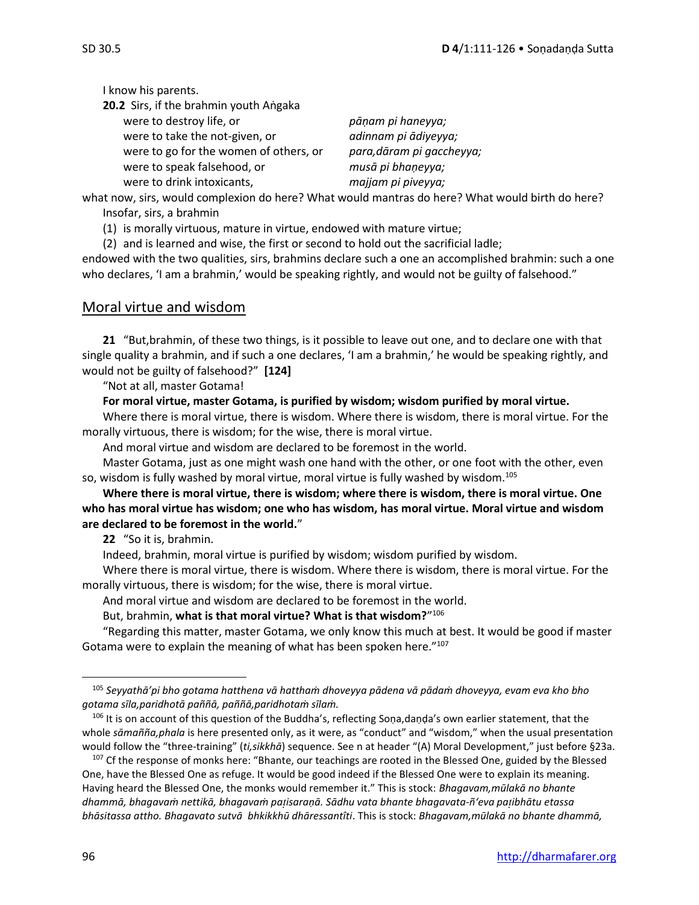I know his parents.

**20.2** Sirs, if the brahmin youth Aṅgaka

| | |
|---|---|
| were to destroy life, or | *pāṇam pi haneyya;* |
| were to take the not-given, or | *adinnam pi ādiyeyya;* |
| were to go for the women of others, or | *para,dāram pi gaccheyya;* |
| were to speak falsehood, or | *musā pi bhaṇeyya;* |
| were to drink intoxicants, | *majjam pi piveyya;* |

what now, sirs, would complexion do here? What would mantras do here? What would birth do here?

Insofar, sirs, a brahmin

(1) is morally virtuous, mature in virtue, endowed with mature virtue;

(2) and is learned and wise, the first or second to hold out the sacrificial ladle;

endowed with the two qualities, sirs, brahmins declare such a one an accomplished brahmin: such a one who declares, 'I am a brahmin,' would be speaking rightly, and would not be guilty of falsehood."

## Moral virtue and wisdom

**21** "But,brahmin, of these two things, is it possible to leave out one, and to declare one with that single quality a brahmin, and if such a one declares, 'I am a brahmin,' he would be speaking rightly, and would not be guilty of falsehood?" **[124]**

"Not at all, master Gotama!

**For moral virtue, master Gotama, is purified by wisdom; wisdom purified by moral virtue.**

Where there is moral virtue, there is wisdom. Where there is wisdom, there is moral virtue. For the morally virtuous, there is wisdom; for the wise, there is moral virtue.

And moral virtue and wisdom are declared to be foremost in the world.

Master Gotama, just as one might wash one hand with the other, or one foot with the other, even so, wisdom is fully washed by moral virtue, moral virtue is fully washed by wisdom.[105]

**Where there is moral virtue, there is wisdom; where there is wisdom, there is moral virtue. One who has moral virtue has wisdom; one who has wisdom, has moral virtue. Moral virtue and wisdom are declared to be foremost in the world.**"

**22** "So it is, brahmin.

Indeed, brahmin, moral virtue is purified by wisdom; wisdom purified by wisdom.

Where there is moral virtue, there is wisdom. Where there is wisdom, there is moral virtue. For the morally virtuous, there is wisdom; for the wise, there is moral virtue.

And moral virtue and wisdom are declared to be foremost in the world.

But, brahmin, **what is that moral virtue? What is that wisdom?**"[106]

"Regarding this matter, master Gotama, we only know this much at best. It would be good if master Gotama were to explain the meaning of what has been spoken here."[107]

---

[105] *Seyyathā'pi bho gotama hatthena vā hatthaṁ dhoveyya pādena vā pādaṁ dhoveyya, evam eva kho bho gotama sīla,paridhotā paññā, paññā,paridhotaṁ sīlaṁ.*

[106] It is on account of this question of the Buddha's, reflecting Soṇa,daṇḍa's own earlier statement, that the whole *sāmañña,phala* is here presented only, as it were, as "conduct" and "wisdom," when the usual presentation would follow the "three-training" (*ti,sikkhā*) sequence. See n at header "(A) Moral Development," just before §23a.

[107] Cf the response of monks here: "Bhante, our teachings are rooted in the Blessed One, guided by the Blessed One, have the Blessed One as refuge. It would be good indeed if the Blessed One were to explain its meaning. Having heard the Blessed One, the monks would remember it." This is stock: *Bhagavam,mūlakā no bhante dhammā, bhagavaṁ nettikā, bhagavaṁ paṭisaraṇā. Sādhu vata bhante bhagavata-ñ'eva paṭibhātu etassa bhāsitassa attho. Bhagavato sutvā bhkikkhū dhāressantîti*. This is stock: *Bhagavam,mūlakā no bhante dhammā,*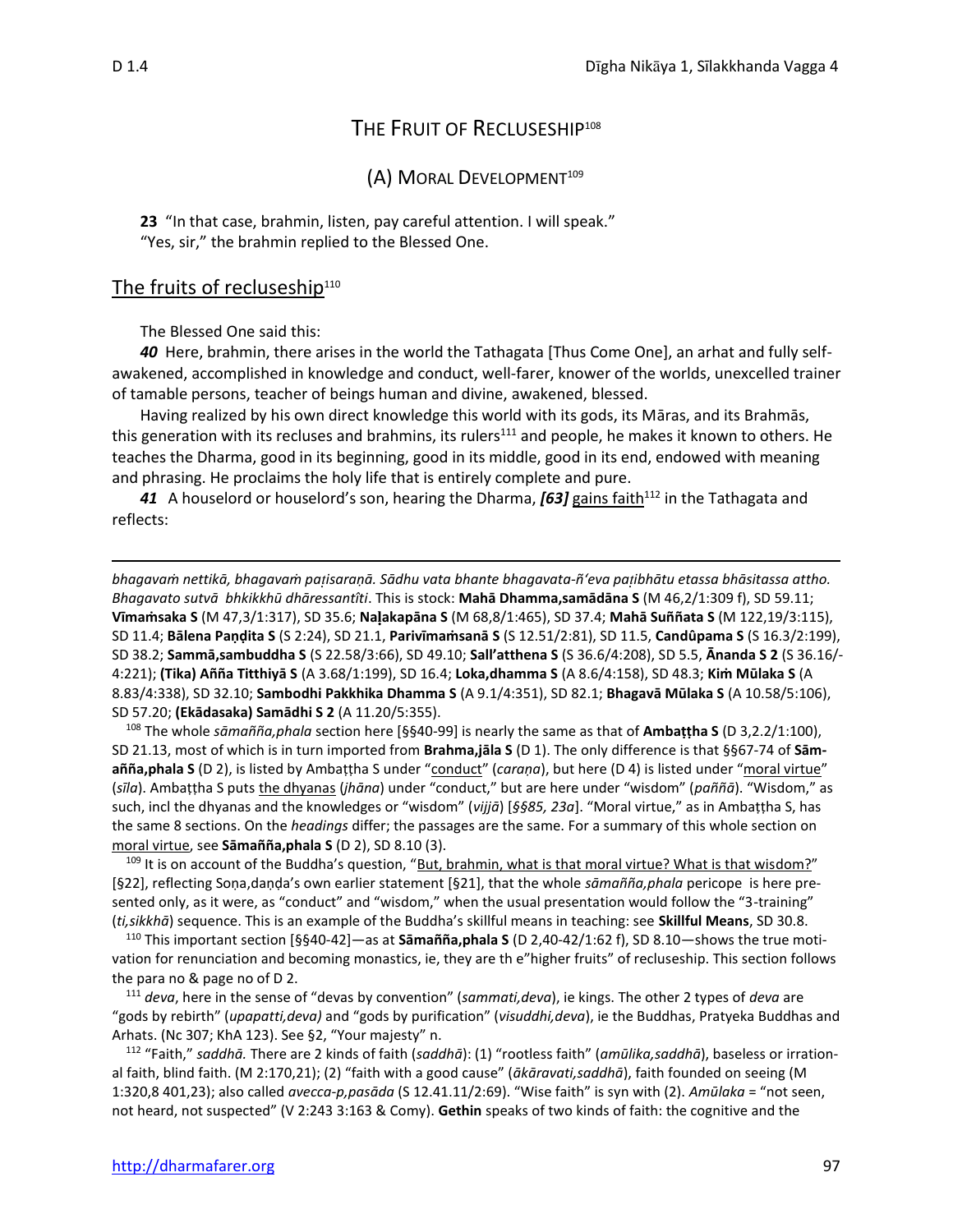## THE FRUIT OF RECLUSESHIP[108]

### (A) MORAL DEVELOPMENT[109]

**23** "In that case, brahmin, listen, pay careful attention. I will speak."
"Yes, sir," the brahmin replied to the Blessed One.

### The fruits of recluseship[110]

The Blessed One said this:

***40*** Here, brahmin, there arises in the world the Tathagata [Thus Come One], an arhat and fully self-awakened, accomplished in knowledge and conduct, well-farer, knower of the worlds, unexcelled trainer of tamable persons, teacher of beings human and divine, awakened, blessed.

Having realized by his own direct knowledge this world with its gods, its Māras, and its Brahmās, this generation with its recluses and brahmins, its rulers[111] and people, he makes it known to others. He teaches the Dharma, good in its beginning, good in its middle, good in its end, endowed with meaning and phrasing. He proclaims the holy life that is entirely complete and pure.

***41*** A houselord or houselord's son, hearing the Dharma, ***[63]*** gains faith[112] in the Tathagata and reflects:

---

*bhagavaṁ nettikā, bhagavaṁ paṭisaraṇā. Sādhu vata bhante bhagavata-ñ'eva paṭibhātu etassa bhāsitassa attho. Bhagavato sutvā bhkikkhū dhāressantîti*. This is stock: **Mahā Dhamma,samādāna S** (M 46,2/1:309 f), SD 59.11; **Vīmaṁsaka S** (M 47,3/1:317), SD 35.6; **Naḷakapāna S** (M 68,8/1:465), SD 37.4; **Mahā Suññata S** (M 122,19/3:115), SD 11.4; **Bālena Paṇḍita S** (S 2:24), SD 21.1, **Parivīmaṁsanā S** (S 12.51/2:81), SD 11.5, **Candûpama S** (S 16.3/2:199), SD 38.2; **Sammā,sambuddha S** (S 22.58/3:66), SD 49.10; **Sall'atthena S** (S 36.6/4:208), SD 5.5, **Ānanda S 2** (S 36.16/-4:221); **(Tika) Añña Titthiyā S** (A 3.68/1:199), SD 16.4; **Loka,dhamma S** (A 8.6/4:158), SD 48.3; **Kiṁ Mūlaka S** (A 8.83/4:338), SD 32.10; **Sambodhi Pakkhika Dhamma S** (A 9.1/4:351), SD 82.1; **Bhagavā Mūlaka S** (A 10.58/5:106), SD 57.20; **(Ekādasaka) Samādhi S 2** (A 11.20/5:355).

[108] The whole *sāmañña,phala* section here [§§40-99] is nearly the same as that of **Ambaṭṭha S** (D 3,2.2/1:100), SD 21.13, most of which is in turn imported from **Brahma,jāla S** (D 1). The only difference is that §§67-74 of **Sāmañña,phala S** (D 2), is listed by Ambaṭṭha S under "conduct" (*caraṇa*), but here (D 4) is listed under "moral virtue" (*sīla*). Ambaṭṭha S puts the dhyanas (*jhāna*) under "conduct," but are here under "wisdom" (*paññā*). "Wisdom," as such, incl the dhyanas and the knowledges or "wisdom" (*vijjā*) [*§§85, 23a*]. "Moral virtue," as in Ambaṭṭha S, has the same 8 sections. On the *headings* differ; the passages are the same. For a summary of this whole section on moral virtue, see **Sāmañña,phala S** (D 2), SD 8.10 (3).

[109] It is on account of the Buddha's question, "But, brahmin, what is that moral virtue? What is that wisdom?" [§22], reflecting Soṇa,daṇḍa's own earlier statement [§21], that the whole *sāmañña,phala* pericope is here presented only, as it were, as "conduct" and "wisdom," when the usual presentation would follow the "3-training" (*ti,sikkhā*) sequence. This is an example of the Buddha's skillful means in teaching: see **Skillful Means**, SD 30.8.

[110] This important section [§§40-42]—as at **Sāmañña,phala S** (D 2,40-42/1:62 f), SD 8.10—shows the true motivation for renunciation and becoming monastics, ie, they are th e"higher fruits" of recluseship. This section follows the para no & page no of D 2.

[111] *deva*, here in the sense of "devas by convention" (*sammati,deva*), ie kings. The other 2 types of *deva* are "gods by rebirth" (*upapatti,deva)* and "gods by purification" (*visuddhi,deva*), ie the Buddhas, Pratyeka Buddhas and Arhats. (Nc 307; KhA 123). See §2, "Your majesty" n.

[112] "Faith," *saddhā.* There are 2 kinds of faith (*saddhā*): (1) "rootless faith" (*amūlika,saddhā*), baseless or irrational faith, blind faith. (M 2:170,21); (2) "faith with a good cause" (*ākāravati,saddhā*), faith founded on seeing (M 1:320,8 401,23); also called *avecca-p,pasāda* (S 12.41.11/2:69). "Wise faith" is syn with (2). *Amūlaka* = "not seen, not heard, not suspected" (V 2:243 3:163 & Comy). **Gethin** speaks of two kinds of faith: the cognitive and the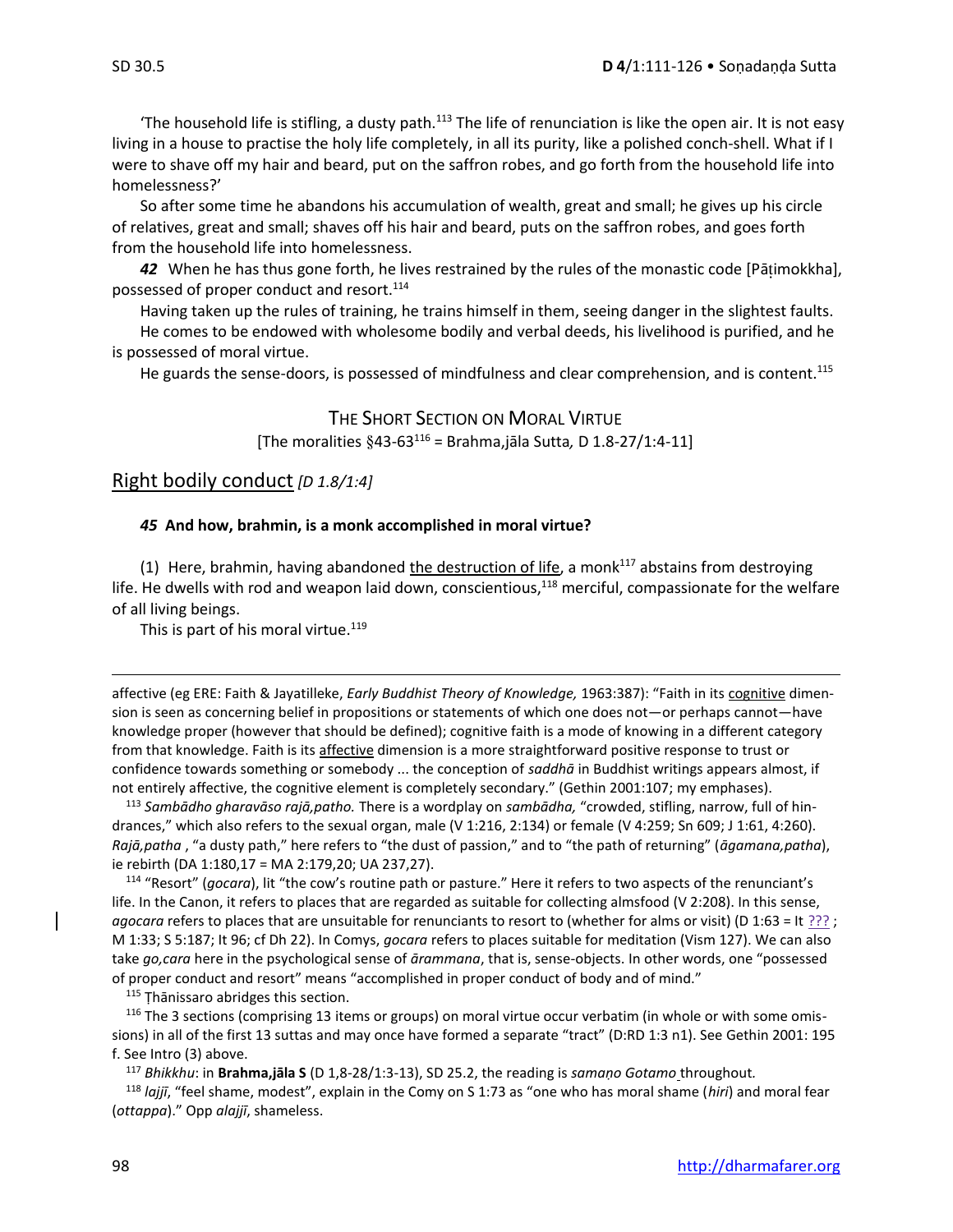'The household life is stifling, a dusty path.[113] The life of renunciation is like the open air. It is not easy living in a house to practise the holy life completely, in all its purity, like a polished conch-shell. What if I were to shave off my hair and beard, put on the saffron robes, and go forth from the household life into homelessness?'

So after some time he abandons his accumulation of wealth, great and small; he gives up his circle of relatives, great and small; shaves off his hair and beard, puts on the saffron robes, and goes forth from the household life into homelessness.

***42*** When he has thus gone forth, he lives restrained by the rules of the monastic code [Pāṭimokkha], possessed of proper conduct and resort.[114]

Having taken up the rules of training, he trains himself in them, seeing danger in the slightest faults.

He comes to be endowed with wholesome bodily and verbal deeds, his livelihood is purified, and he is possessed of moral virtue.

He guards the sense-doors, is possessed of mindfulness and clear comprehension, and is content.[115]

## THE SHORT SECTION ON MORAL VIRTUE

[The moralities §43-63[116] = Brahma,jāla Sutta*,* D 1.8-27/1:4-11]

### Right bodily conduct *[D 1.8/1:4]*

***45*** **And how, brahmin, is a monk accomplished in moral virtue?**

(1) Here, brahmin, having abandoned the destruction of life, a monk[117] abstains from destroying life. He dwells with rod and weapon laid down, conscientious,[118] merciful, compassionate for the welfare of all living beings.

This is part of his moral virtue.[119]

---

affective (eg ERE: Faith & Jayatilleke, *Early Buddhist Theory of Knowledge,* 1963:387): "Faith in its cognitive dimension is seen as concerning belief in propositions or statements of which one does not—or perhaps cannot—have knowledge proper (however that should be defined); cognitive faith is a mode of knowing in a different category from that knowledge. Faith is its affective dimension is a more straightforward positive response to trust or confidence towards something or somebody ... the conception of *saddhā* in Buddhist writings appears almost, if not entirely affective, the cognitive element is completely secondary." (Gethin 2001:107; my emphases).

[113] *Sambādho gharavāso rajā,patho.* There is a wordplay on *sambādha,* "crowded, stifling, narrow, full of hindrances," which also refers to the sexual organ, male (V 1:216, 2:134) or female (V 4:259; Sn 609; J 1:61, 4:260). *Rajā,patha* , "a dusty path," here refers to "the dust of passion," and to "the path of returning" (*āgamana,patha*), ie rebirth (DA 1:180,17 = MA 2:179,20; UA 237,27).

[114] "Resort" (*gocara*), lit "the cow's routine path or pasture." Here it refers to two aspects of the renunciant's life. In the Canon, it refers to places that are regarded as suitable for collecting almsfood (V 2:208). In this sense, *agocara* refers to places that are unsuitable for renunciants to resort to (whether for alms or visit) (D 1:63 = It ??? ; M 1:33; S 5:187; It 96; cf Dh 22). In Comys, *gocara* refers to places suitable for meditation (Vism 127). We can also take *go,cara* here in the psychological sense of *ārammana*, that is, sense-objects. In other words, one "possessed of proper conduct and resort" means "accomplished in proper conduct of body and of mind."

[115] Ṭhānissaro abridges this section.

[116] The 3 sections (comprising 13 items or groups) on moral virtue occur verbatim (in whole or with some omissions) in all of the first 13 suttas and may once have formed a separate "tract" (D:RD 1:3 n1). See Gethin 2001: 195 f. See Intro (3) above.

[117] *Bhikkhu*: in **Brahma,jāla S** (D 1,8-28/1:3-13), SD 25.2, the reading is *samaṇo Gotamo* throughout.

[118] *Lajjī*, "feel shame, modest", explain in the Comy on S 1:73 as "one who has moral shame (*hiri*) and moral fear (*ottappa*)." Opp *alajjī*, shameless.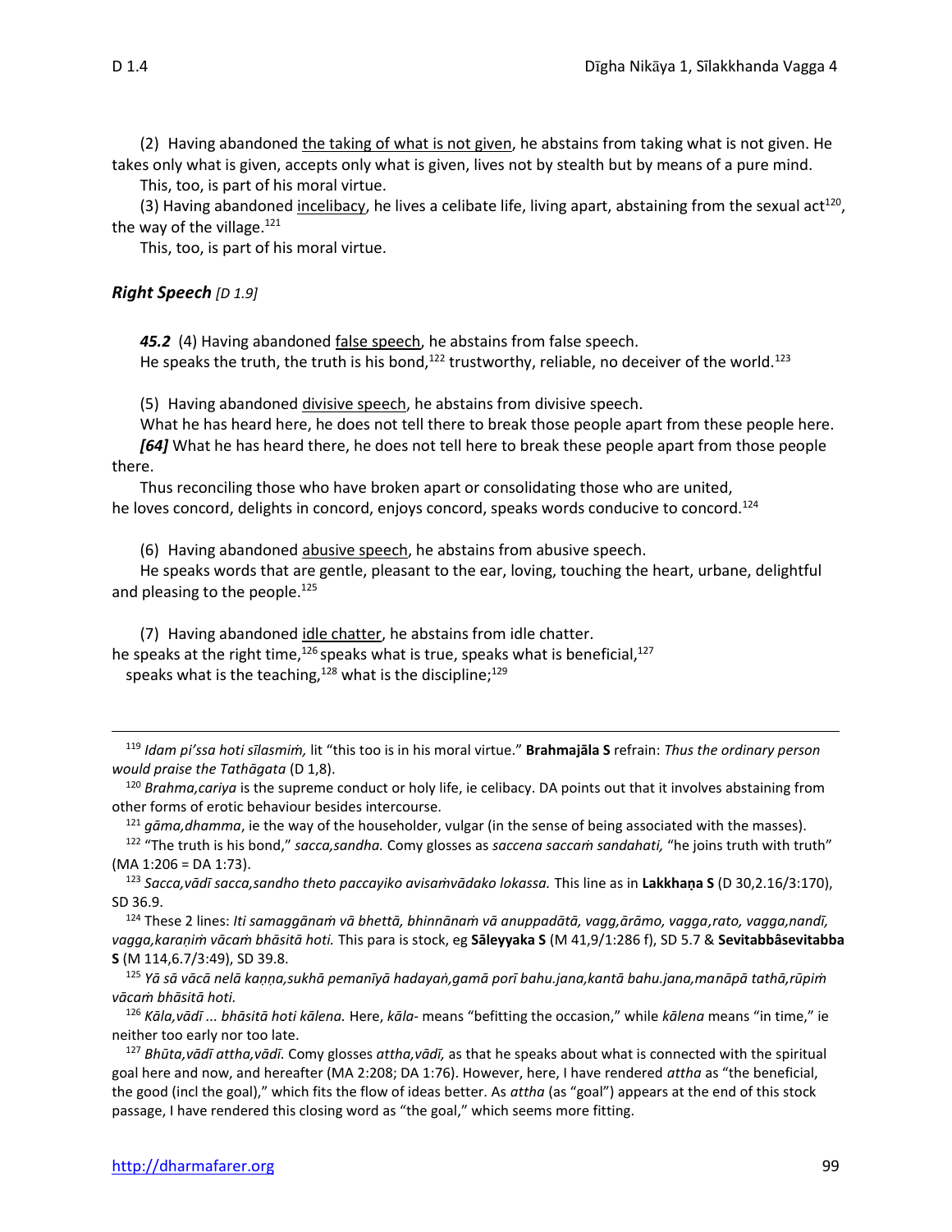(2) Having abandoned the taking of what is not given, he abstains from taking what is not given. He takes only what is given, accepts only what is given, lives not by stealth but by means of a pure mind.

This, too, is part of his moral virtue.

(3) Having abandoned incelibacy, he lives a celibate life, living apart, abstaining from the sexual act[120], the way of the village.[121]

This, too, is part of his moral virtue.

### *Right Speech* *[D 1.9]*

***45.2*** (4) Having abandoned false speech, he abstains from false speech.
He speaks the truth, the truth is his bond,[122] trustworthy, reliable, no deceiver of the world.[123]

(5) Having abandoned divisive speech, he abstains from divisive speech.
What he has heard here, he does not tell there to break those people apart from these people here.
***[64]*** What he has heard there, he does not tell here to break these people apart from those people there.

Thus reconciling those who have broken apart or consolidating those who are united,
he loves concord, delights in concord, enjoys concord, speaks words conducive to concord.[124]

(6) Having abandoned abusive speech, he abstains from abusive speech.
He speaks words that are gentle, pleasant to the ear, loving, touching the heart, urbane, delightful and pleasing to the people.[125]

(7) Having abandoned idle chatter, he abstains from idle chatter.
he speaks at the right time,[126] speaks what is true, speaks what is beneficial,[127]
speaks what is the teaching,[128] what is the discipline;[129]

---

[119] *Idam pi'ssa hoti sīlasmiṁ,* lit "this too is in his moral virtue." **Brahmajāla S** refrain: *Thus the ordinary person would praise the Tathāgata* (D 1,8).

[120] *Brahma,cariya* is the supreme conduct or holy life, ie celibacy. DA points out that it involves abstaining from other forms of erotic behaviour besides intercourse.

[121] *gāma,dhamma*, ie the way of the householder, vulgar (in the sense of being associated with the masses).

[122] "The truth is his bond," *sacca,sandha.* Comy glosses as *saccena saccaṁ sandahati,* "he joins truth with truth" (MA 1:206 = DA 1:73).

[123] *Sacca,vādī sacca,sandho theto paccayiko avisaṁvādako lokassa.* This line as in **Lakkhaṇa S** (D 30,2.16/3:170), SD 36.9.

[124] These 2 lines: *Iti samaggānaṁ vā bhettā, bhinnānaṁ vā anuppadātā, vagg,ārāmo, vagga,rato, vagga,nandī, vagga,karaṇiṁ vācaṁ bhāsitā hoti.* This para is stock, eg **Sāleyyaka S** (M 41,9/1:286 f), SD 5.7 & **Sevitabbâsevitabba S** (M 114,6.7/3:49), SD 39.8.

[125] *Yā sā vācā nelā kaṇṇa,sukhā pemanīyā hadayaṅ,gamā porī bahu.jana,kantā bahu.jana,manāpā tathā,rūpiṁ vācaṁ bhāsitā hoti.*

[126] *Kāla,vādī ... bhāsitā hoti kālena.* Here, *kāla-* means "befitting the occasion," while *kālena* means "in time," ie neither too early nor too late.

[127] *Bhūta,vādī attha,vādī.* Comy glosses *attha,vādī,* as that he speaks about what is connected with the spiritual goal here and now, and hereafter (MA 2:208; DA 1:76). However, here, I have rendered *attha* as "the beneficial, the good (incl the goal)," which fits the flow of ideas better. As *attha* (as "goal") appears at the end of this stock passage, I have rendered this closing word as "the goal," which seems more fitting.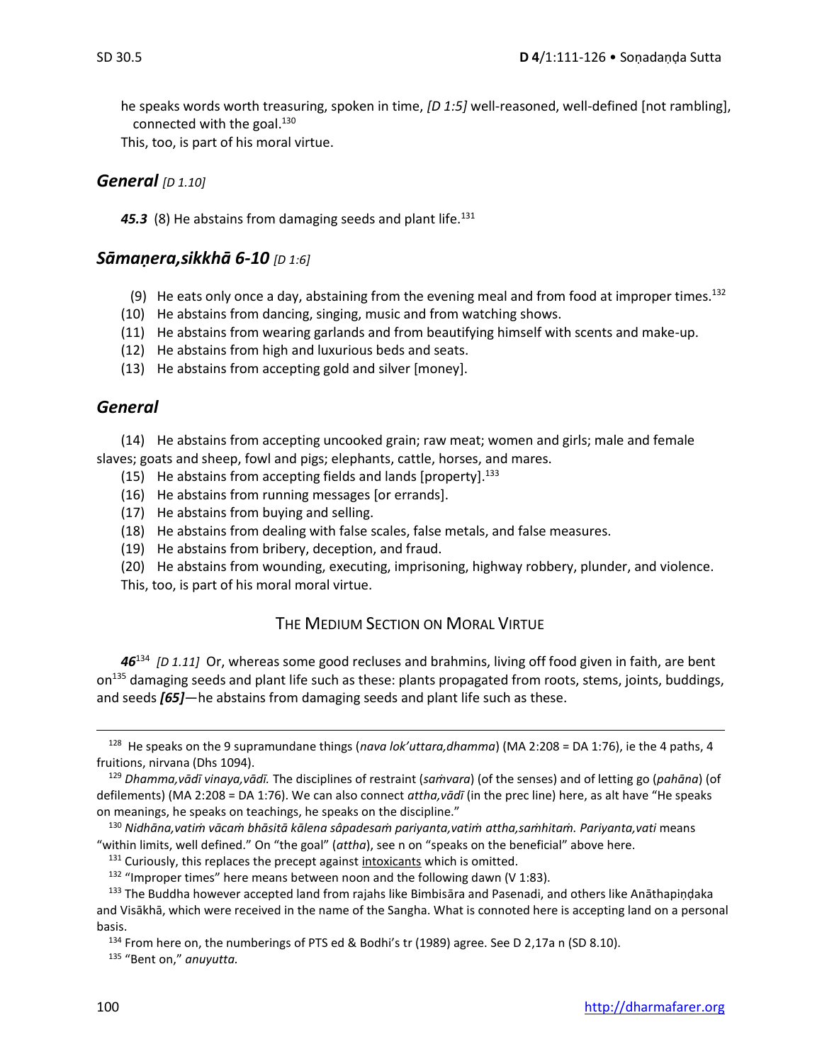he speaks words worth treasuring, spoken in time, *[D 1:5]* well-reasoned, well-defined [not rambling], connected with the goal.[130]

This, too, is part of his moral virtue.

## *General* *[D 1.10]*

***45.3*** (8) He abstains from damaging seeds and plant life.[131]

## *Sāmaṇera,sikkhā 6-10* *[D 1:6]*

(9) He eats only once a day, abstaining from the evening meal and from food at improper times.[132]
(10) He abstains from dancing, singing, music and from watching shows.
(11) He abstains from wearing garlands and from beautifying himself with scents and make-up.
(12) He abstains from high and luxurious beds and seats.
(13) He abstains from accepting gold and silver [money].

## *General*

(14) He abstains from accepting uncooked grain; raw meat; women and girls; male and female slaves; goats and sheep, fowl and pigs; elephants, cattle, horses, and mares.
(15) He abstains from accepting fields and lands [property].[133]
(16) He abstains from running messages [or errands].
(17) He abstains from buying and selling.
(18) He abstains from dealing with false scales, false metals, and false measures.
(19) He abstains from bribery, deception, and fraud.
(20) He abstains from wounding, executing, imprisoning, highway robbery, plunder, and violence.

This, too, is part of his moral moral virtue.

### THE MEDIUM SECTION ON MORAL VIRTUE

***46***[134] *[D 1.11]* Or, whereas some good recluses and brahmins, living off food given in faith, are bent on[135] damaging seeds and plant life such as these: plants propagated from roots, stems, joints, buddings, and seeds ***[65]***—he abstains from damaging seeds and plant life such as these.

---

[128] He speaks on the 9 supramundane things (*nava lok'uttara,dhamma*) (MA 2:208 = DA 1:76), ie the 4 paths, 4 fruitions, nirvana (Dhs 1094).

[129] *Dhamma,vādī vinaya,vādī.* The disciplines of restraint (*saṁvara*) (of the senses) and of letting go (*pahāna*) (of defilements) (MA 2:208 = DA 1:76). We can also connect *attha,vādī* (in the prec line) here, as alt have "He speaks on meanings, he speaks on teachings, he speaks on the discipline."

[130] *Nidhāna,vatiṁ vācaṁ bhāsitā kālena sâpadesaṁ pariyanta,vatiṁ attha,saṁhitaṁ. Pariyanta,vati* means "within limits, well defined." On "the goal" (*attha*), see n on "speaks on the beneficial" above here.

[131] Curiously, this replaces the precept against intoxicants which is omitted.

[132] "Improper times" here means between noon and the following dawn (V 1:83).

[133] The Buddha however accepted land from rajahs like Bimbisāra and Pasenadi, and others like Anāthapiṇḍaka and Visākhā, which were received in the name of the Sangha. What is connoted here is accepting land on a personal basis.

[134] From here on, the numberings of PTS ed & Bodhi's tr (1989) agree. See D 2,17a n (SD 8.10).

[135] "Bent on," *anuyutta.*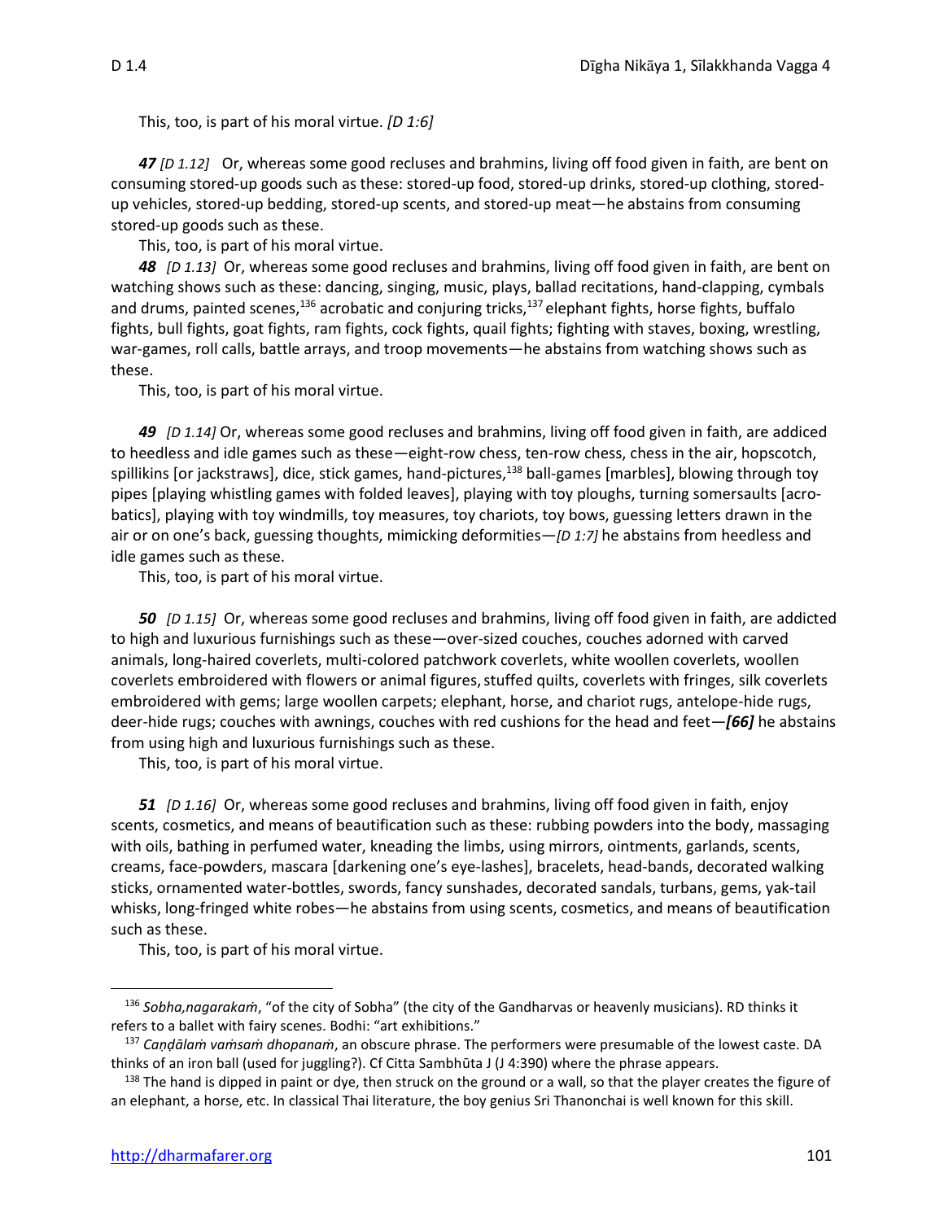This, too, is part of his moral virtue. *[D 1:6]*

***47*** *[D 1.12]* Or, whereas some good recluses and brahmins, living off food given in faith, are bent on consuming stored-up goods such as these: stored-up food, stored-up drinks, stored-up clothing, stored-up vehicles, stored-up bedding, stored-up scents, and stored-up meat—he abstains from consuming stored-up goods such as these.

This, too, is part of his moral virtue.

***48*** *[D 1.13]* Or, whereas some good recluses and brahmins, living off food given in faith, are bent on watching shows such as these: dancing, singing, music, plays, ballad recitations, hand-clapping, cymbals and drums, painted scenes,[136] acrobatic and conjuring tricks,[137] elephant fights, horse fights, buffalo fights, bull fights, goat fights, ram fights, cock fights, quail fights; fighting with staves, boxing, wrestling, war-games, roll calls, battle arrays, and troop movements—he abstains from watching shows such as these.

This, too, is part of his moral virtue.

***49*** *[D 1.14]* Or, whereas some good recluses and brahmins, living off food given in faith, are addiced to heedless and idle games such as these—eight-row chess, ten-row chess, chess in the air, hopscotch, spillikins [or jackstraws], dice, stick games, hand-pictures,[138] ball-games [marbles], blowing through toy pipes [playing whistling games with folded leaves], playing with toy ploughs, turning somersaults [acrobatics], playing with toy windmills, toy measures, toy chariots, toy bows, guessing letters drawn in the air or on one's back, guessing thoughts, mimicking deformities—*[D 1:7]* he abstains from heedless and idle games such as these.

This, too, is part of his moral virtue.

***50*** *[D 1.15]* Or, whereas some good recluses and brahmins, living off food given in faith, are addicted to high and luxurious furnishings such as these—over-sized couches, couches adorned with carved animals, long-haired coverlets, multi-colored patchwork coverlets, white woollen coverlets, woollen coverlets embroidered with flowers or animal figures, stuffed quilts, coverlets with fringes, silk coverlets embroidered with gems; large woollen carpets; elephant, horse, and chariot rugs, antelope-hide rugs, deer-hide rugs; couches with awnings, couches with red cushions for the head and feet—***[66]*** he abstains from using high and luxurious furnishings such as these.

This, too, is part of his moral virtue.

***51*** *[D 1.16]* Or, whereas some good recluses and brahmins, living off food given in faith, enjoy scents, cosmetics, and means of beautification such as these: rubbing powders into the body, massaging with oils, bathing in perfumed water, kneading the limbs, using mirrors, ointments, garlands, scents, creams, face-powders, mascara [darkening one's eye-lashes], bracelets, head-bands, decorated walking sticks, ornamented water-bottles, swords, fancy sunshades, decorated sandals, turbans, gems, yak-tail whisks, long-fringed white robes—he abstains from using scents, cosmetics, and means of beautification such as these.

This, too, is part of his moral virtue.

---

[136] *Sobha,nagarakaṁ*, "of the city of Sobha" (the city of the Gandharvas or heavenly musicians). RD thinks it refers to a ballet with fairy scenes. Bodhi: "art exhibitions."

[137] *Caṇḍālaṁ vaṁsaṁ dhopanaṁ*, an obscure phrase. The performers were presumable of the lowest caste. DA thinks of an iron ball (used for juggling?). Cf Citta Sambhūta J (J 4:390) where the phrase appears.

[138] The hand is dipped in paint or dye, then struck on the ground or a wall, so that the player creates the figure of an elephant, a horse, etc. In classical Thai literature, the boy genius Sri Thanonchai is well known for this skill.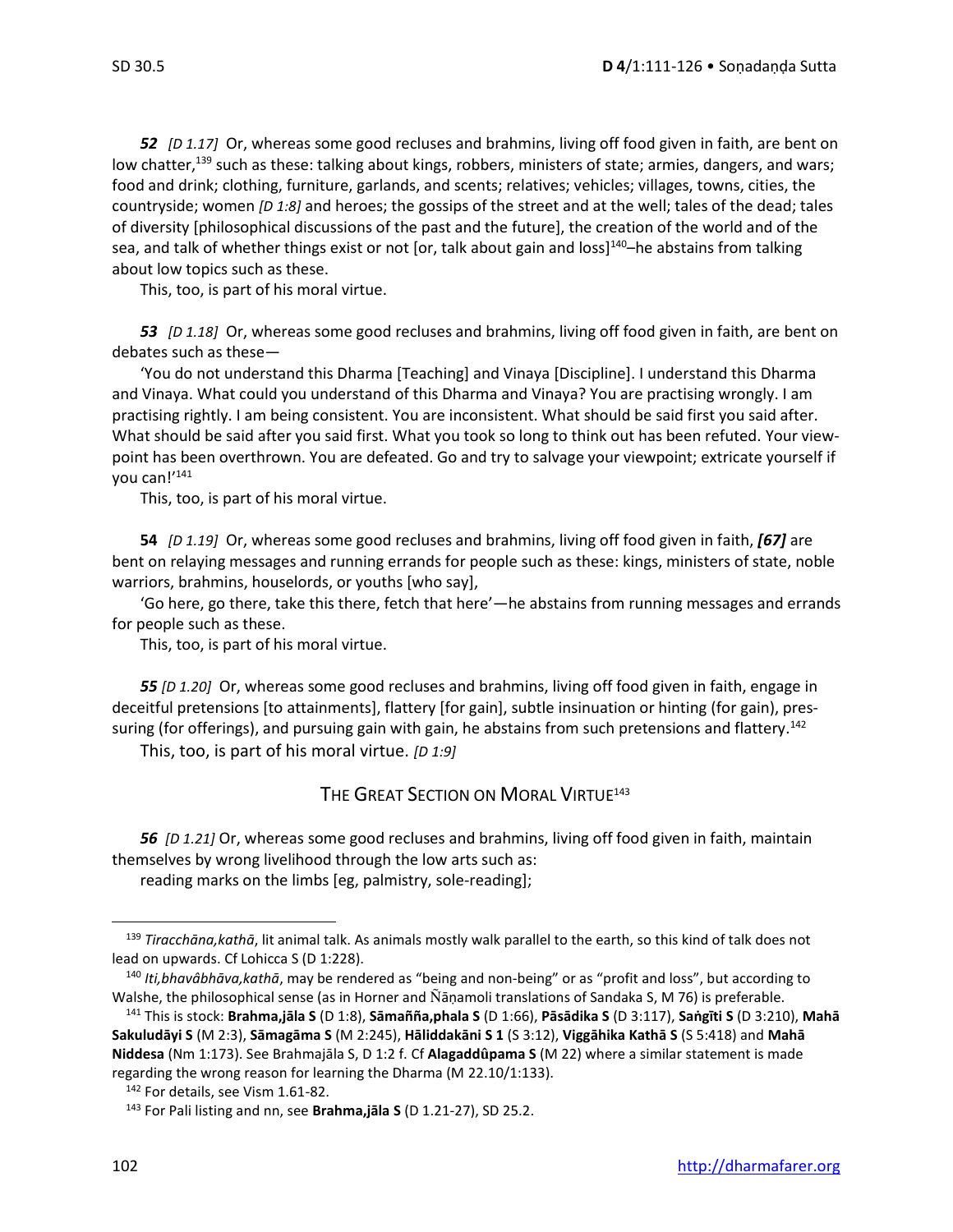***52*** *[D 1.17]* Or, whereas some good recluses and brahmins, living off food given in faith, are bent on low chatter,[139] such as these: talking about kings, robbers, ministers of state; armies, dangers, and wars; food and drink; clothing, furniture, garlands, and scents; relatives; vehicles; villages, towns, cities, the countryside; women *[D 1:8]* and heroes; the gossips of the street and at the well; tales of the dead; tales of diversity [philosophical discussions of the past and the future], the creation of the world and of the sea, and talk of whether things exist or not [or, talk about gain and loss][140]–he abstains from talking about low topics such as these.

This, too, is part of his moral virtue.

***53*** *[D 1.18]* Or, whereas some good recluses and brahmins, living off food given in faith, are bent on debates such as these—

'You do not understand this Dharma [Teaching] and Vinaya [Discipline]. I understand this Dharma and Vinaya. What could you understand of this Dharma and Vinaya? You are practising wrongly. I am practising rightly. I am being consistent. You are inconsistent. What should be said first you said after. What should be said after you said first. What you took so long to think out has been refuted. Your view-point has been overthrown. You are defeated. Go and try to salvage your viewpoint; extricate yourself if you can!'[141]

This, too, is part of his moral virtue.

**54** *[D 1.19]* Or, whereas some good recluses and brahmins, living off food given in faith, ***[67]*** are bent on relaying messages and running errands for people such as these: kings, ministers of state, noble warriors, brahmins, houselords, or youths [who say],

'Go here, go there, take this there, fetch that here'—he abstains from running messages and errands for people such as these.

This, too, is part of his moral virtue.

***55*** *[D 1.20]* Or, whereas some good recluses and brahmins, living off food given in faith, engage in deceitful pretensions [to attainments], flattery [for gain], subtle insinuation or hinting (for gain), pressuring (for offerings), and pursuing gain with gain, he abstains from such pretensions and flattery.[142]

This, too, is part of his moral virtue. *[D 1:9]*

## THE GREAT SECTION ON MORAL VIRTUE[143]

***56*** *[D 1.21]* Or, whereas some good recluses and brahmins, living off food given in faith, maintain themselves by wrong livelihood through the low arts such as:

reading marks on the limbs [eg, palmistry, sole-reading];

---

[139] *Tiracchāna,kathā*, lit animal talk. As animals mostly walk parallel to the earth, so this kind of talk does not lead on upwards. Cf Lohicca S (D 1:228).

[140] *Iti,bhavâbhāva,kathā*, may be rendered as "being and non-being" or as "profit and loss", but according to Walshe, the philosophical sense (as in Horner and Ñāṇamoli translations of Sandaka S, M 76) is preferable.

[141] This is stock: **Brahma,jāla S** (D 1:8), **Sāmañña,phala S** (D 1:66), **Pāsādika S** (D 3:117), **Saṅgīti S** (D 3:210), **Mahā Sakuludāyi S** (M 2:3), **Sāmagāma S** (M 2:245), **Hāliddakāni S 1** (S 3:12), **Viggāhika Kathā S** (S 5:418) and **Mahā Niddesa** (Nm 1:173). See Brahmajāla S, D 1:2 f. Cf **Alagaddûpama S** (M 22) where a similar statement is made regarding the wrong reason for learning the Dharma (M 22.10/1:133).

[142] For details, see Vism 1.61-82.

[143] For Pali listing and nn, see **Brahma,jāla S** (D 1.21-27), SD 25.2.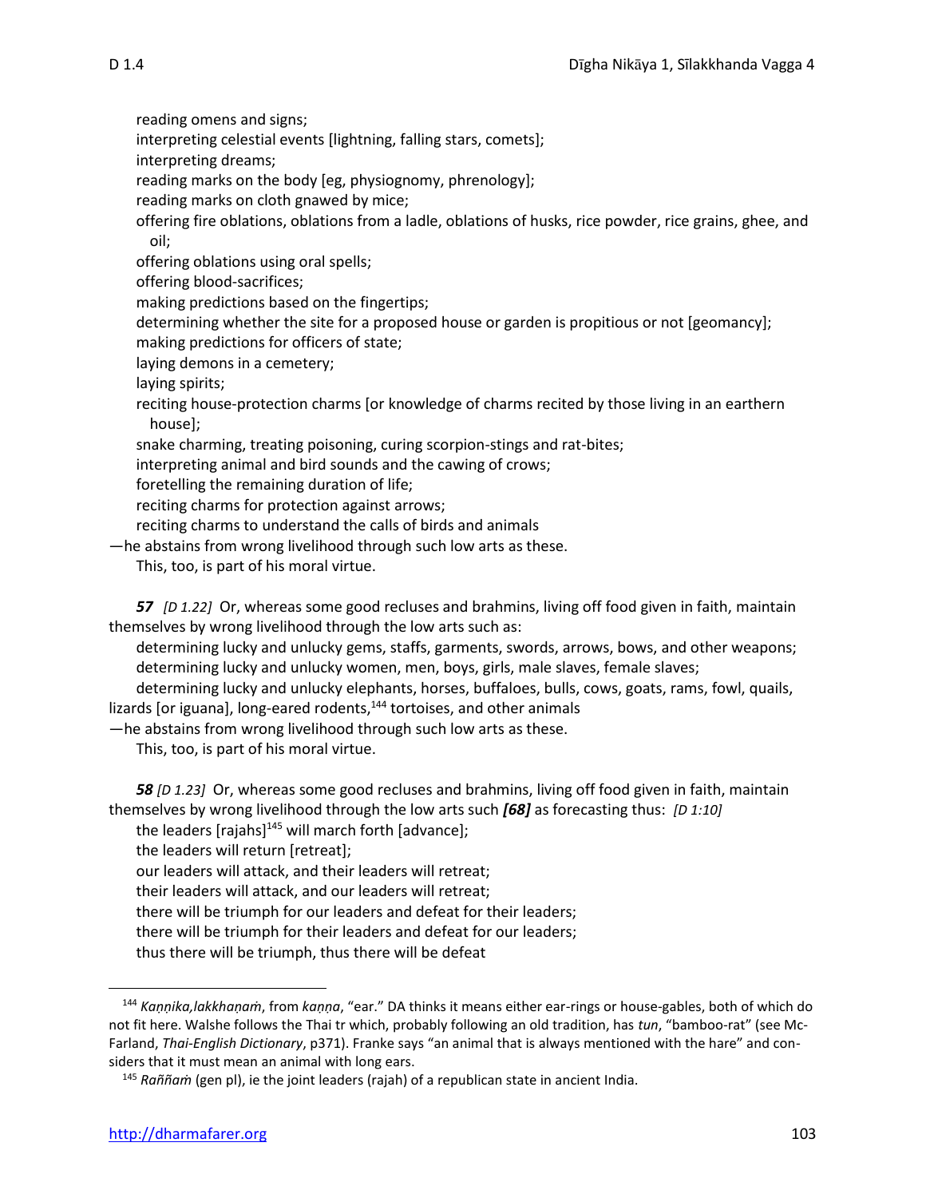reading omens and signs;
interpreting celestial events [lightning, falling stars, comets];
interpreting dreams;
reading marks on the body [eg, physiognomy, phrenology];
reading marks on cloth gnawed by mice;
offering fire oblations, oblations from a ladle, oblations of husks, rice powder, rice grains, ghee, and oil;
offering oblations using oral spells;
offering blood-sacrifices;
making predictions based on the fingertips;
determining whether the site for a proposed house or garden is propitious or not [geomancy];
making predictions for officers of state;
laying demons in a cemetery;
laying spirits;
reciting house-protection charms [or knowledge of charms recited by those living in an earthern house];
snake charming, treating poisoning, curing scorpion-stings and rat-bites;
interpreting animal and bird sounds and the cawing of crows;
foretelling the remaining duration of life;
reciting charms for protection against arrows;
reciting charms to understand the calls of birds and animals

—he abstains from wrong livelihood through such low arts as these.

This, too, is part of his moral virtue.

***57*** *[D 1.22]* Or, whereas some good recluses and brahmins, living off food given in faith, maintain themselves by wrong livelihood through the low arts such as:

determining lucky and unlucky gems, staffs, garments, swords, arrows, bows, and other weapons;
determining lucky and unlucky women, men, boys, girls, male slaves, female slaves;
determining lucky and unlucky elephants, horses, buffaloes, bulls, cows, goats, rams, fowl, quails, lizards [or iguana], long-eared rodents,[144] tortoises, and other animals

—he abstains from wrong livelihood through such low arts as these.

This, too, is part of his moral virtue.

***58*** *[D 1.23]* Or, whereas some good recluses and brahmins, living off food given in faith, maintain themselves by wrong livelihood through the low arts such ***[68]*** as forecasting thus: *[D 1:10]*

the leaders [rajahs][145] will march forth [advance];
the leaders will return [retreat];
our leaders will attack, and their leaders will retreat;
their leaders will attack, and our leaders will retreat;
there will be triumph for our leaders and defeat for their leaders;
there will be triumph for their leaders and defeat for our leaders;
thus there will be triumph, thus there will be defeat

---

[144] *Kaṇṇika,lakkhaṇaṁ*, from *kaṇṇa*, "ear." DA thinks it means either ear-rings or house-gables, both of which do not fit here. Walshe follows the Thai tr which, probably following an old tradition, has *tun*, "bamboo-rat" (see McFarland, *Thai-English Dictionary*, p371). Franke says "an animal that is always mentioned with the hare" and considers that it must mean an animal with long ears.

[145] *Raññaṁ* (gen pl), ie the joint leaders (rajah) of a republican state in ancient India.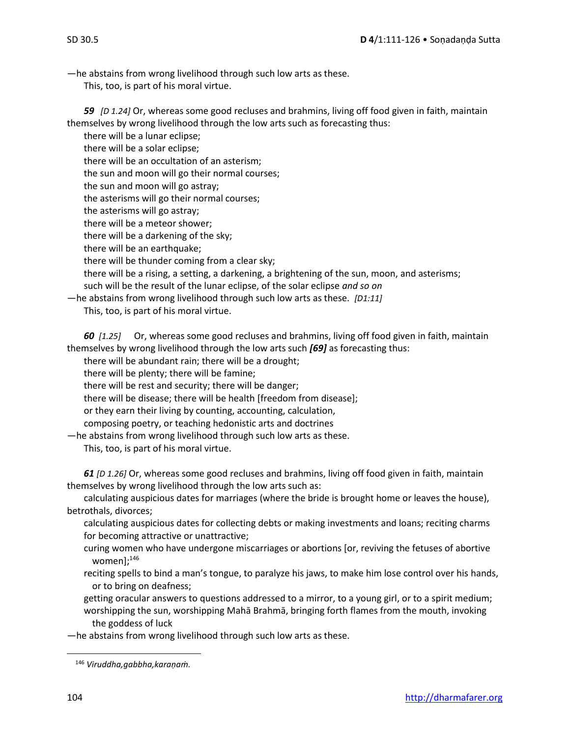—he abstains from wrong livelihood through such low arts as these.

This, too, is part of his moral virtue.

***59*** *[D 1.24]* Or, whereas some good recluses and brahmins, living off food given in faith, maintain themselves by wrong livelihood through the low arts such as forecasting thus:

there will be a lunar eclipse;
there will be a solar eclipse;
there will be an occultation of an asterism;
the sun and moon will go their normal courses;
the sun and moon will go astray;
the asterisms will go their normal courses;
the asterisms will go astray;
there will be a meteor shower;
there will be a darkening of the sky;
there will be an earthquake;
there will be thunder coming from a clear sky;
there will be a rising, a setting, a darkening, a brightening of the sun, moon, and asterisms;
such will be the result of the lunar eclipse, of the solar eclipse *and so on*

—he abstains from wrong livelihood through such low arts as these. *[D1:11]*

This, too, is part of his moral virtue.

***60*** *[1.25]* Or, whereas some good recluses and brahmins, living off food given in faith, maintain themselves by wrong livelihood through the low arts such ***[69]*** as forecasting thus:

there will be abundant rain; there will be a drought;
there will be plenty; there will be famine;
there will be rest and security; there will be danger;
there will be disease; there will be health [freedom from disease];
or they earn their living by counting, accounting, calculation,
composing poetry, or teaching hedonistic arts and doctrines

—he abstains from wrong livelihood through such low arts as these.

This, too, is part of his moral virtue.

***61*** *[D 1.26]* Or, whereas some good recluses and brahmins, living off food given in faith, maintain themselves by wrong livelihood through the low arts such as:

calculating auspicious dates for marriages (where the bride is brought home or leaves the house), betrothals, divorces;

calculating auspicious dates for collecting debts or making investments and loans; reciting charms for becoming attractive or unattractive;

curing women who have undergone miscarriages or abortions [or, reviving the fetuses of abortive women];[146]

reciting spells to bind a man's tongue, to paralyze his jaws, to make him lose control over his hands, or to bring on deafness;

getting oracular answers to questions addressed to a mirror, to a young girl, or to a spirit medium;

worshipping the sun, worshipping Mahā Brahmā, bringing forth flames from the mouth, invoking the goddess of luck

—he abstains from wrong livelihood through such low arts as these.

---

[146] *Viruddha,gabbha,karaṇaṁ.*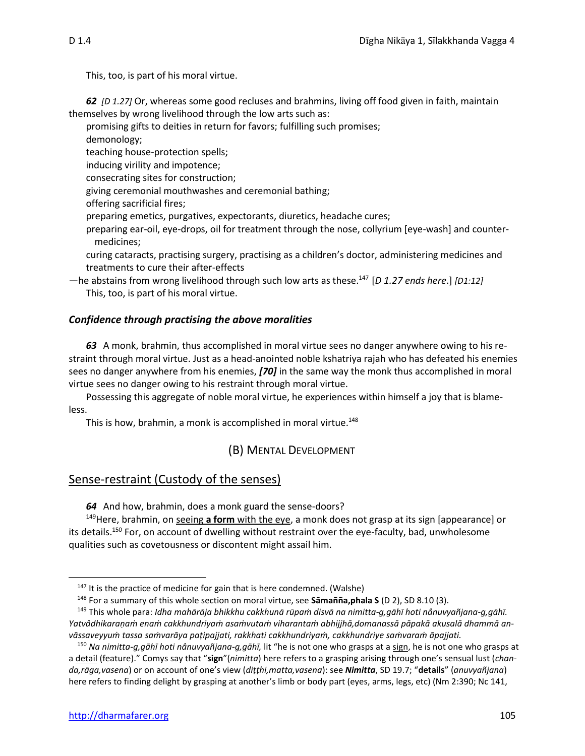This, too, is part of his moral virtue.

***62*** *[D 1.27]* Or, whereas some good recluses and brahmins, living off food given in faith, maintain themselves by wrong livelihood through the low arts such as:

promising gifts to deities in return for favors; fulfilling such promises;
demonology;
teaching house-protection spells;
inducing virility and impotence;
consecrating sites for construction;
giving ceremonial mouthwashes and ceremonial bathing;
offering sacrificial fires;
preparing emetics, purgatives, expectorants, diuretics, headache cures;
preparing ear-oil, eye-drops, oil for treatment through the nose, collyrium [eye-wash] and counter-medicines;
curing cataracts, practising surgery, practising as a children's doctor, administering medicines and treatments to cure their after-effects

—he abstains from wrong livelihood through such low arts as these.[147] [*D 1.27 ends here*.] *[D1:12]*

This, too, is part of his moral virtue.

### *Confidence through practising the above moralities*

***63*** A monk, brahmin, thus accomplished in moral virtue sees no danger anywhere owing to his restraint through moral virtue. Just as a head-anointed noble kshatriya rajah who has defeated his enemies sees no danger anywhere from his enemies, ***[70]*** in the same way the monk thus accomplished in moral virtue sees no danger owing to his restraint through moral virtue.

Possessing this aggregate of noble moral virtue, he experiences within himself a joy that is blameless.

This is how, brahmin, a monk is accomplished in moral virtue.[148]

## (B) MENTAL DEVELOPMENT

## Sense-restraint (Custody of the senses)

***64*** And how, brahmin, does a monk guard the sense-doors?

[149]Here, brahmin, on seeing **a form** with the eye, a monk does not grasp at its sign [appearance] or its details.[150] For, on account of dwelling without restraint over the eye-faculty, bad, unwholesome qualities such as covetousness or discontent might assail him.

---

[147] It is the practice of medicine for gain that is here condemned. (Walshe)

[148] For a summary of this whole section on moral virtue, see **Sāmañña,phala S** (D 2), SD 8.10 (3).

[149] This whole para: *Idha mahārāja bhikkhu cakkhunā rūpaṁ disvā na nimitta-g,gāhī hoti nânuvyañjana-g,gāhī. Yatvâdhikaraṇaṁ enaṁ cakkhundriyaṁ asaṁvutaṁ viharantaṁ abhijjhā,domanassā pāpakā akusalā dhammā anvāssaveyyuṁ tassa saṁvarāya paṭipajjati, rakkhati cakkhundriyaṁ, cakkhundriye saṁvaraṁ āpajjati.*

[150] *Na nimitta-g,gāhī hoti nânuvyañjana-g,gāhī,* lit "he is not one who grasps at a sign, he is not one who grasps at a detail (feature)." Comys say that "**sign**"(*nimitta*) here refers to a grasping arising through one's sensual lust (*chanda,rāga,vasena*) or on account of one's view (*diṭṭhi,matta,vasena*): see ***Nimitta***, SD 19.7; "**details**" (*anuvyañjana*) here refers to finding delight by grasping at another's limb or body part (eyes, arms, legs, etc) (Nm 2:390; Nc 141,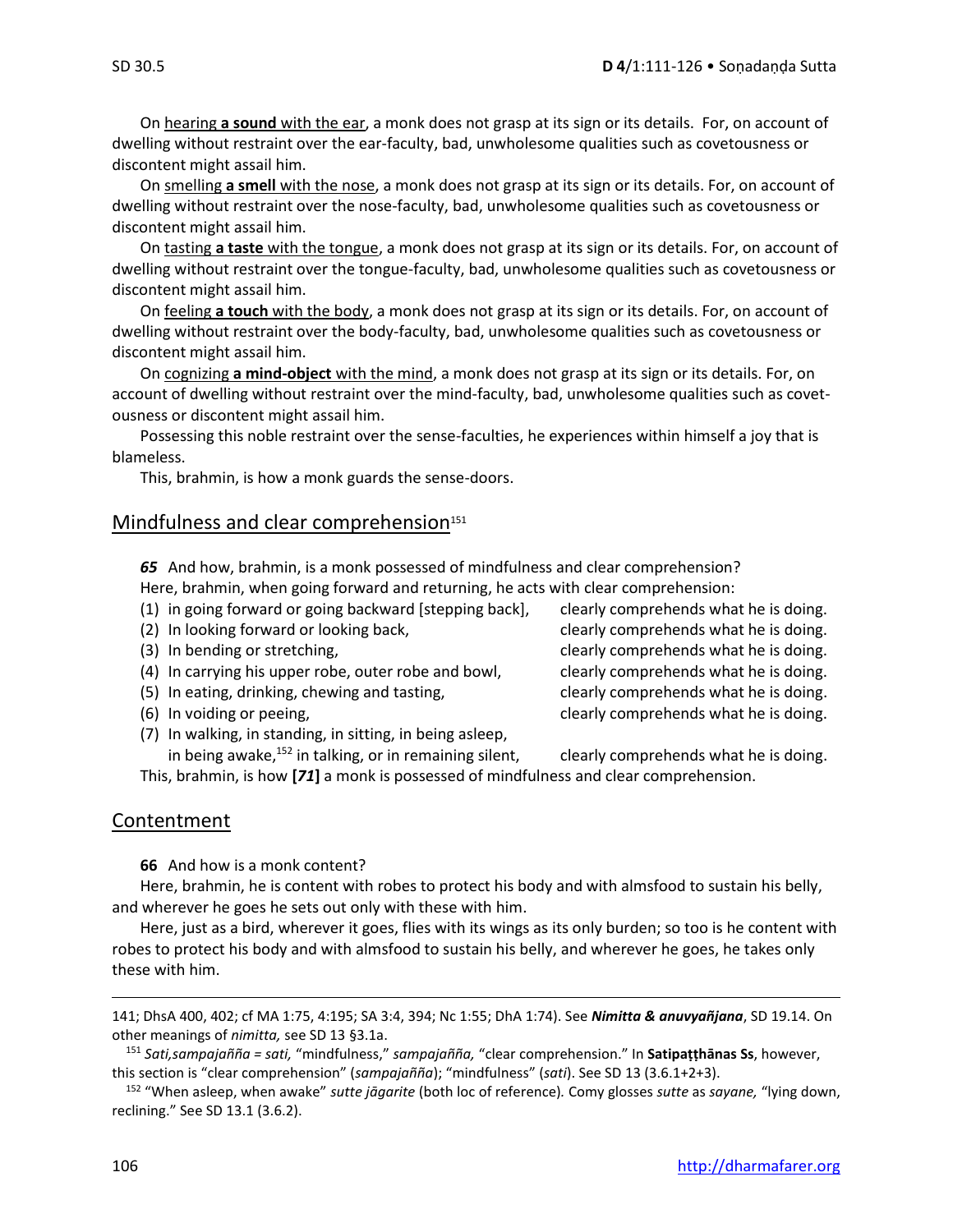On <u>hearing **a sound** with the ear</u>, a monk does not grasp at its sign or its details. For, on account of dwelling without restraint over the ear-faculty, bad, unwholesome qualities such as covetousness or discontent might assail him.

On <u>smelling **a smell** with the nose</u>, a monk does not grasp at its sign or its details. For, on account of dwelling without restraint over the nose-faculty, bad, unwholesome qualities such as covetousness or discontent might assail him.

On <u>tasting **a taste** with the tongue</u>, a monk does not grasp at its sign or its details. For, on account of dwelling without restraint over the tongue-faculty, bad, unwholesome qualities such as covetousness or discontent might assail him.

On <u>feeling **a touch** with the body</u>, a monk does not grasp at its sign or its details. For, on account of dwelling without restraint over the body-faculty, bad, unwholesome qualities such as covetousness or discontent might assail him.

On <u>cognizing **a mind-object** with the mind</u>, a monk does not grasp at its sign or its details. For, on account of dwelling without restraint over the mind-faculty, bad, unwholesome qualities such as covetousness or discontent might assail him.

Possessing this noble restraint over the sense-faculties, he experiences within himself a joy that is blameless.

This, brahmin, is how a monk guards the sense-doors.

## Mindfulness and clear comprehension[151]

***65*** And how, brahmin, is a monk possessed of mindfulness and clear comprehension?

Here, brahmin, when going forward and returning, he acts with clear comprehension:

(1) in going forward or going backward [stepping back], clearly comprehends what he is doing.
(2) In looking forward or looking back, clearly comprehends what he is doing.
(3) In bending or stretching, clearly comprehends what he is doing.
(4) In carrying his upper robe, outer robe and bowl, clearly comprehends what he is doing.
(5) In eating, drinking, chewing and tasting, clearly comprehends what he is doing.
(6) In voiding or peeing, clearly comprehends what he is doing.
(7) In walking, in standing, in sitting, in being asleep, in being awake,[152] in talking, or in remaining silent, clearly comprehends what he is doing.

This, brahmin, is how **[*71*]** a monk is possessed of mindfulness and clear comprehension.

## Contentment

**66** And how is a monk content?

Here, brahmin, he is content with robes to protect his body and with almsfood to sustain his belly, and wherever he goes he sets out only with these with him.

Here, just as a bird, wherever it goes, flies with its wings as its only burden; so too is he content with robes to protect his body and with almsfood to sustain his belly, and wherever he goes, he takes only these with him.

---

141; DhsA 400, 402; cf MA 1:75, 4:195; SA 3:4, 394; Nc 1:55; DhA 1:74). See ***Nimitta & anuvyañjana***, SD 19.14. On other meanings of *nimitta,* see SD 13 §3.1a.

[151] *Sati,sampajañña = sati,* "mindfulness," *sampajañña,* "clear comprehension." In **Satipaṭṭhānas Ss**, however, this section is "clear comprehension" (*sampajañña*); "mindfulness" (*sati*). See SD 13 (3.6.1+2+3).

[152] "When asleep, when awake" *sutte jāgarite* (both loc of reference). Comy glosses *sutte* as *sayane,* "lying down, reclining." See SD 13.1 (3.6.2).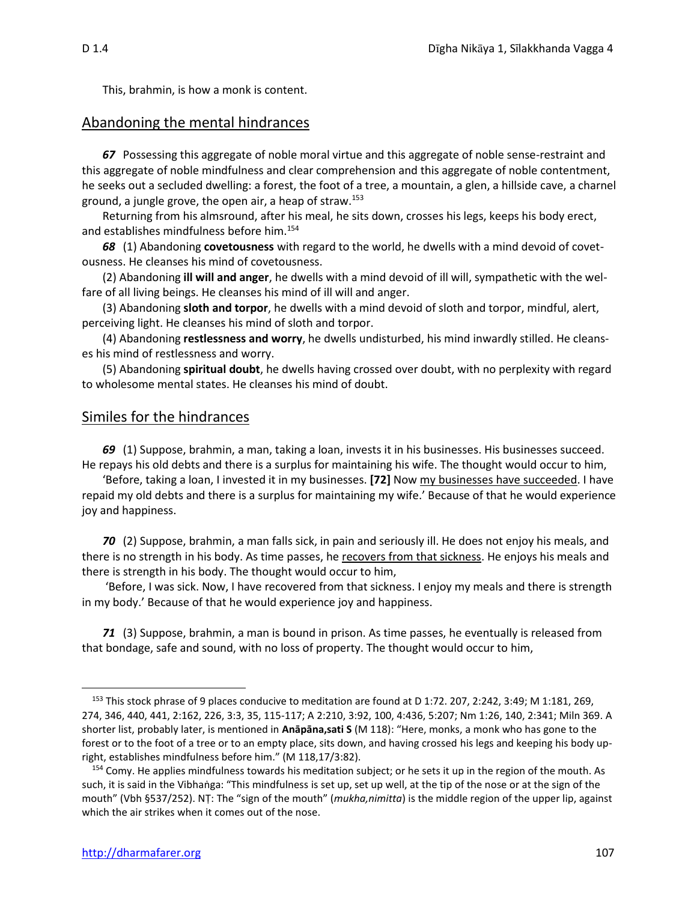This, brahmin, is how a monk is content.

## Abandoning the mental hindrances

***67*** Possessing this aggregate of noble moral virtue and this aggregate of noble sense-restraint and this aggregate of noble mindfulness and clear comprehension and this aggregate of noble contentment, he seeks out a secluded dwelling: a forest, the foot of a tree, a mountain, a glen, a hillside cave, a charnel ground, a jungle grove, the open air, a heap of straw.[153]

Returning from his almsround, after his meal, he sits down, crosses his legs, keeps his body erect, and establishes mindfulness before him.[154]

***68*** (1) Abandoning **covetousness** with regard to the world, he dwells with a mind devoid of covetousness. He cleanses his mind of covetousness.

(2) Abandoning **ill will and anger**, he dwells with a mind devoid of ill will, sympathetic with the welfare of all living beings. He cleanses his mind of ill will and anger.

(3) Abandoning **sloth and torpor**, he dwells with a mind devoid of sloth and torpor, mindful, alert, perceiving light. He cleanses his mind of sloth and torpor.

(4) Abandoning **restlessness and worry**, he dwells undisturbed, his mind inwardly stilled. He cleanses his mind of restlessness and worry.

(5) Abandoning **spiritual doubt**, he dwells having crossed over doubt, with no perplexity with regard to wholesome mental states. He cleanses his mind of doubt.

## Similes for the hindrances

***69*** (1) Suppose, brahmin, a man, taking a loan, invests it in his businesses. His businesses succeed. He repays his old debts and there is a surplus for maintaining his wife. The thought would occur to him,

'Before, taking a loan, I invested it in my businesses. **[72]** Now <u>my businesses have succeeded</u>. I have repaid my old debts and there is a surplus for maintaining my wife.' Because of that he would experience joy and happiness.

***70*** (2) Suppose, brahmin, a man falls sick, in pain and seriously ill. He does not enjoy his meals, and there is no strength in his body. As time passes, he <u>recovers from that sickness</u>. He enjoys his meals and there is strength in his body. The thought would occur to him,

'Before, I was sick. Now, I have recovered from that sickness. I enjoy my meals and there is strength in my body.' Because of that he would experience joy and happiness.

***71*** (3) Suppose, brahmin, a man is bound in prison. As time passes, he eventually is released from that bondage, safe and sound, with no loss of property. The thought would occur to him,

---

[153] This stock phrase of 9 places conducive to meditation are found at D 1:72. 207, 2:242, 3:49; M 1:181, 269, 274, 346, 440, 441, 2:162, 226, 3:3, 35, 115-117; A 2:210, 3:92, 100, 4:436, 5:207; Nm 1:26, 140, 2:341; Miln 369. A shorter list, probably later, is mentioned in **Ānāpāna,sati S** (M 118): "Here, monks, a monk who has gone to the forest or to the foot of a tree or to an empty place, sits down, and having crossed his legs and keeping his body upright, establishes mindfulness before him." (M 118,17/3:82).

[154] Comy. He applies mindfulness towards his meditation subject; or he sets it up in the region of the mouth. As such, it is said in the Vibhaṅga: "This mindfulness is set up, set up well, at the tip of the nose or at the sign of the mouth" (Vbh §537/252). NṬ: The "sign of the mouth" (*mukha,nimitta*) is the middle region of the upper lip, against which the air strikes when it comes out of the nose.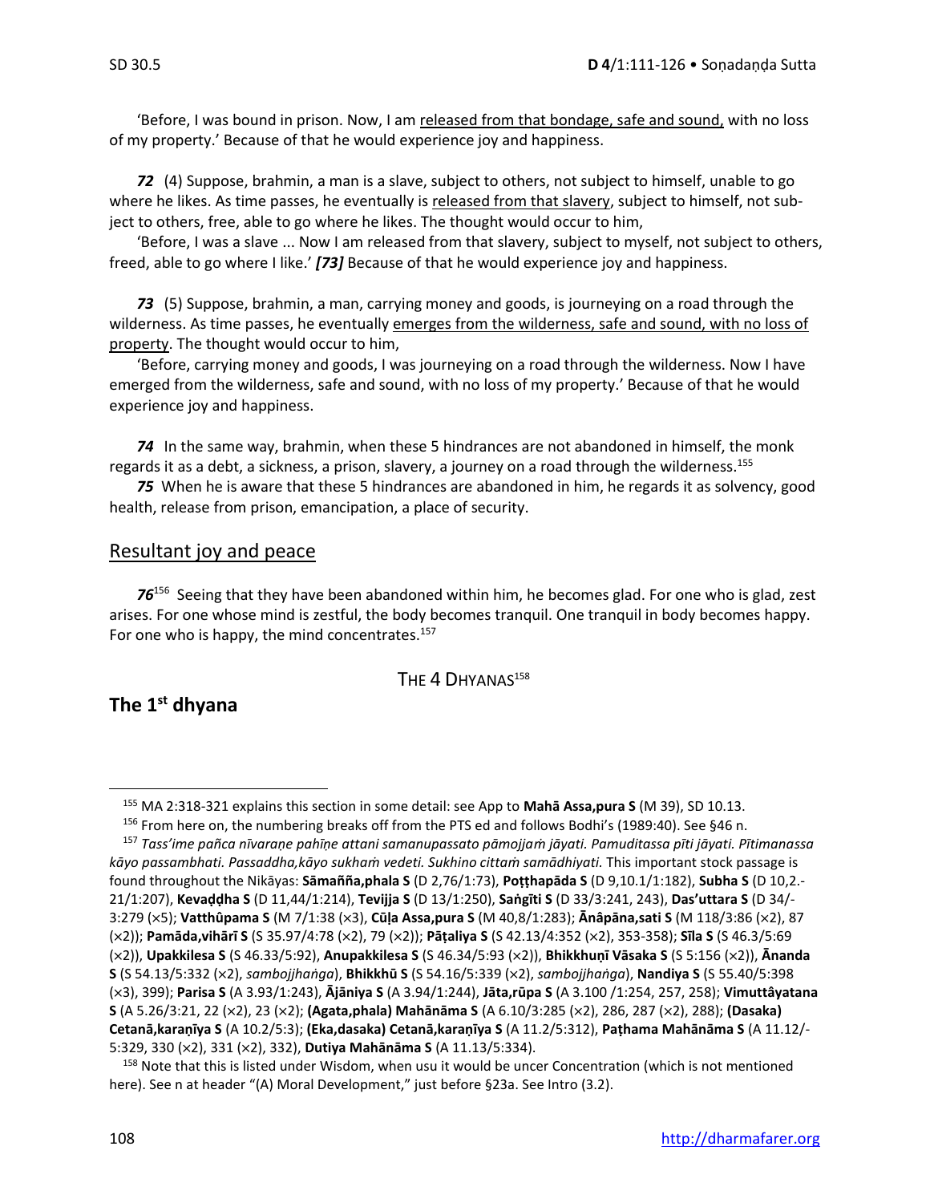'Before, I was bound in prison. Now, I am released from that bondage, safe and sound, with no loss of my property.' Because of that he would experience joy and happiness.

***72*** (4) Suppose, brahmin, a man is a slave, subject to others, not subject to himself, unable to go where he likes. As time passes, he eventually is released from that slavery, subject to himself, not subject to others, free, able to go where he likes. The thought would occur to him,

'Before, I was a slave ... Now I am released from that slavery, subject to myself, not subject to others, freed, able to go where I like.' ***[73]*** Because of that he would experience joy and happiness.

***73*** (5) Suppose, brahmin, a man, carrying money and goods, is journeying on a road through the wilderness. As time passes, he eventually emerges from the wilderness, safe and sound, with no loss of property. The thought would occur to him,

'Before, carrying money and goods, I was journeying on a road through the wilderness. Now I have emerged from the wilderness, safe and sound, with no loss of my property.' Because of that he would experience joy and happiness.

***74*** In the same way, brahmin, when these 5 hindrances are not abandoned in himself, the monk regards it as a debt, a sickness, a prison, slavery, a journey on a road through the wilderness.[155]

***75*** When he is aware that these 5 hindrances are abandoned in him, he regards it as solvency, good health, release from prison, emancipation, a place of security.

## Resultant joy and peace

***76***[156] Seeing that they have been abandoned within him, he becomes glad. For one who is glad, zest arises. For one whose mind is zestful, the body becomes tranquil. One tranquil in body becomes happy. For one who is happy, the mind concentrates.[157]

THE 4 DHYANAS[158]

## The 1st dhyana

---

[155] MA 2:318-321 explains this section in some detail: see App to **Mahā Assa,pura S** (M 39), SD 10.13.

[156] From here on, the numbering breaks off from the PTS ed and follows Bodhi's (1989:40). See §46 n.

[157] *Tass'ime pañca nīvaraṇe pahīṇe attani samanupassato pāmojjaṁ jāyati. Pamuditassa pīti jāyati. Pītimanassa kāyo passambhati. Passaddha,kāyo sukhaṁ vedeti. Sukhino cittaṁ samādhiyati.* This important stock passage is found throughout the Nikāyas: **Sāmañña,phala S** (D 2,76/1:73), **Poṭṭhapāda S** (D 9,10.1/1:182), **Subha S** (D 10,2.-21/1:207), **Kevaḍḍha S** (D 11,44/1:214), **Tevijja S** (D 13/1:250), **Saṅgīti S** (D 33/3:241, 243), **Das'uttara S** (D 34/-3:279 (×5); **Vatthûpama S** (M 7/1:38 (×3), **Cūḷa Assa,pura S** (M 40,8/1:283); **Ānâpāna,sati S** (M 118/3:86 (×2), 87 (×2)); **Pamāda,vihārī S** (S 35.97/4:78 (×2), 79 (×2)); **Pāṭaliya S** (S 42.13/4:352 (×2), 353-358); **Sīla S** (S 46.3/5:69 (×2)), **Upakkilesa S** (S 46.33/5:92), **Anupakkilesa S** (S 46.34/5:93 (×2)), **Bhikkhuṇī Vāsaka S** (S 5:156 (×2)), **Ānanda S** (S 54.13/5:332 (×2), *sambojjhaṅga*), **Bhikkhū S** (S 54.16/5:339 (×2), *sambojjhaṅga*), **Nandiya S** (S 55.40/5:398 (×3), 399); **Parisa S** (A 3.93/1:243), **Ājāniya S** (A 3.94/1:244), **Jāta,rūpa S** (A 3.100 /1:254, 257, 258); **Vimuttâyatana S** (A 5.26/3:21, 22 (×2), 23 (×2); **(Agata,phala) Mahānāma S** (A 6.10/3:285 (×2), 286, 287 (×2), 288); **(Dasaka) Cetanā,karaṇīya S** (A 10.2/5:3); **(Eka,dasaka) Cetanā,karaṇīya S** (A 11.2/5:312), **Paṭhama Mahānāma S** (A 11.12/-5:329, 330 (×2), 331 (×2), 332), **Dutiya Mahānāma S** (A 11.13/5:334).

[158] Note that this is listed under Wisdom, when usu it would be uncer Concentration (which is not mentioned here). See n at header "(A) Moral Development," just before §23a. See Intro (3.2).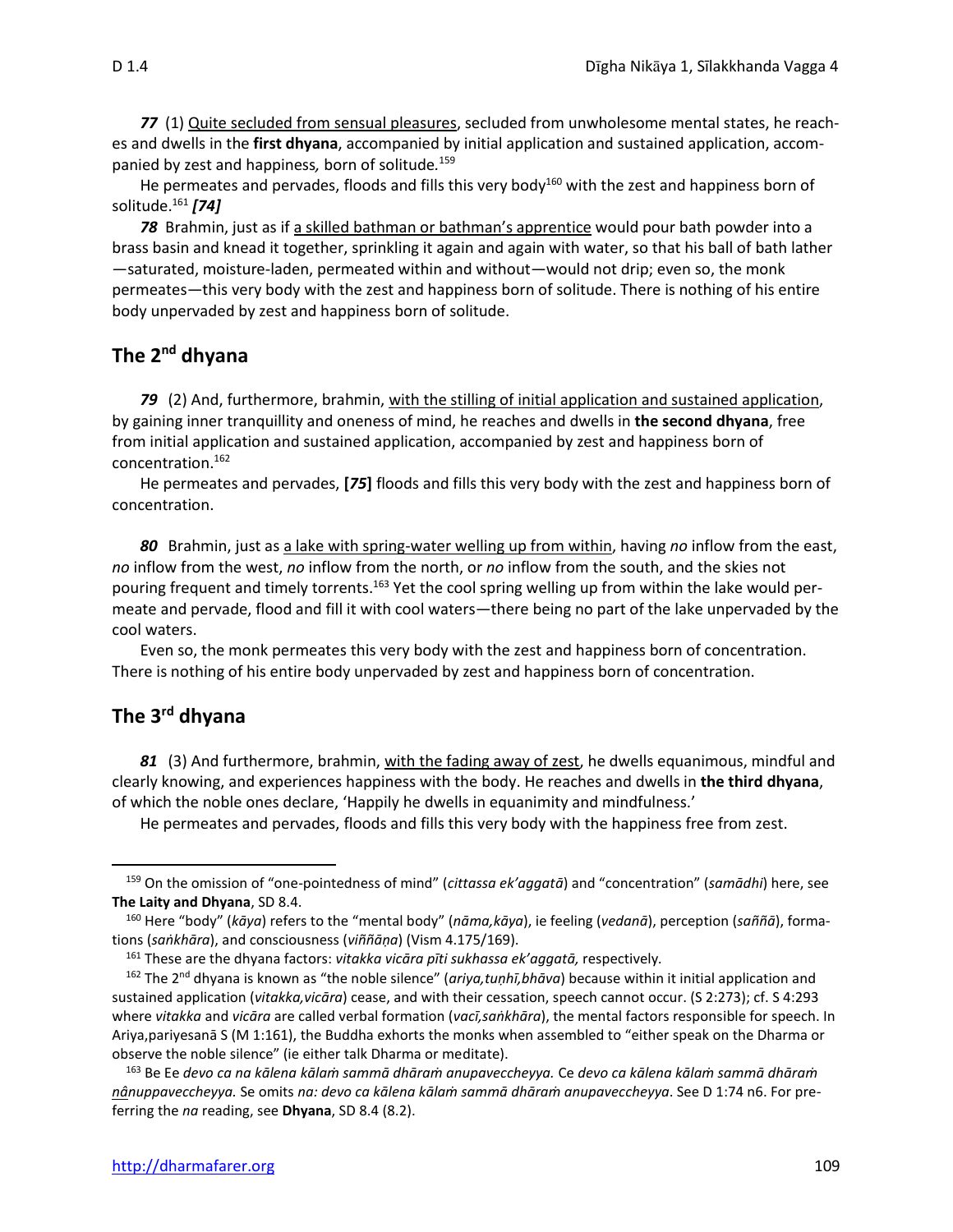*77* (1) Quite secluded from sensual pleasures, secluded from unwholesome mental states, he reaches and dwells in the **first dhyana**, accompanied by initial application and sustained application, accompanied by zest and happiness*,* born of solitude*.*[159]

He permeates and pervades, floods and fills this very body[160] with the zest and happiness born of solitude.[161] ***[74]***

*78* Brahmin, just as if a skilled bathman or bathman's apprentice would pour bath powder into a brass basin and knead it together, sprinkling it again and again with water, so that his ball of bath lather —saturated, moisture-laden, permeated within and without—would not drip; even so, the monk permeates—this very body with the zest and happiness born of solitude. There is nothing of his entire body unpervaded by zest and happiness born of solitude.

## The 2nd dhyana

*79* (2) And, furthermore, brahmin, with the stilling of initial application and sustained application, by gaining inner tranquillity and oneness of mind, he reaches and dwells in **the second dhyana**, free from initial application and sustained application, accompanied by zest and happiness born of concentration.[162]

He permeates and pervades, **[*75*]** floods and fills this very body with the zest and happiness born of concentration.

*80* Brahmin, just as a lake with spring-water welling up from within, having *no* inflow from the east, *no* inflow from the west, *no* inflow from the north, or *no* inflow from the south, and the skies not pouring frequent and timely torrents.[163] Yet the cool spring welling up from within the lake would permeate and pervade, flood and fill it with cool waters—there being no part of the lake unpervaded by the cool waters.

Even so, the monk permeates this very body with the zest and happiness born of concentration. There is nothing of his entire body unpervaded by zest and happiness born of concentration.

## The 3rd dhyana

*81* (3) And furthermore, brahmin, with the fading away of zest, he dwells equanimous, mindful and clearly knowing, and experiences happiness with the body. He reaches and dwells in **the third dhyana**, of which the noble ones declare, 'Happily he dwells in equanimity and mindfulness.'

He permeates and pervades, floods and fills this very body with the happiness free from zest.

---

[159] On the omission of "one-pointedness of mind" (*cittassa ek'aggatā*) and "concentration" (*samādhi*) here, see **The Laity and Dhyana**, SD 8.4.

[160] Here "body" (*kāya*) refers to the "mental body" (*nāma,kāya*), ie feeling (*vedanā*), perception (*saññā*), formations (*saṅkhāra*), and consciousness (*viññāṇa*) (Vism 4.175/169).

[161] These are the dhyana factors: *vitakka vicāra pīti sukhassa ek'aggatā,* respectively.

[162] The 2nd dhyana is known as "the noble silence" (*ariya,tuṇhī,bhāva*) because within it initial application and sustained application (*vitakka,vicāra*) cease, and with their cessation, speech cannot occur. (S 2:273); cf. S 4:293 where *vitakka* and *vicāra* are called verbal formation (*vacī,saṅkhāra*), the mental factors responsible for speech. In Ariya,pariyesanā S (M 1:161), the Buddha exhorts the monks when assembled to "either speak on the Dharma or observe the noble silence" (ie either talk Dharma or meditate).

[163] Be Ee *devo ca na kālena kālaṁ sammā dhāraṁ anupavecceyya.* Ce *devo ca kālena kālaṁ sammā dhāraṁ nânuppavecceyya.* Se omits *na: devo ca kālena kālaṁ sammā dhāraṁ anupavecceyya*. See D 1:74 n6. For preferring the *na* reading, see **Dhyana**, SD 8.4 (8.2).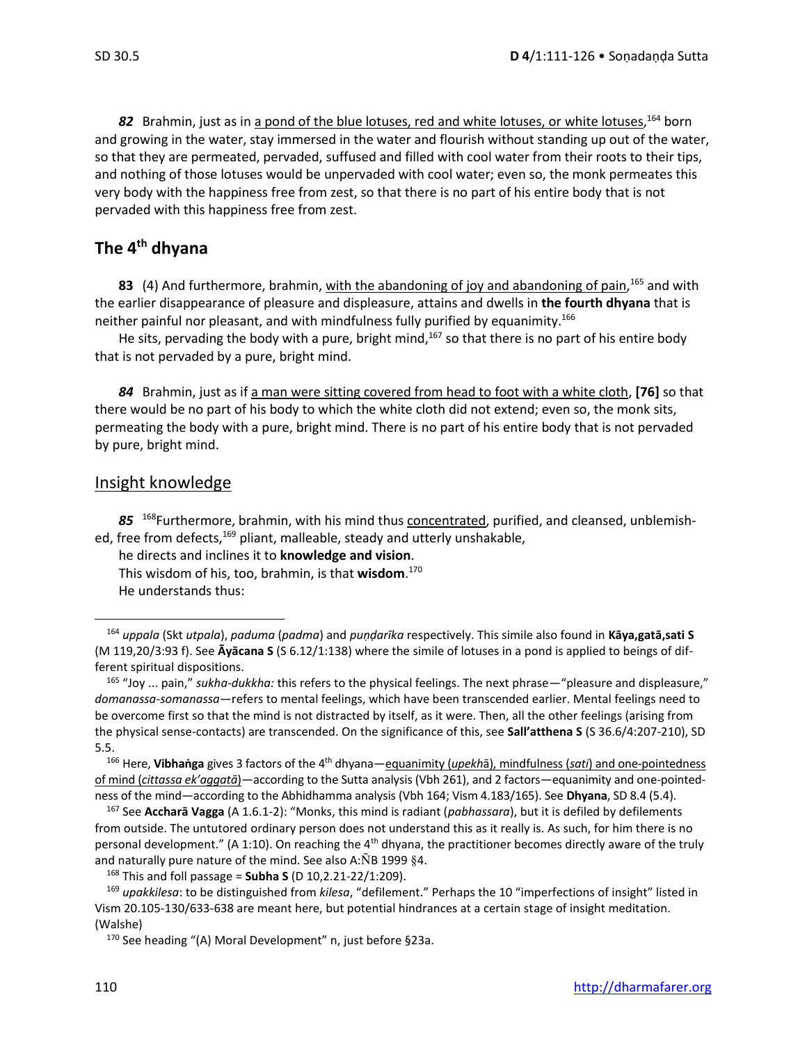***82*** Brahmin, just as in a pond of the blue lotuses, red and white lotuses, or white lotuses,[164] born and growing in the water, stay immersed in the water and flourish without standing up out of the water, so that they are permeated, pervaded, suffused and filled with cool water from their roots to their tips, and nothing of those lotuses would be unpervaded with cool water; even so, the monk permeates this very body with the happiness free from zest, so that there is no part of his entire body that is not pervaded with this happiness free from zest.

## The 4th dhyana

**83** (4) And furthermore, brahmin, with the abandoning of joy and abandoning of pain,[165] and with the earlier disappearance of pleasure and displeasure, attains and dwells in **the fourth dhyana** that is neither painful nor pleasant, and with mindfulness fully purified by equanimity.[166]

He sits, pervading the body with a pure, bright mind,[167] so that there is no part of his entire body that is not pervaded by a pure, bright mind.

***84*** Brahmin, just as if a man were sitting covered from head to foot with a white cloth, **[76]** so that there would be no part of his body to which the white cloth did not extend; even so, the monk sits, permeating the body with a pure, bright mind. There is no part of his entire body that is not pervaded by pure, bright mind.

## Insight knowledge

***85*** [168]Furthermore, brahmin, with his mind thus concentrated, purified, and cleansed, unblemished, free from defects,[169] pliant, malleable, steady and utterly unshakable,

he directs and inclines it to **knowledge and vision**.

This wisdom of his, too, brahmin, is that **wisdom**.[170]

He understands thus:

---

[164] *uppala* (Skt *utpala*), *paduma* (*padma*) and *puṇḍarīka* respectively. This simile also found in **Kāya,gatā,sati S** (M 119,20/3:93 f). See **Āyācana S** (S 6.12/1:138) where the simile of lotuses in a pond is applied to beings of different spiritual dispositions.

[165] "Joy ... pain," *sukha-dukkha:* this refers to the physical feelings. The next phrase—"pleasure and displeasure," *domanassa-somanassa*—refers to mental feelings, which have been transcended earlier. Mental feelings need to be overcome first so that the mind is not distracted by itself, as it were. Then, all the other feelings (arising from the physical sense-contacts) are transcended. On the significance of this, see **Sall'atthena S** (S 36.6/4:207-210), SD 5.5.

[166] Here, **Vibhaṅga** gives 3 factors of the 4th dhyana—equanimity (*upekhā*), mindfulness (*sati*) and one-pointedness of mind (*cittassa ek'aggatā*)—according to the Sutta analysis (Vbh 261), and 2 factors—equanimity and one-pointedness of the mind—according to the Abhidhamma analysis (Vbh 164; Vism 4.183/165). See **Dhyana**, SD 8.4 (5.4).

[167] See **Accharā Vagga** (A 1.6.1-2): "Monks, this mind is radiant (*pabhassara*), but it is defiled by defilements from outside. The untutored ordinary person does not understand this as it really is. As such, for him there is no personal development." (A 1:10). On reaching the 4th dhyana, the practitioner becomes directly aware of the truly and naturally pure nature of the mind. See also A:ÑB 1999 §4.

[168] This and foll passage = **Subha S** (D 10,2.21-22/1:209).

[169] *upakkilesa*: to be distinguished from *kilesa*, "defilement." Perhaps the 10 "imperfections of insight" listed in Vism 20.105-130/633-638 are meant here, but potential hindrances at a certain stage of insight meditation. (Walshe)

[170] See heading "(A) Moral Development" n, just before §23a.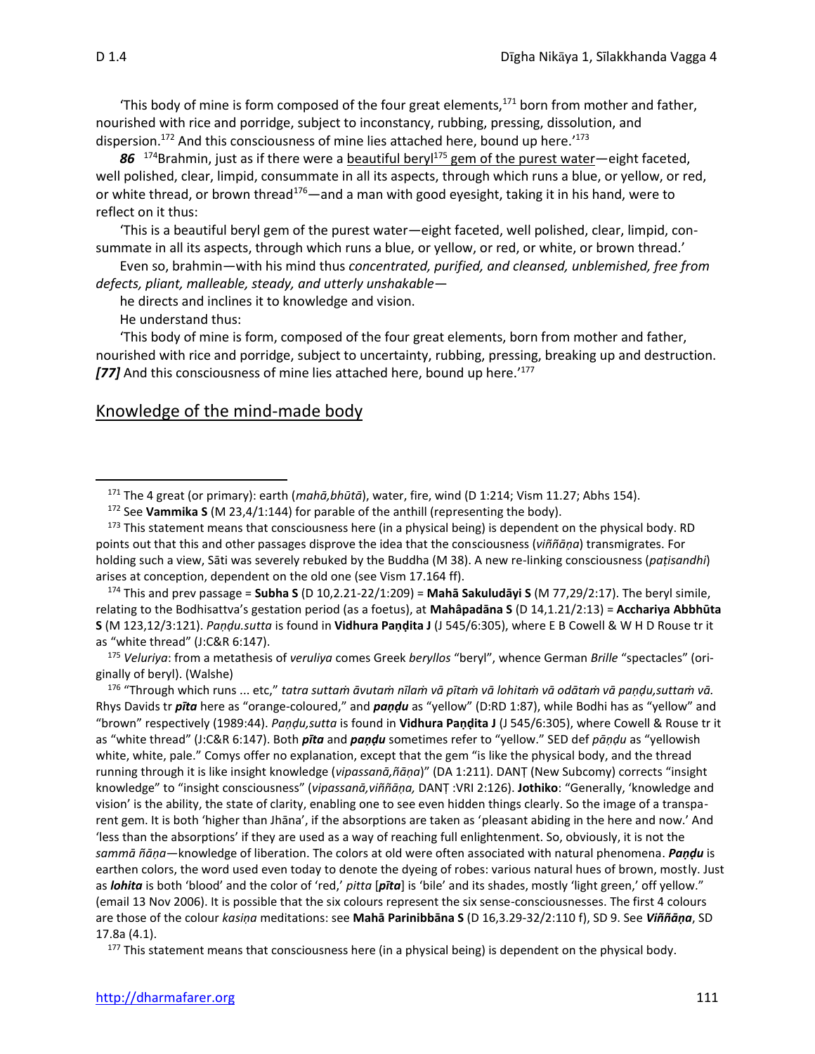'This body of mine is form composed of the four great elements,[171] born from mother and father, nourished with rice and porridge, subject to inconstancy, rubbing, pressing, dissolution, and dispersion.[172] And this consciousness of mine lies attached here, bound up here.'[173]

***86*** [174]Brahmin, just as if there were a beautiful beryl[175] gem of the purest water—eight faceted, well polished, clear, limpid, consummate in all its aspects, through which runs a blue, or yellow, or red, or white thread, or brown thread[176]—and a man with good eyesight, taking it in his hand, were to reflect on it thus:

'This is a beautiful beryl gem of the purest water—eight faceted, well polished, clear, limpid, consummate in all its aspects, through which runs a blue, or yellow, or red, or white, or brown thread.'

Even so, brahmin—with his mind thus *concentrated, purified, and cleansed, unblemished, free from defects, pliant, malleable, steady, and utterly unshakable*—

he directs and inclines it to knowledge and vision.

He understand thus:

'This body of mine is form, composed of the four great elements, born from mother and father, nourished with rice and porridge, subject to uncertainty, rubbing, pressing, breaking up and destruction. ***[77]*** And this consciousness of mine lies attached here, bound up here.'[177]

## Knowledge of the mind-made body

---

[171] The 4 great (or primary): earth (*mahā,bhūtā*), water, fire, wind (D 1:214; Vism 11.27; Abhs 154).

[172] See **Vammika S** (M 23,4/1:144) for parable of the anthill (representing the body).

[173] This statement means that consciousness here (in a physical being) is dependent on the physical body. RD points out that this and other passages disprove the idea that the consciousness (*viññāṇa*) transmigrates. For holding such a view, Sāti was severely rebuked by the Buddha (M 38). A new re-linking consciousness (*paṭisandhi*) arises at conception, dependent on the old one (see Vism 17.164 ff).

[174] This and prev passage = **Subha S** (D 10,2.21-22/1:209) = **Mahā Sakuludāyi S** (M 77,29/2:17). The beryl simile, relating to the Bodhisattva's gestation period (as a foetus), at **Mahâpadāna S** (D 14,1.21/2:13) = **Acchariya Abbhūta S** (M 123,12/3:121). *Paṇḍu.sutta* is found in **Vidhura Paṇḍita J** (J 545/6:305), where E B Cowell & W H D Rouse tr it as "white thread" (J:C&R 6:147).

[175] *Veluriya*: from a metathesis of *veruliya* comes Greek *beryllos* "beryl", whence German *Brille* "spectacles" (originally of beryl). (Walshe)

[176] "Through which runs ... etc," *tatra suttaṁ āvutaṁ nīlaṁ vā pītaṁ vā lohitaṁ vā odātaṁ vā paṇḍu,suttaṁ vā.* Rhys Davids tr ***pīta*** here as "orange-coloured," and ***paṇḍu*** as "yellow" (D:RD 1:87), while Bodhi has as "yellow" and "brown" respectively (1989:44). *Paṇḍu,sutta* is found in **Vidhura Paṇḍita J** (J 545/6:305), where Cowell & Rouse tr it as "white thread" (J:C&R 6:147). Both ***pīta*** and ***paṇḍu*** sometimes refer to "yellow." SED def *pāṇḍu* as "yellowish white, white, pale." Comys offer no explanation, except that the gem "is like the physical body, and the thread running through it is like insight knowledge (*vipassanā,ñāṇa*)" (DA 1:211). DANṬ (New Subcomy) corrects "insight knowledge" to "insight consciousness" (*vipassanā,viññāṇa,* DANṬ :VRI 2:126). **Jothiko**: "Generally, 'knowledge and vision' is the ability, the state of clarity, enabling one to see even hidden things clearly. So the image of a transparent gem. It is both 'higher than Jhāna', if the absorptions are taken as 'pleasant abiding in the here and now.' And 'less than the absorptions' if they are used as a way of reaching full enlightenment. So, obviously, it is not the *sammā ñāṇa*—knowledge of liberation. The colors at old were often associated with natural phenomena. ***Paṇḍu*** is earthen colors, the word used even today to denote the dyeing of robes: various natural hues of brown, mostly. Just as ***lohita*** is both 'blood' and the color of 'red,' *pitta* [***pīta***] is 'bile' and its shades, mostly 'light green,' off yellow." (email 13 Nov 2006). It is possible that the six colours represent the six sense-consciousnesses. The first 4 colours are those of the colour *kasiṇa* meditations: see **Mahā Parinibbāna S** (D 16,3.29-32/2:110 f), SD 9. See ***Viññāṇa***, SD 17.8a (4.1).

[177] This statement means that consciousness here (in a physical being) is dependent on the physical body.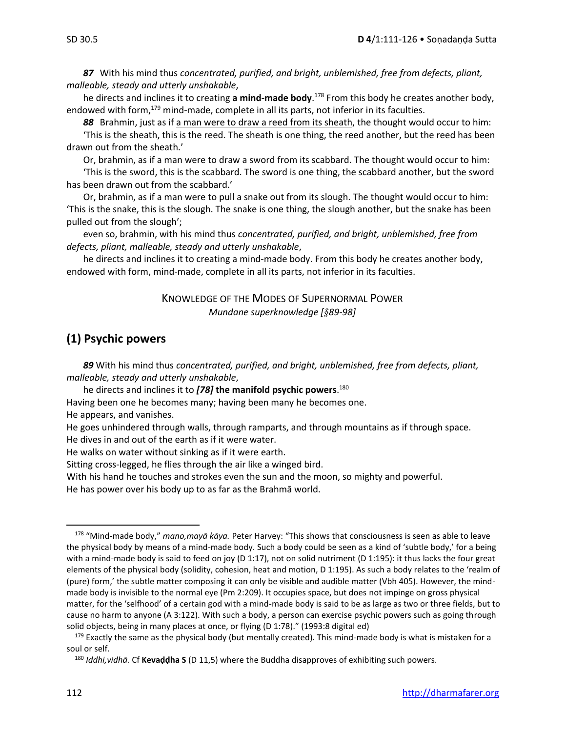***87*** With his mind thus *concentrated, purified, and bright, unblemished, free from defects, pliant, malleable, steady and utterly unshakable*,

he directs and inclines it to creating **a mind-made body**.[178] From this body he creates another body, endowed with form,[179] mind-made, complete in all its parts, not inferior in its faculties.

***88*** Brahmin, just as if <u>a man were to draw a reed from its sheath</u>, the thought would occur to him:

'This is the sheath, this is the reed. The sheath is one thing, the reed another, but the reed has been drawn out from the sheath.'

Or, brahmin, as if a man were to draw a sword from its scabbard. The thought would occur to him:

'This is the sword, this is the scabbard. The sword is one thing, the scabbard another, but the sword has been drawn out from the scabbard.'

Or, brahmin, as if a man were to pull a snake out from its slough. The thought would occur to him: 'This is the snake, this is the slough. The snake is one thing, the slough another, but the snake has been pulled out from the slough';

even so, brahmin, with his mind thus *concentrated, purified, and bright, unblemished, free from defects, pliant, malleable, steady and utterly unshakable*,

he directs and inclines it to creating a mind-made body. From this body he creates another body, endowed with form, mind-made, complete in all its parts, not inferior in its faculties.

### KNOWLEDGE OF THE MODES OF SUPERNORMAL POWER
*Mundane superknowledge [§89-98]*

## (1) Psychic powers

***89*** With his mind thus *concentrated, purified, and bright, unblemished, free from defects, pliant, malleable, steady and utterly unshakable*,

he directs and inclines it to ***[78]*** **the manifold psychic powers**.[180]

Having been one he becomes many; having been many he becomes one.
He appears, and vanishes.
He goes unhindered through walls, through ramparts, and through mountains as if through space.
He dives in and out of the earth as if it were water.
He walks on water without sinking as if it were earth.
Sitting cross-legged, he flies through the air like a winged bird.
With his hand he touches and strokes even the sun and the moon, so mighty and powerful.
He has power over his body up to as far as the Brahmā world.

---

[178] "Mind-made body," *mano,mayā kāya.* Peter Harvey: "This shows that consciousness is seen as able to leave the physical body by means of a mind-made body. Such a body could be seen as a kind of 'subtle body,' for a being with a mind-made body is said to feed on joy (D 1:17), not on solid nutriment (D 1:195): it thus lacks the four great elements of the physical body (solidity, cohesion, heat and motion, D 1:195). As such a body relates to the 'realm of (pure) form,' the subtle matter composing it can only be visible and audible matter (Vbh 405). However, the mind-made body is invisible to the normal eye (Pm 2:209). It occupies space, but does not impinge on gross physical matter, for the 'selfhood' of a certain god with a mind-made body is said to be as large as two or three fields, but to cause no harm to anyone (A 3:122). With such a body, a person can exercise psychic powers such as going through solid objects, being in many places at once, or flying (D 1:78)." (1993:8 digital ed)

[179] Exactly the same as the physical body (but mentally created). This mind-made body is what is mistaken for a soul or self.

[180] *Iddhi,vidhā.* Cf **Kevaḍḍha S** (D 11,5) where the Buddha disapproves of exhibiting such powers.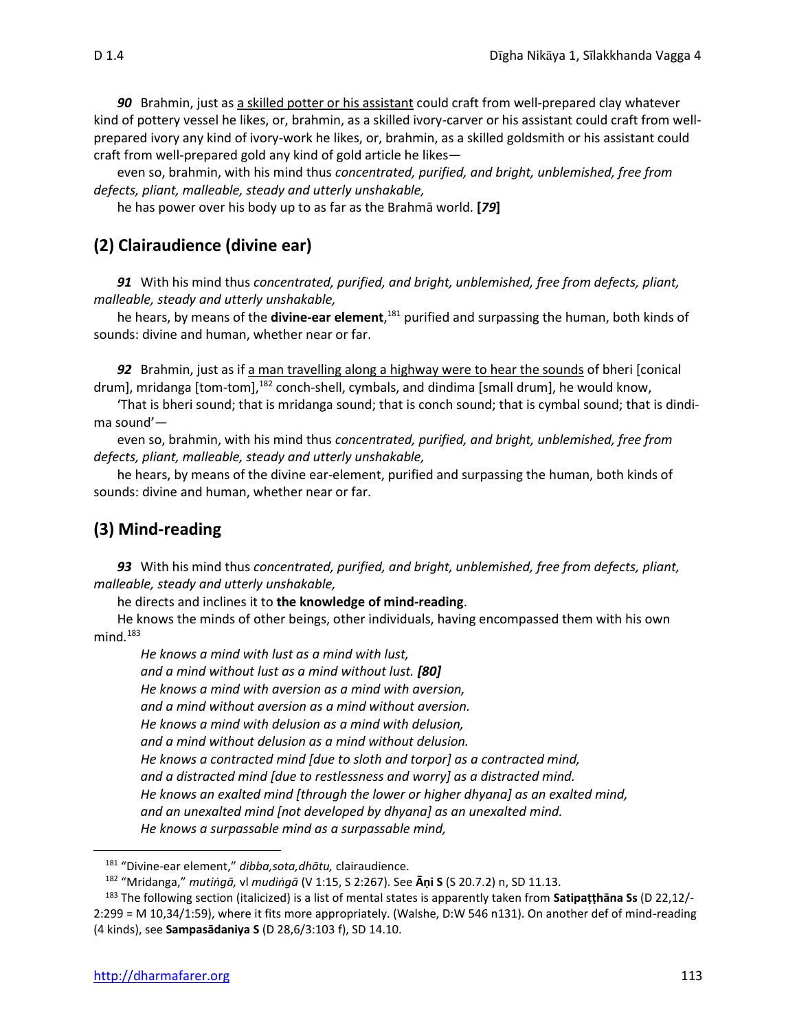***90*** Brahmin, just as a skilled potter or his assistant could craft from well-prepared clay whatever kind of pottery vessel he likes, or, brahmin, as a skilled ivory-carver or his assistant could craft from well-prepared ivory any kind of ivory-work he likes, or, brahmin, as a skilled goldsmith or his assistant could craft from well-prepared gold any kind of gold article he likes—

even so, brahmin, with his mind thus *concentrated, purified, and bright, unblemished, free from defects, pliant, malleable, steady and utterly unshakable,*

he has power over his body up to as far as the Brahmā world. **[*79*]**

## (2) Clairaudience (divine ear)

***91*** With his mind thus *concentrated, purified, and bright, unblemished, free from defects, pliant, malleable, steady and utterly unshakable,*

he hears, by means of the **divine-ear element**,[181] purified and surpassing the human, both kinds of sounds: divine and human, whether near or far.

***92*** Brahmin, just as if a man travelling along a highway were to hear the sounds of bheri [conical drum], mridanga [tom-tom],[182] conch-shell, cymbals, and dindima [small drum], he would know,

'That is bheri sound; that is mridanga sound; that is conch sound; that is cymbal sound; that is dindima sound'—

even so, brahmin, with his mind thus *concentrated, purified, and bright, unblemished, free from defects, pliant, malleable, steady and utterly unshakable,*

he hears, by means of the divine ear-element, purified and surpassing the human, both kinds of sounds: divine and human, whether near or far.

## (3) Mind-reading

***93*** With his mind thus *concentrated, purified, and bright, unblemished, free from defects, pliant, malleable, steady and utterly unshakable,*

he directs and inclines it to **the knowledge of mind-reading**.

He knows the minds of other beings, other individuals, having encompassed them with his own mind.[183]

*He knows a mind with lust as a mind with lust,*
*and a mind without lust as a mind without lust.* ***[80]***
*He knows a mind with aversion as a mind with aversion,*
*and a mind without aversion as a mind without aversion.*
*He knows a mind with delusion as a mind with delusion,*
*and a mind without delusion as a mind without delusion.*
*He knows a contracted mind [due to sloth and torpor] as a contracted mind,*
*and a distracted mind [due to restlessness and worry] as a distracted mind.*
*He knows an exalted mind [through the lower or higher dhyana] as an exalted mind,*
*and an unexalted mind [not developed by dhyana] as an unexalted mind.*
*He knows a surpassable mind as a surpassable mind,*

---

[181] "Divine-ear element," *dibba,sota,dhātu,* clairaudience.

[182] "Mridanga," *mutiṅgā,* vl *mudiṅgā* (V 1:15, S 2:267). See **Āṇi S** (S 20.7.2) n, SD 11.13.

[183] The following section (italicized) is a list of mental states is apparently taken from **Satipaṭṭhāna Ss** (D 22,12/-2:299 = M 10,34/1:59), where it fits more appropriately. (Walshe, D:W 546 n131). On another def of mind-reading (4 kinds), see **Sampasādaniya S** (D 28,6/3:103 f), SD 14.10.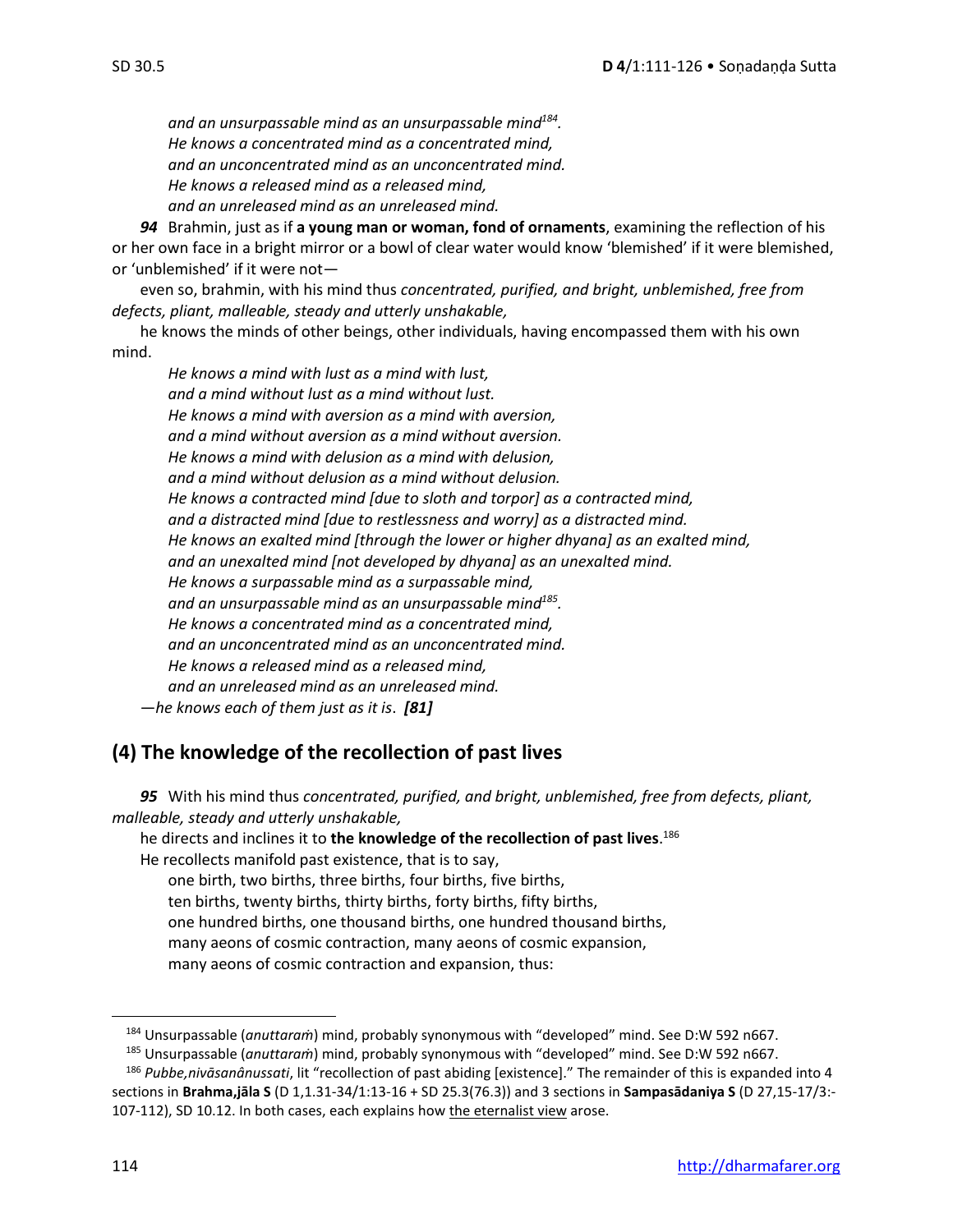*and an unsurpassable mind as an unsurpassable mind*[184]*.*
*He knows a concentrated mind as a concentrated mind,*
*and an unconcentrated mind as an unconcentrated mind.*
*He knows a released mind as a released mind,*
*and an unreleased mind as an unreleased mind.*

***94*** Brahmin, just as if **a young man or woman, fond of ornaments**, examining the reflection of his or her own face in a bright mirror or a bowl of clear water would know 'blemished' if it were blemished, or 'unblemished' if it were not—

even so, brahmin, with his mind thus *concentrated, purified, and bright, unblemished, free from defects, pliant, malleable, steady and utterly unshakable,*

he knows the minds of other beings, other individuals, having encompassed them with his own mind.

*He knows a mind with lust as a mind with lust,*
*and a mind without lust as a mind without lust.*
*He knows a mind with aversion as a mind with aversion,*
*and a mind without aversion as a mind without aversion.*
*He knows a mind with delusion as a mind with delusion,*
*and a mind without delusion as a mind without delusion.*
*He knows a contracted mind [due to sloth and torpor] as a contracted mind,*
*and a distracted mind [due to restlessness and worry] as a distracted mind.*
*He knows an exalted mind [through the lower or higher dhyana] as an exalted mind,*
*and an unexalted mind [not developed by dhyana] as an unexalted mind.*
*He knows a surpassable mind as a surpassable mind,*
*and an unsurpassable mind as an unsurpassable mind*[185]*.*
*He knows a concentrated mind as a concentrated mind,*
*and an unconcentrated mind as an unconcentrated mind.*
*He knows a released mind as a released mind,*
*and an unreleased mind as an unreleased mind.*

*—he knows each of them just as it is*. ***[81]***

## (4) The knowledge of the recollection of past lives

***95*** With his mind thus *concentrated, purified, and bright, unblemished, free from defects, pliant, malleable, steady and utterly unshakable,*

he directs and inclines it to **the knowledge of the recollection of past lives**.[186]

He recollects manifold past existence, that is to say,

one birth, two births, three births, four births, five births,
ten births, twenty births, thirty births, forty births, fifty births,
one hundred births, one thousand births, one hundred thousand births,
many aeons of cosmic contraction, many aeons of cosmic expansion,
many aeons of cosmic contraction and expansion, thus:

---

[184] Unsurpassable (*anuttaraṁ*) mind, probably synonymous with "developed" mind. See D:W 592 n667.

[185] Unsurpassable (*anuttaraṁ*) mind, probably synonymous with "developed" mind. See D:W 592 n667.

[186] *Pubbe,nivāsanânussati*, lit "recollection of past abiding [existence]." The remainder of this is expanded into 4 sections in **Brahma,jāla S** (D 1,1.31-34/1:13-16 + SD 25.3(76.3)) and 3 sections in **Sampasādaniya S** (D 27,15-17/3:-107-112), SD 10.12. In both cases, each explains how the eternalist view arose.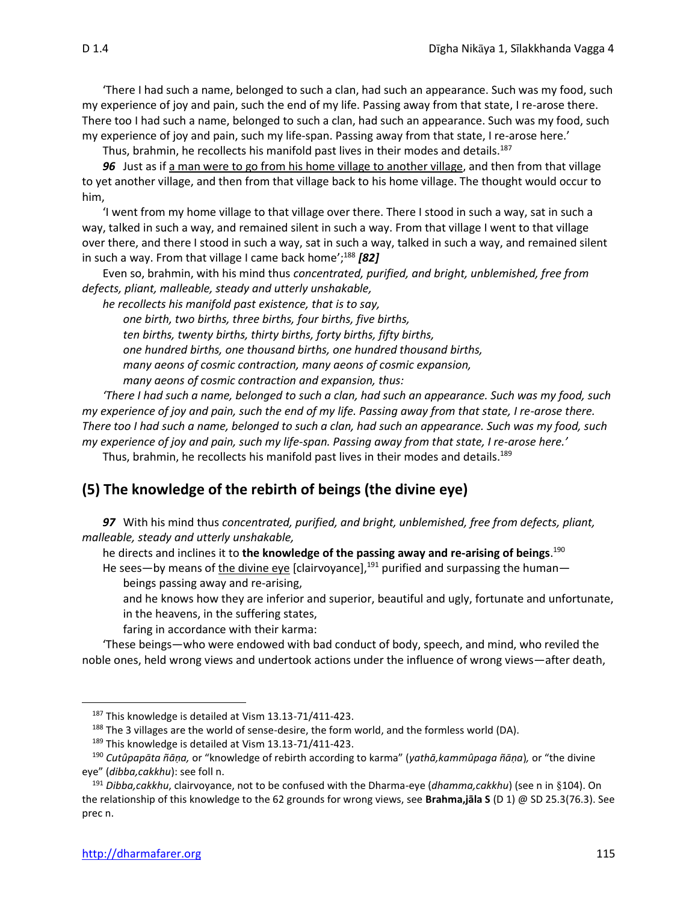'There I had such a name, belonged to such a clan, had such an appearance. Such was my food, such my experience of joy and pain, such the end of my life. Passing away from that state, I re-arose there. There too I had such a name, belonged to such a clan, had such an appearance. Such was my food, such my experience of joy and pain, such my life-span. Passing away from that state, I re-arose here.'

Thus, brahmin, he recollects his manifold past lives in their modes and details.[187]

***96*** Just as if a man were to go from his home village to another village, and then from that village to yet another village, and then from that village back to his home village. The thought would occur to him,

'I went from my home village to that village over there. There I stood in such a way, sat in such a way, talked in such a way, and remained silent in such a way. From that village I went to that village over there, and there I stood in such a way, sat in such a way, talked in such a way, and remained silent in such a way. From that village I came back home';[188] ***[82]***

Even so, brahmin, with his mind thus *concentrated, purified, and bright, unblemished, free from defects, pliant, malleable, steady and utterly unshakable,*

*he recollects his manifold past existence, that is to say,*

*one birth, two births, three births, four births, five births,*
*ten births, twenty births, thirty births, forty births, fifty births,*
*one hundred births, one thousand births, one hundred thousand births,*
*many aeons of cosmic contraction, many aeons of cosmic expansion,*
*many aeons of cosmic contraction and expansion, thus:*

*'There I had such a name, belonged to such a clan, had such an appearance. Such was my food, such my experience of joy and pain, such the end of my life. Passing away from that state, I re-arose there. There too I had such a name, belonged to such a clan, had such an appearance. Such was my food, such my experience of joy and pain, such my life-span. Passing away from that state, I re-arose here.'*

Thus, brahmin, he recollects his manifold past lives in their modes and details.[189]

## (5) The knowledge of the rebirth of beings (the divine eye)

***97*** With his mind thus *concentrated, purified, and bright, unblemished, free from defects, pliant, malleable, steady and utterly unshakable,*

he directs and inclines it to **the knowledge of the passing away and re-arising of beings**.[190]

He sees—by means of the divine eye [clairvoyance],[191] purified and surpassing the human—

beings passing away and re-arising,
and he knows how they are inferior and superior, beautiful and ugly, fortunate and unfortunate, in the heavens, in the suffering states,
faring in accordance with their karma:

'These beings—who were endowed with bad conduct of body, speech, and mind, who reviled the noble ones, held wrong views and undertook actions under the influence of wrong views—after death,

---

[187] This knowledge is detailed at Vism 13.13-71/411-423.

[188] The 3 villages are the world of sense-desire, the form world, and the formless world (DA).

[189] This knowledge is detailed at Vism 13.13-71/411-423.

[190] *Cutûpapāta ñāṇa,* or "knowledge of rebirth according to karma" (*yathā,kammûpaga ñāṇa*), or "the divine eye" (*dibba,cakkhu*): see foll n.

[191] *Dibba,cakkhu*, clairvoyance, not to be confused with the Dharma-eye (*dhamma,cakkhu*) (see n in §104). On the relationship of this knowledge to the 62 grounds for wrong views, see **Brahma,jāla S** (D 1) @ SD 25.3(76.3). See prec n.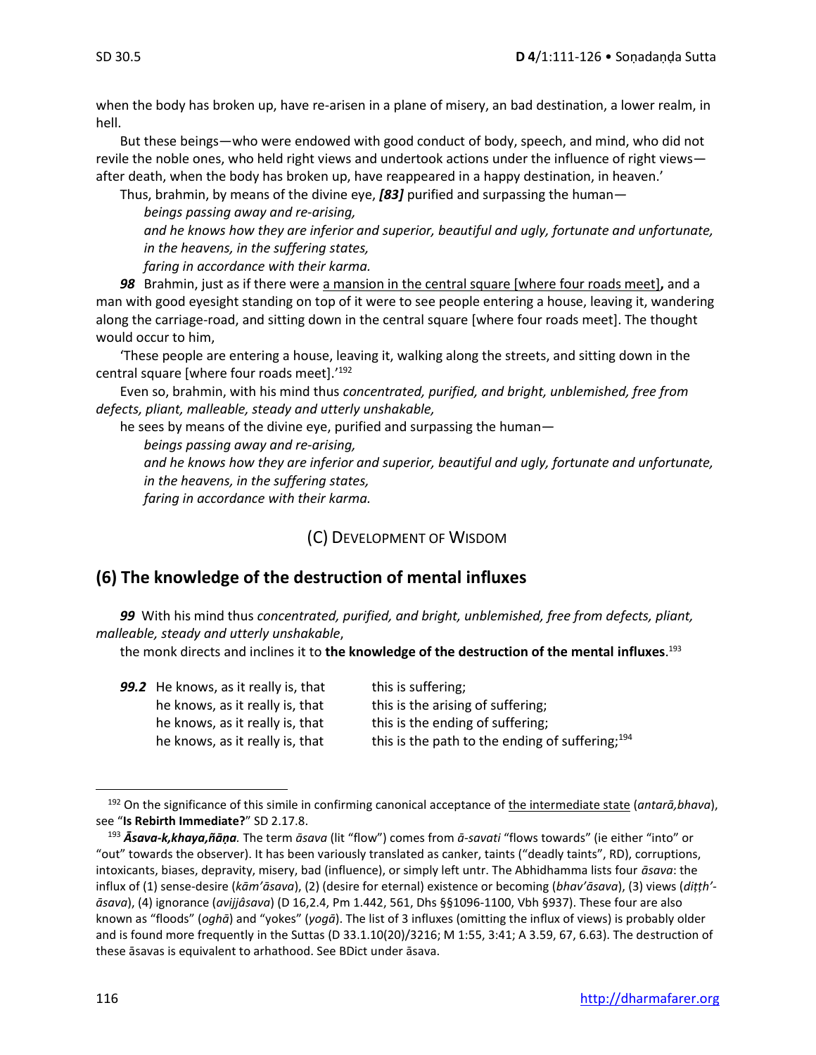when the body has broken up, have re-arisen in a plane of misery, an bad destination, a lower realm, in hell.

But these beings—who were endowed with good conduct of body, speech, and mind, who did not revile the noble ones, who held right views and undertook actions under the influence of right views—after death, when the body has broken up, have reappeared in a happy destination, in heaven.'

Thus, brahmin, by means of the divine eye, ***[83]*** purified and surpassing the human—

*beings passing away and re-arising,*
*and he knows how they are inferior and superior, beautiful and ugly, fortunate and unfortunate,*
*in the heavens, in the suffering states,*
*faring in accordance with their karma.*

***98*** Brahmin, just as if there were <u>a mansion in the central square [where four roads meet]</u>**,** and a man with good eyesight standing on top of it were to see people entering a house, leaving it, wandering along the carriage-road, and sitting down in the central square [where four roads meet]. The thought would occur to him,

'These people are entering a house, leaving it, walking along the streets, and sitting down in the central square [where four roads meet].'[192]

Even so, brahmin, with his mind thus *concentrated, purified, and bright, unblemished, free from defects, pliant, malleable, steady and utterly unshakable,*

he sees by means of the divine eye, purified and surpassing the human—

*beings passing away and re-arising,*
*and he knows how they are inferior and superior, beautiful and ugly, fortunate and unfortunate,*
*in the heavens, in the suffering states,*
*faring in accordance with their karma.*

### (C) Development of Wisdom

## (6) The knowledge of the destruction of mental influxes

***99*** With his mind thus *concentrated, purified, and bright, unblemished, free from defects, pliant, malleable, steady and utterly unshakable*,

the monk directs and inclines it to **the knowledge of the destruction of the mental influxes**.[193]

***99.2*** He knows, as it really is, that this is suffering;
he knows, as it really is, that this is the arising of suffering;
he knows, as it really is, that this is the ending of suffering;
he knows, as it really is, that this is the path to the ending of suffering;[194]

---

[192] On the significance of this simile in confirming canonical acceptance of <u>the intermediate state</u> (*antarā,bhava*), see "**Is Rebirth Immediate?**" SD 2.17.8.

[193] ***Āsava-k,khaya,ñāṇa.*** The term *āsava* (lit "flow") comes from *ā-savati* "flows towards" (ie either "into" or "out" towards the observer). It has been variously translated as canker, taints ("deadly taints", RD), corruptions, intoxicants, biases, depravity, misery, bad (influence), or simply left untr. The Abhidhamma lists four *āsava*: the influx of (1) sense-desire (*kām'āsava*), (2) (desire for eternal) existence or becoming (*bhav'āsava*), (3) views (*diṭṭh'-āsava*), (4) ignorance (*avijjâsava*) (D 16,2.4, Pm 1.442, 561, Dhs §§1096-1100, Vbh §937). These four are also known as "floods" (*oghā*) and "yokes" (*yogā*). The list of 3 influxes (omitting the influx of views) is probably older and is found more frequently in the Suttas (D 33.1.10(20)/3216; M 1:55, 3:41; A 3.59, 67, 6.63). The destruction of these āsavas is equivalent to arhathood. See BDict under āsava.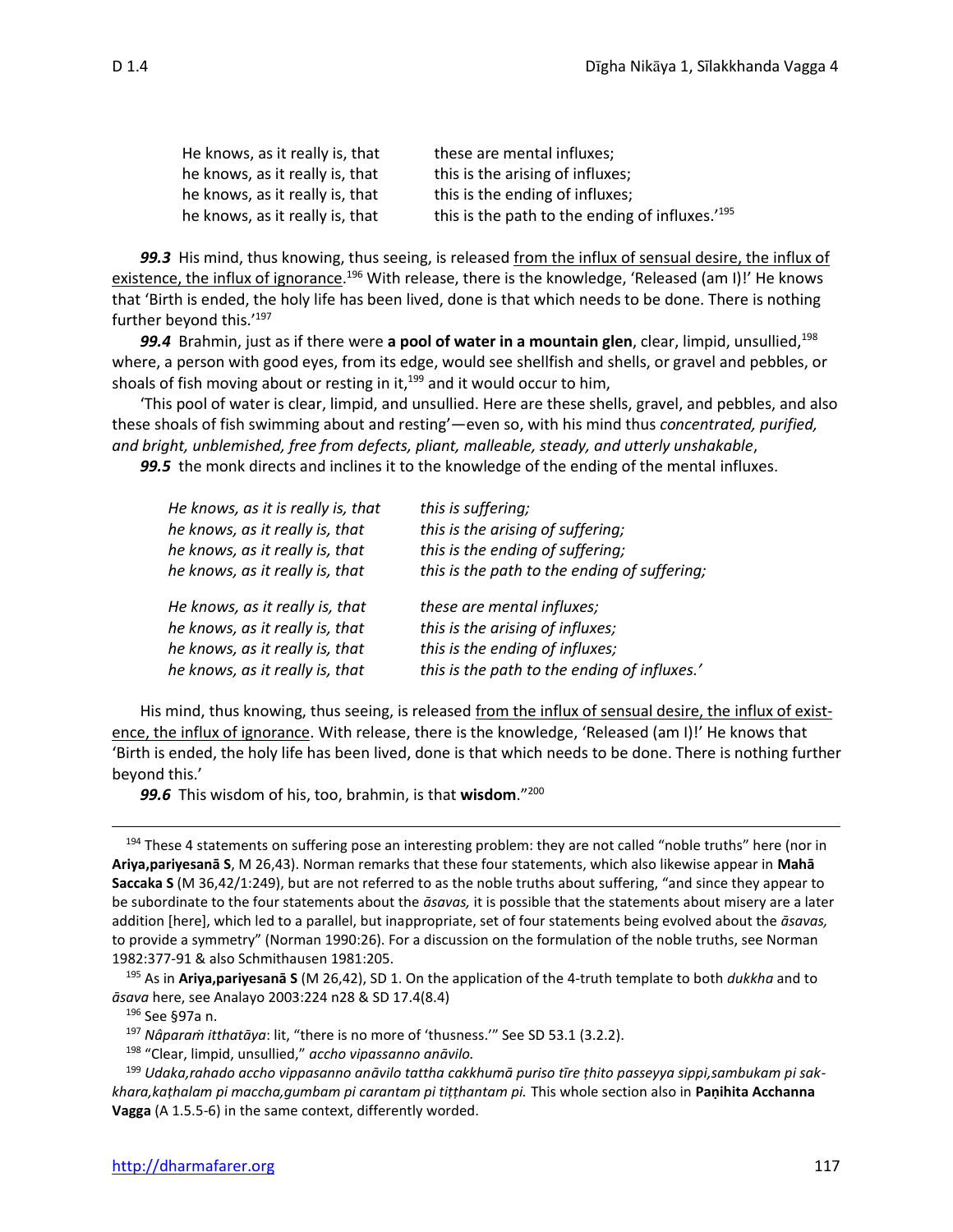| | |
|---|---|
| He knows, as it really is, that | these are mental influxes; |
| he knows, as it really is, that | this is the arising of influxes; |
| he knows, as it really is, that | this is the ending of influxes; |
| he knows, as it really is, that | this is the path to the ending of influxes.'[195] |

***99.3*** His mind, thus knowing, thus seeing, is released from the influx of sensual desire, the influx of existence, the influx of ignorance.[196] With release, there is the knowledge, 'Released (am I)!' He knows that 'Birth is ended, the holy life has been lived, done is that which needs to be done. There is nothing further beyond this.'[197]

***99.4*** Brahmin, just as if there were **a pool of water in a mountain glen**, clear, limpid, unsullied,[198] where, a person with good eyes, from its edge, would see shellfish and shells, or gravel and pebbles, or shoals of fish moving about or resting in it,[199] and it would occur to him,

'This pool of water is clear, limpid, and unsullied. Here are these shells, gravel, and pebbles, and also these shoals of fish swimming about and resting'—even so, with his mind thus *concentrated, purified, and bright, unblemished, free from defects, pliant, malleable, steady, and utterly unshakable*,

***99.5*** the monk directs and inclines it to the knowledge of the ending of the mental influxes.

| | |
|---|---|
| *He knows, as it is really is, that* | *this is suffering;* |
| *he knows, as it really is, that* | *this is the arising of suffering;* |
| *he knows, as it really is, that* | *this is the ending of suffering;* |
| *he knows, as it really is, that* | *this is the path to the ending of suffering;* |
| *He knows, as it really is, that* | *these are mental influxes;* |
| *he knows, as it really is, that* | *this is the arising of influxes;* |
| *he knows, as it really is, that* | *this is the ending of influxes;* |
| *he knows, as it really is, that* | *this is the path to the ending of influxes.'* |

His mind, thus knowing, thus seeing, is released from the influx of sensual desire, the influx of existence, the influx of ignorance. With release, there is the knowledge, 'Released (am I)!' He knows that 'Birth is ended, the holy life has been lived, done is that which needs to be done. There is nothing further beyond this.'

***99.6*** This wisdom of his, too, brahmin, is that **wisdom**."[200]

---

[194] These 4 statements on suffering pose an interesting problem: they are not called "noble truths" here (nor in **Ariya,pariyesanā S**, M 26,43). Norman remarks that these four statements, which also likewise appear in **Mahā Saccaka S** (M 36,42/1:249), but are not referred to as the noble truths about suffering, "and since they appear to be subordinate to the four statements about the *āsavas,* it is possible that the statements about misery are a later addition [here], which led to a parallel, but inappropriate, set of four statements being evolved about the *āsavas,* to provide a symmetry" (Norman 1990:26). For a discussion on the formulation of the noble truths, see Norman 1982:377-91 & also Schmithausen 1981:205.

[195] As in **Ariya,pariyesanā S** (M 26,42), SD 1. On the application of the 4-truth template to both *dukkha* and to *āsava* here, see Analayo 2003:224 n28 & SD 17.4(8.4)

[196] See §97a n.

[197] *Nâparaṁ itthatāya*: lit, "there is no more of 'thusness.'" See SD 53.1 (3.2.2).

[198] "Clear, limpid, unsullied," *accho vipassanno anāvilo.*

[199] *Udaka,rahado accho vippasanno anāvilo tattha cakkhumā puriso tīre ṭhito passeyya sippi,sambukam pi sakkhara,kaṭhalam pi maccha,gumbam pi carantam pi tiṭṭhantam pi.* This whole section also in **Paṇihita Acchanna Vagga** (A 1.5.5-6) in the same context, differently worded.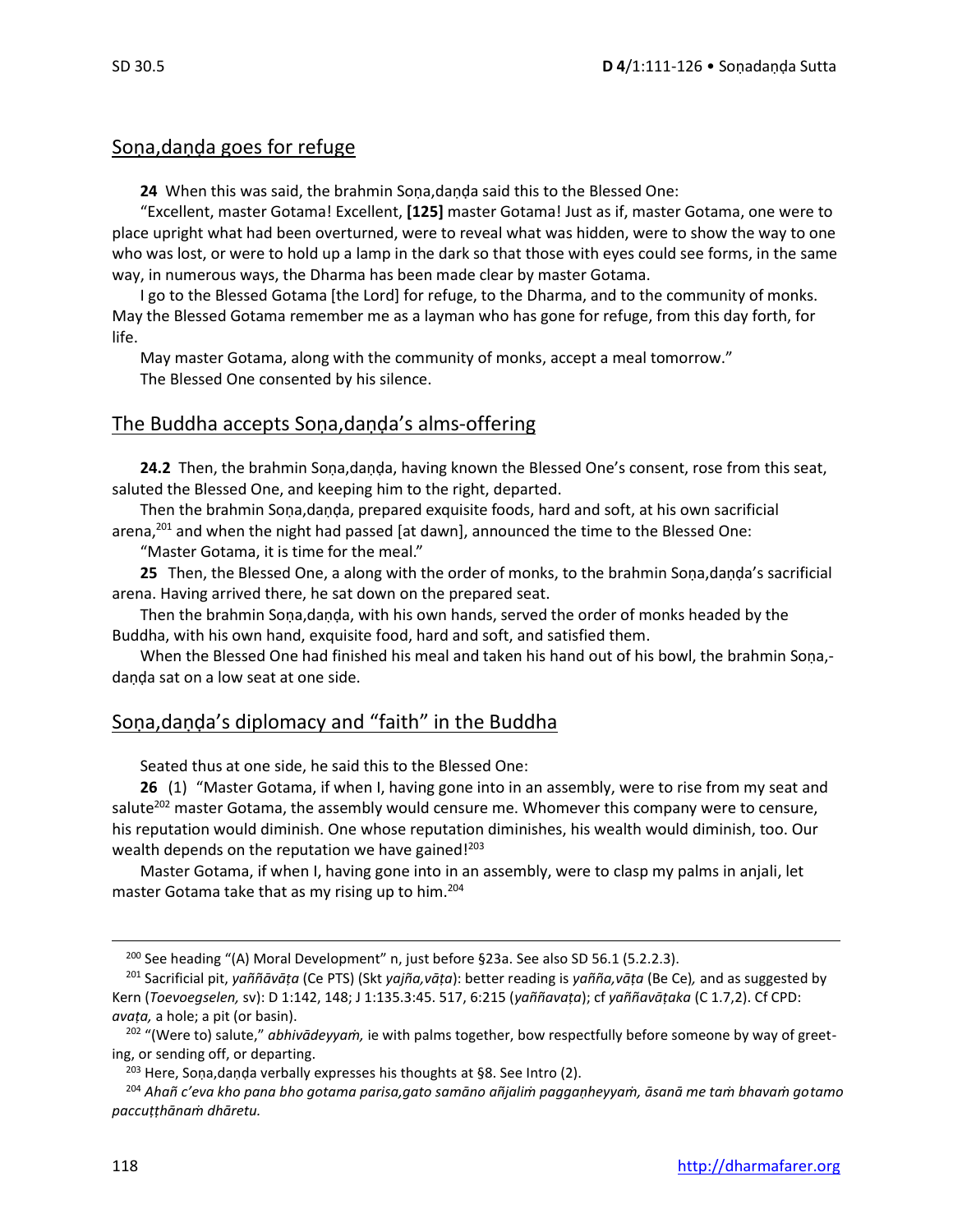## Soṇa,daṇḍa goes for refuge

**24** When this was said, the brahmin Soṇa,daṇḍa said this to the Blessed One:

"Excellent, master Gotama! Excellent, **[125]** master Gotama! Just as if, master Gotama, one were to place upright what had been overturned, were to reveal what was hidden, were to show the way to one who was lost, or were to hold up a lamp in the dark so that those with eyes could see forms, in the same way, in numerous ways, the Dharma has been made clear by master Gotama.

I go to the Blessed Gotama [the Lord] for refuge, to the Dharma, and to the community of monks. May the Blessed Gotama remember me as a layman who has gone for refuge, from this day forth, for life.

May master Gotama, along with the community of monks, accept a meal tomorrow."

The Blessed One consented by his silence.

## The Buddha accepts Soṇa,daṇḍa's alms-offering

**24.2** Then, the brahmin Soṇa,daṇḍa, having known the Blessed One's consent, rose from this seat, saluted the Blessed One, and keeping him to the right, departed.

Then the brahmin Soṇa,daṇḍa, prepared exquisite foods, hard and soft, at his own sacrificial arena,[201] and when the night had passed [at dawn], announced the time to the Blessed One:

"Master Gotama, it is time for the meal."

**25** Then, the Blessed One, a along with the order of monks, to the brahmin Soṇa,daṇḍa's sacrificial arena. Having arrived there, he sat down on the prepared seat.

Then the brahmin Soṇa,daṇḍa, with his own hands, served the order of monks headed by the Buddha, with his own hand, exquisite food, hard and soft, and satisfied them.

When the Blessed One had finished his meal and taken his hand out of his bowl, the brahmin Soṇa,-daṇḍa sat on a low seat at one side.

## Soṇa,daṇḍa's diplomacy and "faith" in the Buddha

Seated thus at one side, he said this to the Blessed One:

**26** (1) "Master Gotama, if when I, having gone into in an assembly, were to rise from my seat and salute[202] master Gotama, the assembly would censure me. Whomever this company were to censure, his reputation would diminish. One whose reputation diminishes, his wealth would diminish, too. Our wealth depends on the reputation we have gained![203]

Master Gotama, if when I, having gone into in an assembly, were to clasp my palms in anjali, let master Gotama take that as my rising up to him.[204]

---

[200] See heading "(A) Moral Development" n, just before §23a. See also SD 56.1 (5.2.2.3).

[201] Sacrificial pit, *yaññāvāṭa* (Ce PTS) (Skt *yajña,vāṭa*): better reading is *yañña,vāṭa* (Be Ce), and as suggested by Kern (*Toevoegselen,* sv): D 1:142, 148; J 1:135.3:45. 517, 6:215 (*yaññavaṭa*); cf *yaññavāṭaka* (C 1.7,2). Cf CPD: *avaṭa,* a hole; a pit (or basin).

[202] "(Were to) salute," *abhivādeyyaṁ,* ie with palms together, bow respectfully before someone by way of greeting, or sending off, or departing.

[203] Here, Soṇa,daṇḍa verbally expresses his thoughts at §8. See Intro (2).

[204] *Ahañ c'eva kho pana bho gotama parisa,gato samāno añjaliṁ paggaṇheyyaṁ, āsanā me taṁ bhavaṁ gotamo paccuṭṭhānaṁ dhāretu.*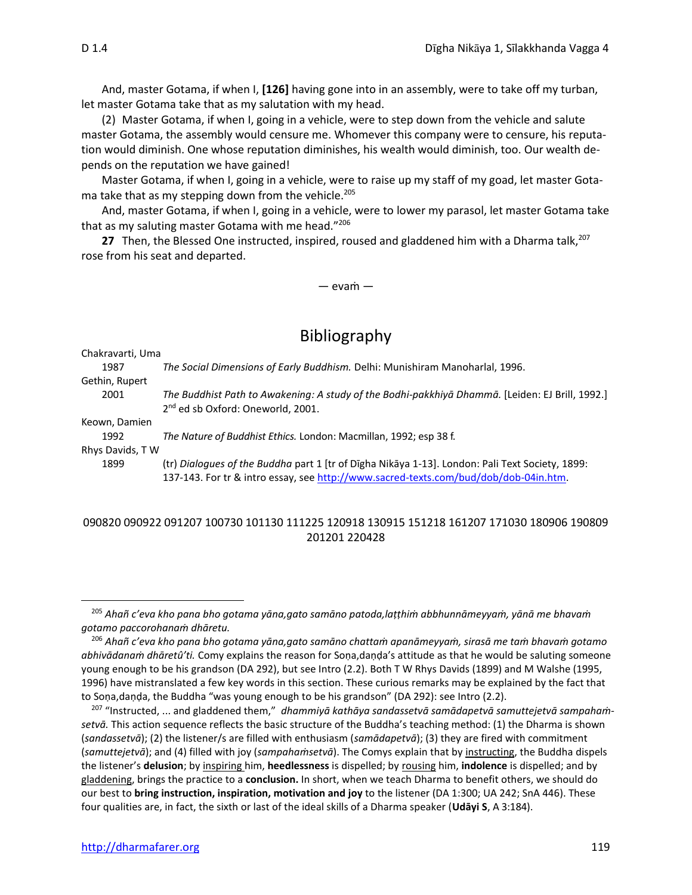And, master Gotama, if when I, **[126]** having gone into in an assembly, were to take off my turban, let master Gotama take that as my salutation with my head.

(2) Master Gotama, if when I, going in a vehicle, were to step down from the vehicle and salute master Gotama, the assembly would censure me. Whomever this company were to censure, his reputation would diminish. One whose reputation diminishes, his wealth would diminish, too. Our wealth depends on the reputation we have gained!

Master Gotama, if when I, going in a vehicle, were to raise up my staff of my goad, let master Gotama take that as my stepping down from the vehicle.[205]

And, master Gotama, if when I, going in a vehicle, were to lower my parasol, let master Gotama take that as my saluting master Gotama with me head."[206]

**27** Then, the Blessed One instructed, inspired, roused and gladdened him with a Dharma talk,[207] rose from his seat and departed.

— evaṁ —

## Bibliography

Chakravarti, Uma

1987 *The Social Dimensions of Early Buddhism.* Delhi: Munishiram Manoharlal, 1996.

Gethin, Rupert

2001 *The Buddhist Path to Awakening: A study of the Bodhi-pakkhiyā Dhammā.* [Leiden: EJ Brill, 1992.] 2nd ed sb Oxford: Oneworld, 2001.

Keown, Damien

1992 *The Nature of Buddhist Ethics.* London: Macmillan, 1992; esp 38 f.

Rhys Davids, T W

1899 (tr) *Dialogues of the Buddha* part 1 [tr of Dīgha Nikāya 1-13]. London: Pali Text Society, 1899: 137-143. For tr & intro essay, see http://www.sacred-texts.com/bud/dob/dob-04in.htm.

090820 090922 091207 100730 101130 111225 120918 130915 151218 161207 171030 180906 190809 201201 220428

---

[205] *Ahañ c'eva kho pana bho gotama yāna,gato samāno patoda,laṭṭhiṁ abbhunnāmeyyaṁ, yānā me bhavaṁ gotamo paccorohanaṁ dhāretu.*

[206] *Ahañ c'eva kho pana bho gotama yāna,gato samāno chattaṁ apanāmeyyaṁ, sirasā me taṁ bhavaṁ gotamo abhivādanaṁ dhāretû'ti.* Comy explains the reason for Soṇa,daṇḍa's attitude as that he would be saluting someone young enough to be his grandson (DA 292), but see Intro (2.2). Both T W Rhys Davids (1899) and M Walshe (1995, 1996) have mistranslated a few key words in this section. These curious remarks may be explained by the fact that to Soṇa,daṇḍa, the Buddha "was young enough to be his grandson" (DA 292): see Intro (2.2).

[207] "Instructed, ... and gladdened them," *dhammiyā kathāya sandassetvā samādapetvā samuttejetvā sampahaṁsetvā.* This action sequence reflects the basic structure of the Buddha's teaching method: (1) the Dharma is shown (*sandassetvā*); (2) the listener/s are filled with enthusiasm (*samādapetvā*); (3) they are fired with commitment (*samuttejetvā*); and (4) filled with joy (*sampahaṁsetvā*). The Comys explain that by instructing, the Buddha dispels the listener's **delusion**; by inspiring him, **heedlessness** is dispelled; by rousing him, **indolence** is dispelled; and by gladdening, brings the practice to a **conclusion.** In short, when we teach Dharma to benefit others, we should do our best to **bring instruction, inspiration, motivation and joy** to the listener (DA 1:300; UA 242; SnA 446). These four qualities are, in fact, the sixth or last of the ideal skills of a Dharma speaker (**Udāyi S**, A 3:184).